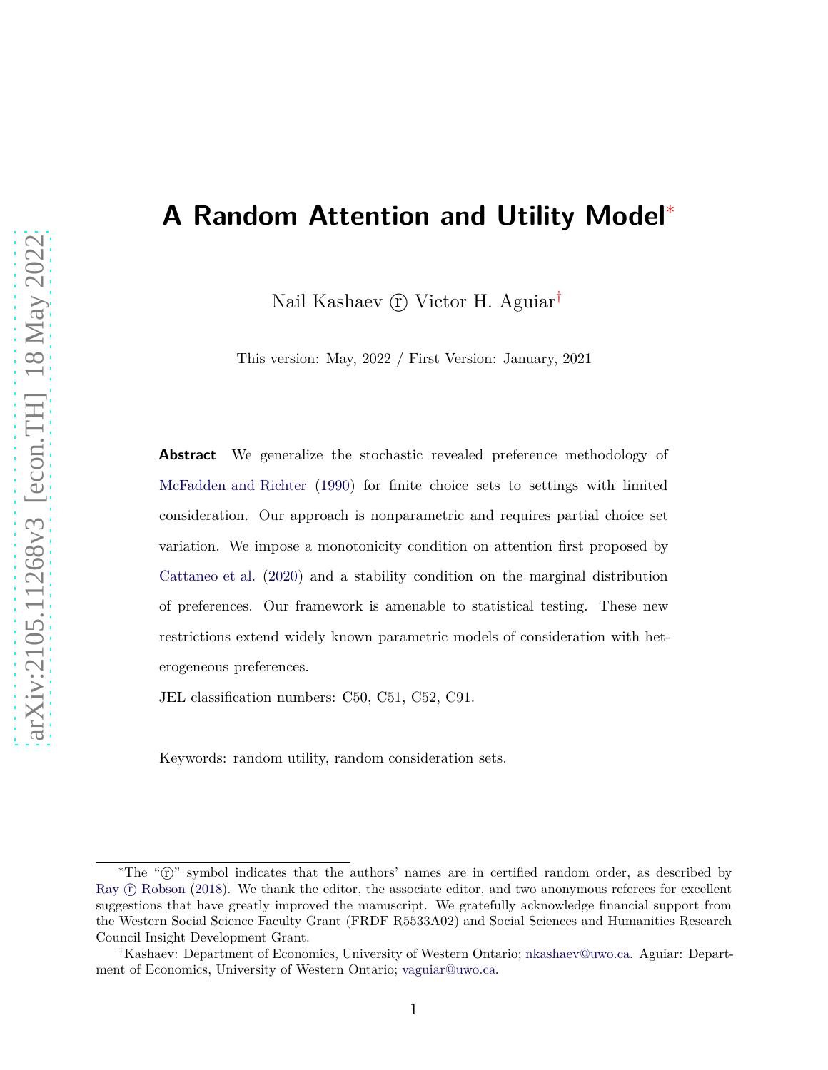# A Random Attention and Utility Model[*]

Nail Kashaev ⓡ Victor H. Aguiar[†]

This version: May, 2022 / First Version: January, 2021

**Abstract** We generalize the stochastic revealed preference methodology of McFadden and Richter (1990) for finite choice sets to settings with limited consideration. Our approach is nonparametric and requires partial choice set variation. We impose a monotonicity condition on attention first proposed by Cattaneo et al. (2020) and a stability condition on the marginal distribution of preferences. Our framework is amenable to statistical testing. These new restrictions extend widely known parametric models of consideration with heterogeneous preferences.

JEL classification numbers: C50, C51, C52, C91.

Keywords: random utility, random consideration sets.

---

[*]The "ⓡ" symbol indicates that the authors' names are in certified random order, as described by Ray ⓡ Robson (2018). We thank the editor, the associate editor, and two anonymous referees for excellent suggestions that have greatly improved the manuscript. We gratefully acknowledge financial support from the Western Social Science Faculty Grant (FRDF R5533A02) and Social Sciences and Humanities Research Council Insight Development Grant.

[†]Kashaev: Department of Economics, University of Western Ontario; nkashaev@uwo.ca. Aguiar: Department of Economics, University of Western Ontario; vaguiar@uwo.ca.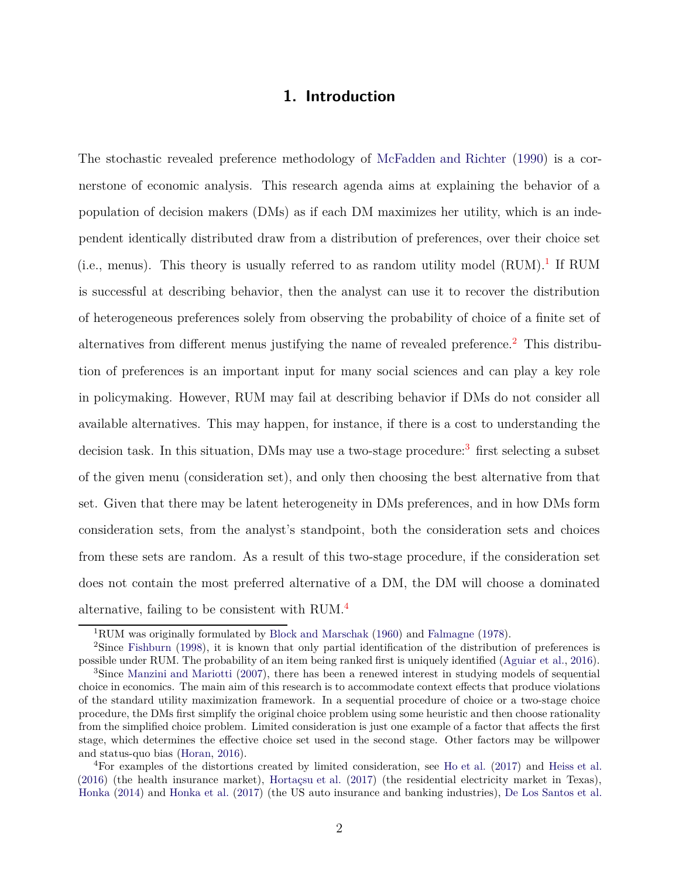# 1. Introduction

The stochastic revealed preference methodology of McFadden and Richter (1990) is a cornerstone of economic analysis. This research agenda aims at explaining the behavior of a population of decision makers (DMs) as if each DM maximizes her utility, which is an independent identically distributed draw from a distribution of preferences, over their choice set (i.e., menus). This theory is usually referred to as random utility model (RUM).[1] If RUM is successful at describing behavior, then the analyst can use it to recover the distribution of heterogeneous preferences solely from observing the probability of choice of a finite set of alternatives from different menus justifying the name of revealed preference.[2] This distribution of preferences is an important input for many social sciences and can play a key role in policymaking. However, RUM may fail at describing behavior if DMs do not consider all available alternatives. This may happen, for instance, if there is a cost to understanding the decision task. In this situation, DMs may use a two-stage procedure:[3] first selecting a subset of the given menu (consideration set), and only then choosing the best alternative from that set. Given that there may be latent heterogeneity in DMs preferences, and in how DMs form consideration sets, from the analyst's standpoint, both the consideration sets and choices from these sets are random. As a result of this two-stage procedure, if the consideration set does not contain the most preferred alternative of a DM, the DM will choose a dominated alternative, failing to be consistent with RUM.[4]

[1] RUM was originally formulated by Block and Marschak (1960) and Falmagne (1978).

[2] Since Fishburn (1998), it is known that only partial identification of the distribution of preferences is possible under RUM. The probability of an item being ranked first is uniquely identified (Aguiar et al., 2016).

[3] Since Manzini and Mariotti (2007), there has been a renewed interest in studying models of sequential choice in economics. The main aim of this research is to accommodate context effects that produce violations of the standard utility maximization framework. In a sequential procedure of choice or a two-stage choice procedure, the DMs first simplify the original choice problem using some heuristic and then choose rationality from the simplified choice problem. Limited consideration is just one example of a factor that affects the first stage, which determines the effective choice set used in the second stage. Other factors may be willpower and status-quo bias (Horan, 2016).

[4] For examples of the distortions created by limited consideration, see Ho et al. (2017) and Heiss et al. (2016) (the health insurance market), Hortaçsu et al. (2017) (the residential electricity market in Texas), Honka (2014) and Honka et al. (2017) (the US auto insurance and banking industries), De Los Santos et al.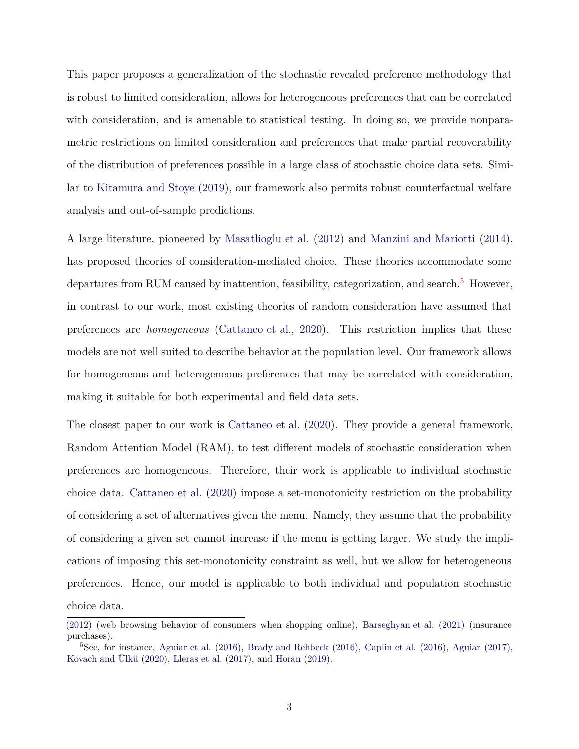This paper proposes a generalization of the stochastic revealed preference methodology that is robust to limited consideration, allows for heterogeneous preferences that can be correlated with consideration, and is amenable to statistical testing. In doing so, we provide nonparametric restrictions on limited consideration and preferences that make partial recoverability of the distribution of preferences possible in a large class of stochastic choice data sets. Similar to Kitamura and Stoye (2019), our framework also permits robust counterfactual welfare analysis and out-of-sample predictions.

A large literature, pioneered by Masatlioglu et al. (2012) and Manzini and Mariotti (2014), has proposed theories of consideration-mediated choice. These theories accommodate some departures from RUM caused by inattention, feasibility, categorization, and search.[5] However, in contrast to our work, most existing theories of random consideration have assumed that preferences are *homogeneous* (Cattaneo et al., 2020). This restriction implies that these models are not well suited to describe behavior at the population level. Our framework allows for homogeneous and heterogeneous preferences that may be correlated with consideration, making it suitable for both experimental and field data sets.

The closest paper to our work is Cattaneo et al. (2020). They provide a general framework, Random Attention Model (RAM), to test different models of stochastic consideration when preferences are homogeneous. Therefore, their work is applicable to individual stochastic choice data. Cattaneo et al. (2020) impose a set-monotonicity restriction on the probability of considering a set of alternatives given the menu. Namely, they assume that the probability of considering a given set cannot increase if the menu is getting larger. We study the implications of imposing this set-monotonicity constraint as well, but we allow for heterogeneous preferences. Hence, our model is applicable to both individual and population stochastic choice data.

(2012) (web browsing behavior of consumers when shopping online), Barseghyan et al. (2021) (insurance purchases).

[5]See, for instance, Aguiar et al. (2016), Brady and Rehbeck (2016), Caplin et al. (2016), Aguiar (2017), Kovach and Ülkü (2020), Lleras et al. (2017), and Horan (2019).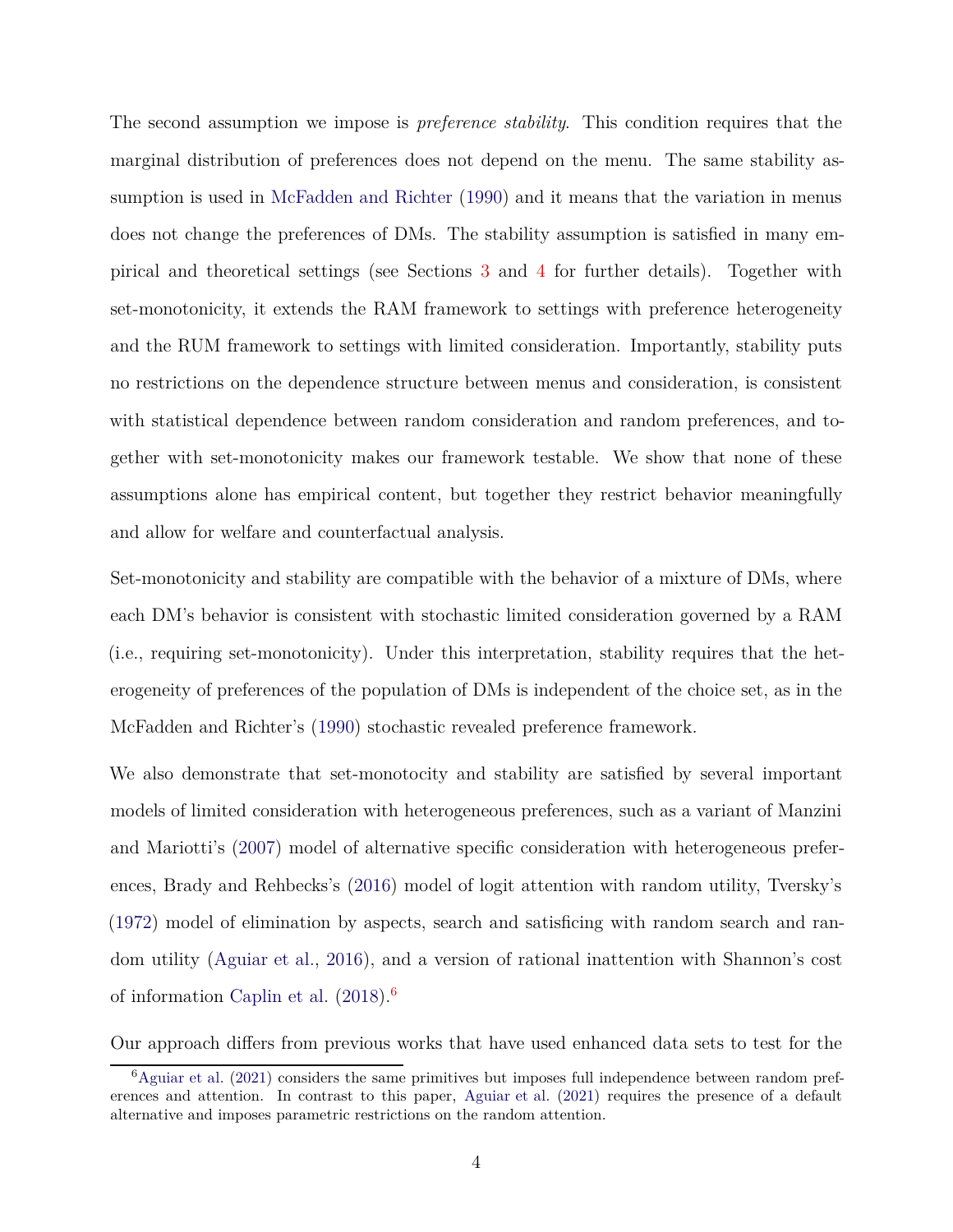The second assumption we impose is *preference stability*. This condition requires that the marginal distribution of preferences does not depend on the menu. The same stability assumption is used in McFadden and Richter (1990) and it means that the variation in menus does not change the preferences of DMs. The stability assumption is satisfied in many empirical and theoretical settings (see Sections 3 and 4 for further details). Together with set-monotonicity, it extends the RAM framework to settings with preference heterogeneity and the RUM framework to settings with limited consideration. Importantly, stability puts no restrictions on the dependence structure between menus and consideration, is consistent with statistical dependence between random consideration and random preferences, and together with set-monotonicity makes our framework testable. We show that none of these assumptions alone has empirical content, but together they restrict behavior meaningfully and allow for welfare and counterfactual analysis.

Set-monotonicity and stability are compatible with the behavior of a mixture of DMs, where each DM's behavior is consistent with stochastic limited consideration governed by a RAM (i.e., requiring set-monotonicity). Under this interpretation, stability requires that the heterogeneity of preferences of the population of DMs is independent of the choice set, as in the McFadden and Richter's (1990) stochastic revealed preference framework.

We also demonstrate that set-monotocity and stability are satisfied by several important models of limited consideration with heterogeneous preferences, such as a variant of Manzini and Mariotti's (2007) model of alternative specific consideration with heterogeneous preferences, Brady and Rehbecks's (2016) model of logit attention with random utility, Tversky's (1972) model of elimination by aspects, search and satisficing with random search and random utility (Aguiar et al., 2016), and a version of rational inattention with Shannon's cost of information Caplin et al. (2018).[6]

Our approach differs from previous works that have used enhanced data sets to test for the

[6] Aguiar et al. (2021) considers the same primitives but imposes full independence between random preferences and attention. In contrast to this paper, Aguiar et al. (2021) requires the presence of a default alternative and imposes parametric restrictions on the random attention.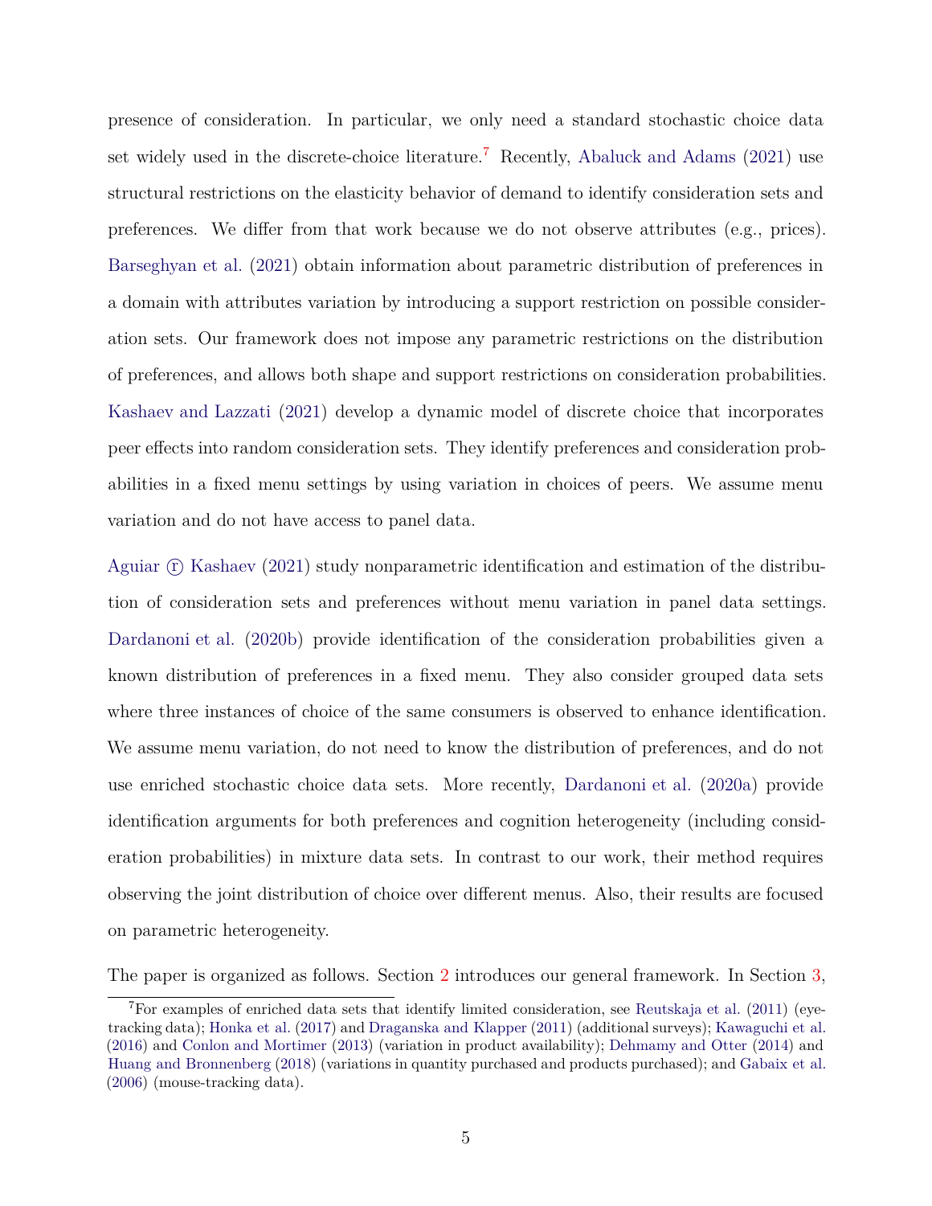presence of consideration. In particular, we only need a standard stochastic choice data set widely used in the discrete-choice literature.[7] Recently, Abaluck and Adams (2021) use structural restrictions on the elasticity behavior of demand to identify consideration sets and preferences. We differ from that work because we do not observe attributes (e.g., prices). Barseghyan et al. (2021) obtain information about parametric distribution of preferences in a domain with attributes variation by introducing a support restriction on possible consideration sets. Our framework does not impose any parametric restrictions on the distribution of preferences, and allows both shape and support restrictions on consideration probabilities. Kashaev and Lazzati (2021) develop a dynamic model of discrete choice that incorporates peer effects into random consideration sets. They identify preferences and consideration probabilities in a fixed menu settings by using variation in choices of peers. We assume menu variation and do not have access to panel data.

Aguiar ⓡ Kashaev (2021) study nonparametric identification and estimation of the distribution of consideration sets and preferences without menu variation in panel data settings. Dardanoni et al. (2020b) provide identification of the consideration probabilities given a known distribution of preferences in a fixed menu. They also consider grouped data sets where three instances of choice of the same consumers is observed to enhance identification. We assume menu variation, do not need to know the distribution of preferences, and do not use enriched stochastic choice data sets. More recently, Dardanoni et al. (2020a) provide identification arguments for both preferences and cognition heterogeneity (including consideration probabilities) in mixture data sets. In contrast to our work, their method requires observing the joint distribution of choice over different menus. Also, their results are focused on parametric heterogeneity.

The paper is organized as follows. Section 2 introduces our general framework. In Section 3,

[7] For examples of enriched data sets that identify limited consideration, see Reutskaja et al. (2011) (eye-tracking data); Honka et al. (2017) and Draganska and Klapper (2011) (additional surveys); Kawaguchi et al. (2016) and Conlon and Mortimer (2013) (variation in product availability); Dehmamy and Otter (2014) and Huang and Bronnenberg (2018) (variations in quantity purchased and products purchased); and Gabaix et al. (2006) (mouse-tracking data).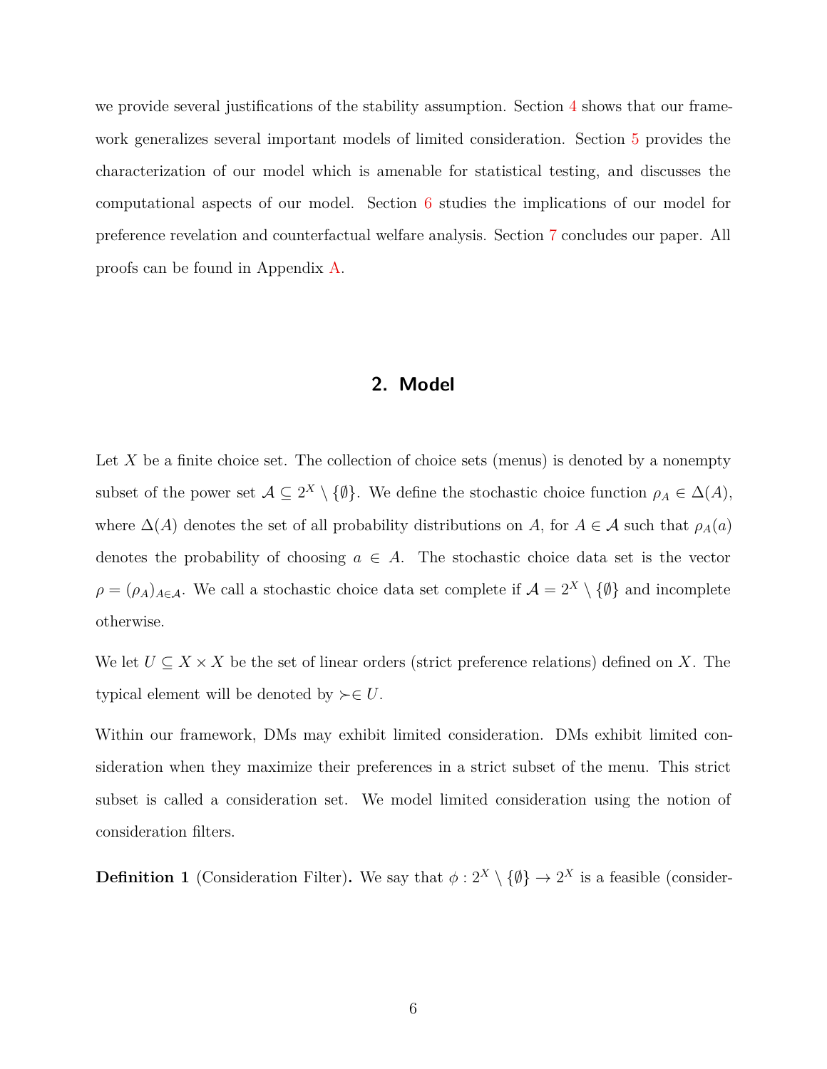we provide several justifications of the stability assumption. Section 4 shows that our framework generalizes several important models of limited consideration. Section 5 provides the characterization of our model which is amenable for statistical testing, and discusses the computational aspects of our model. Section 6 studies the implications of our model for preference revelation and counterfactual welfare analysis. Section 7 concludes our paper. All proofs can be found in Appendix A.

## 2. Model

Let $X$ be a finite choice set. The collection of choice sets (menus) is denoted by a nonempty subset of the power set $\mathcal{A} \subseteq 2^X \setminus \{\emptyset\}$. We define the stochastic choice function $\rho_A \in \Delta(A)$, where $\Delta(A)$ denotes the set of all probability distributions on $A$, for $A \in \mathcal{A}$ such that $\rho_A(a)$ denotes the probability of choosing $a \in A$. The stochastic choice data set is the vector $\rho = (\rho_A)_{A \in \mathcal{A}}$. We call a stochastic choice data set complete if $\mathcal{A} = 2^X \setminus \{\emptyset\}$ and incomplete otherwise.

We let $U \subseteq X \times X$ be the set of linear orders (strict preference relations) defined on $X$. The typical element will be denoted by $\succ \in U$.

Within our framework, DMs may exhibit limited consideration. DMs exhibit limited consideration when they maximize their preferences in a strict subset of the menu. This strict subset is called a consideration set. We model limited consideration using the notion of consideration filters.

**Definition 1** (Consideration Filter)**.** We say that $\phi : 2^X \setminus \{\emptyset\} \to 2^X$ is a feasible (consider-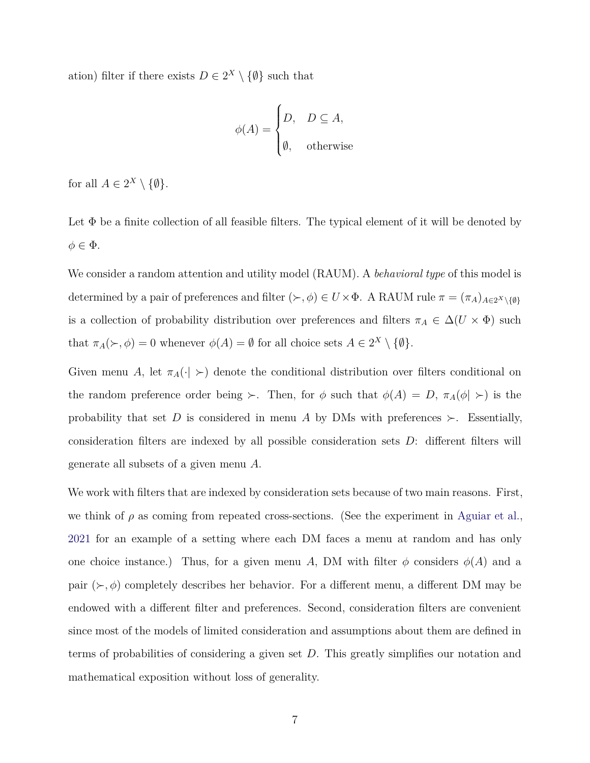ation) filter if there exists $D \in 2^X \setminus \{\emptyset\}$ such that

$$\phi(A) = \begin{cases} D, & D \subseteq A, \\ \emptyset, & \text{otherwise} \end{cases}$$

for all $A \in 2^X \setminus \{\emptyset\}$.

Let $\Phi$ be a finite collection of all feasible filters. The typical element of it will be denoted by $\phi \in \Phi$.

We consider a random attention and utility model (RAUM). A *behavioral type* of this model is determined by a pair of preferences and filter $(\succ, \phi) \in U \times \Phi$. A RAUM rule $\pi = (\pi_A)_{A \in 2^X \setminus \{\emptyset\}}$ is a collection of probability distribution over preferences and filters $\pi_A \in \Delta(U \times \Phi)$ such that $\pi_A(\succ, \phi) = 0$ whenever $\phi(A) = \emptyset$ for all choice sets $A \in 2^X \setminus \{\emptyset\}$.

Given menu $A$, let $\pi_A(\cdot| \succ)$ denote the conditional distribution over filters conditional on the random preference order being $\succ$. Then, for $\phi$ such that $\phi(A) = D$, $\pi_A(\phi| \succ)$ is the probability that set $D$ is considered in menu $A$ by DMs with preferences $\succ$. Essentially, consideration filters are indexed by all possible consideration sets $D$: different filters will generate all subsets of a given menu $A$.

We work with filters that are indexed by consideration sets because of two main reasons. First, we think of $\rho$ as coming from repeated cross-sections. (See the experiment in Aguiar et al., 2021 for an example of a setting where each DM faces a menu at random and has only one choice instance.) Thus, for a given menu $A$, DM with filter $\phi$ considers $\phi(A)$ and a pair $(\succ, \phi)$ completely describes her behavior. For a different menu, a different DM may be endowed with a different filter and preferences. Second, consideration filters are convenient since most of the models of limited consideration and assumptions about them are defined in terms of probabilities of considering a given set $D$. This greatly simplifies our notation and mathematical exposition without loss of generality.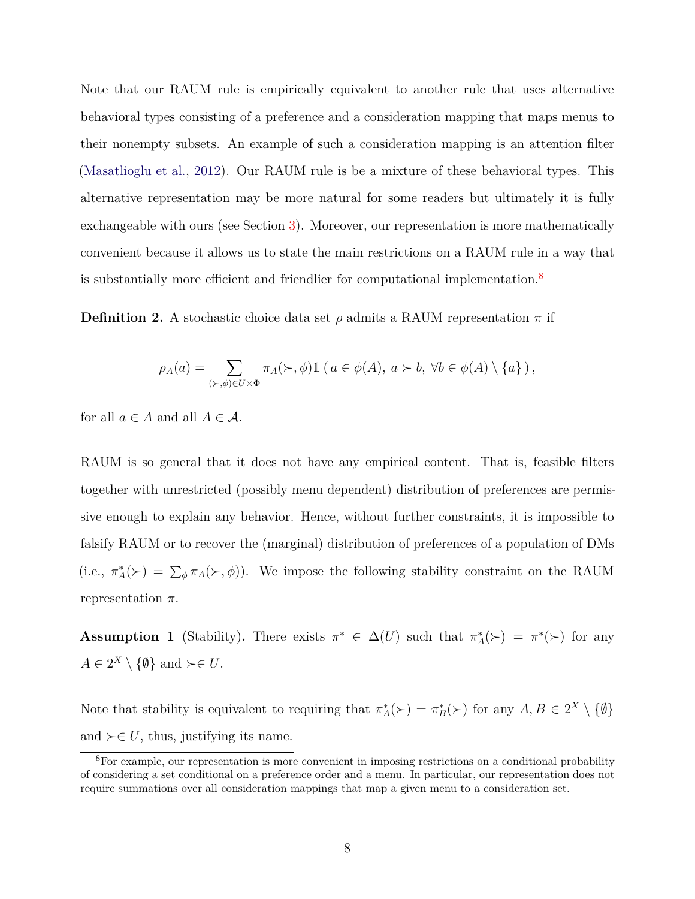Note that our RAUM rule is empirically equivalent to another rule that uses alternative behavioral types consisting of a preference and a consideration mapping that maps menus to their nonempty subsets. An example of such a consideration mapping is an attention filter (Masatlioglu et al., 2012). Our RAUM rule is be a mixture of these behavioral types. This alternative representation may be more natural for some readers but ultimately it is fully exchangeable with ours (see Section 3). Moreover, our representation is more mathematically convenient because it allows us to state the main restrictions on a RAUM rule in a way that is substantially more efficient and friendlier for computational implementation.[8]

**Definition 2.** A stochastic choice data set $\rho$ admits a RAUM representation $\pi$ if

$$\rho_A(a) = \sum_{(\succ,\phi)\in U\times\Phi} \pi_A(\succ,\phi)\mathbb{1}\left( a \in \phi(A),\ a \succ b,\ \forall b \in \phi(A)\setminus\{a\} \right),$$

for all $a \in A$ and all $A \in \mathcal{A}$.

RAUM is so general that it does not have any empirical content. That is, feasible filters together with unrestricted (possibly menu dependent) distribution of preferences are permissive enough to explain any behavior. Hence, without further constraints, it is impossible to falsify RAUM or to recover the (marginal) distribution of preferences of a population of DMs (i.e., $\pi^*_A(\succ) = \sum_\phi \pi_A(\succ,\phi)$). We impose the following stability constraint on the RAUM representation $\pi$.

**Assumption 1** (Stability)**.** There exists $\pi^* \in \Delta(U)$ such that $\pi^*_A(\succ) = \pi^*(\succ)$ for any $A \in 2^X \setminus \{\emptyset\}$ and $\succ \in U$.

Note that stability is equivalent to requiring that $\pi^*_A(\succ) = \pi^*_B(\succ)$ for any $A, B \in 2^X \setminus \{\emptyset\}$ and $\succ \in U$, thus, justifying its name.

[8]For example, our representation is more convenient in imposing restrictions on a conditional probability of considering a set conditional on a preference order and a menu. In particular, our representation does not require summations over all consideration mappings that map a given menu to a consideration set.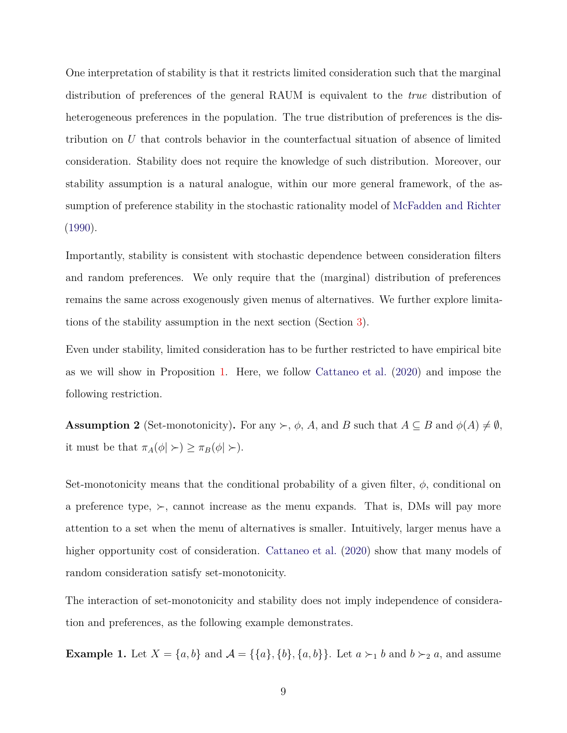One interpretation of stability is that it restricts limited consideration such that the marginal distribution of preferences of the general RAUM is equivalent to the *true* distribution of heterogeneous preferences in the population. The true distribution of preferences is the distribution on $U$ that controls behavior in the counterfactual situation of absence of limited consideration. Stability does not require the knowledge of such distribution. Moreover, our stability assumption is a natural analogue, within our more general framework, of the assumption of preference stability in the stochastic rationality model of McFadden and Richter (1990).

Importantly, stability is consistent with stochastic dependence between consideration filters and random preferences. We only require that the (marginal) distribution of preferences remains the same across exogenously given menus of alternatives. We further explore limitations of the stability assumption in the next section (Section 3).

Even under stability, limited consideration has to be further restricted to have empirical bite as we will show in Proposition 1. Here, we follow Cattaneo et al. (2020) and impose the following restriction.

**Assumption 2** (Set-monotonicity)**.** For any $\succ$, $\phi$, $A$, and $B$ such that $A \subseteq B$ and $\phi(A) \neq \emptyset$, it must be that $\pi_A(\phi| \succ) \geq \pi_B(\phi| \succ)$.

Set-monotonicity means that the conditional probability of a given filter, $\phi$, conditional on a preference type, $\succ$, cannot increase as the menu expands. That is, DMs will pay more attention to a set when the menu of alternatives is smaller. Intuitively, larger menus have a higher opportunity cost of consideration. Cattaneo et al. (2020) show that many models of random consideration satisfy set-monotonicity.

The interaction of set-monotonicity and stability does not imply independence of consideration and preferences, as the following example demonstrates.

**Example 1.** Let $X = \{a, b\}$ and $\mathcal{A} = \{\{a\}, \{b\}, \{a, b\}\}$. Let $a \succ_1 b$ and $b \succ_2 a$, and assume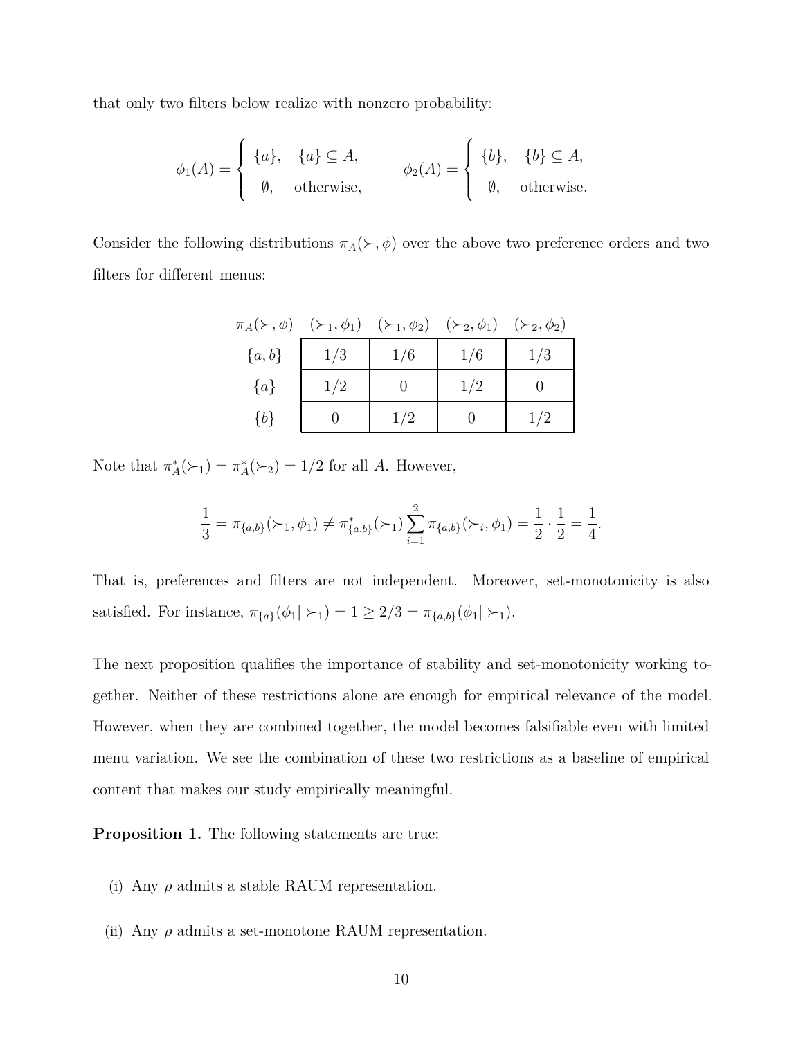that only two filters below realize with nonzero probability:

$$\phi_1(A) = \begin{cases} \{a\}, & \{a\} \subseteq A, \\ \emptyset, & \text{otherwise,} \end{cases} \qquad \phi_2(A) = \begin{cases} \{b\}, & \{b\} \subseteq A, \\ \emptyset, & \text{otherwise.} \end{cases}$$

Consider the following distributions $\pi_A(\succ, \phi)$ over the above two preference orders and two filters for different menus:

| $\pi_A(\succ, \phi)$ | $(\succ_1, \phi_1)$ | $(\succ_1, \phi_2)$ | $(\succ_2, \phi_1)$ | $(\succ_2, \phi_2)$ |
|---|---|---|---|---|
| $\{a, b\}$ | $1/3$ | $1/6$ | $1/6$ | $1/3$ |
| $\{a\}$ | $1/2$ | $0$ | $1/2$ | $0$ |
| $\{b\}$ | $0$ | $1/2$ | $0$ | $1/2$ |

Note that $\pi^*_A(\succ_1) = \pi^*_A(\succ_2) = 1/2$ for all $A$. However,

$$\frac{1}{3} = \pi_{\{a,b\}}(\succ_1, \phi_1) \neq \pi^*_{\{a,b\}}(\succ_1) \sum_{i=1}^{2} \pi_{\{a,b\}}(\succ_i, \phi_1) = \frac{1}{2} \cdot \frac{1}{2} = \frac{1}{4}.$$

That is, preferences and filters are not independent. Moreover, set-monotonicity is also satisfied. For instance, $\pi_{\{a\}}(\phi_1 | \succ_1) = 1 \geq 2/3 = \pi_{\{a,b\}}(\phi_1 | \succ_1)$.

The next proposition qualifies the importance of stability and set-monotonicity working together. Neither of these restrictions alone are enough for empirical relevance of the model. However, when they are combined together, the model becomes falsifiable even with limited menu variation. We see the combination of these two restrictions as a baseline of empirical content that makes our study empirically meaningful.

**Proposition 1.** The following statements are true:

(i) Any $\rho$ admits a stable RAUM representation.

(ii) Any $\rho$ admits a set-monotone RAUM representation.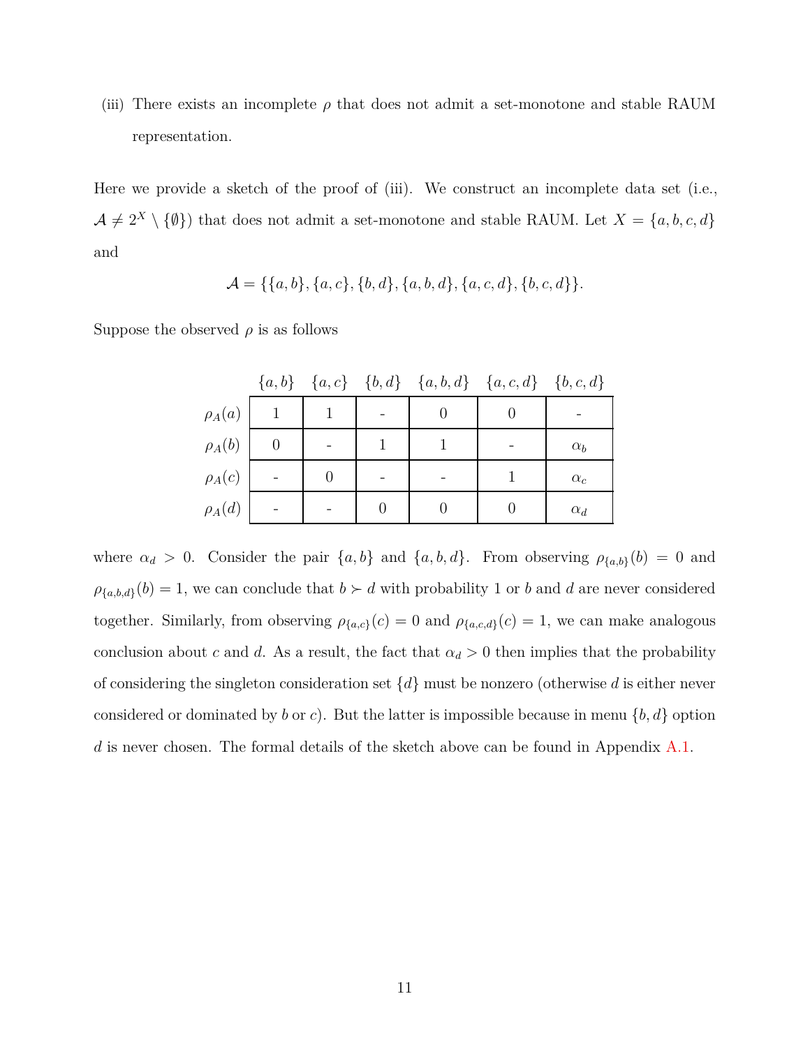(iii) There exists an incomplete $\rho$ that does not admit a set-monotone and stable RAUM representation.

Here we provide a sketch of the proof of (iii). We construct an incomplete data set (i.e., $\mathcal{A} \neq 2^X \setminus \{\emptyset\}$) that does not admit a set-monotone and stable RAUM. Let $X = \{a, b, c, d\}$ and

$$\mathcal{A} = \{\{a, b\}, \{a, c\}, \{b, d\}, \{a, b, d\}, \{a, c, d\}, \{b, c, d\}\}.$$

Suppose the observed $\rho$ is as follows

| | $\{a,b\}$ | $\{a,c\}$ | $\{b,d\}$ | $\{a,b,d\}$ | $\{a,c,d\}$ | $\{b,c,d\}$ |
|---|---|---|---|---|---|---|
| $\rho_A(a)$ | 1 | 1 | - | 0 | 0 | - |
| $\rho_A(b)$ | 0 | - | 1 | 1 | - | $\alpha_b$ |
| $\rho_A(c)$ | - | 0 | - | - | 1 | $\alpha_c$ |
| $\rho_A(d)$ | - | - | 0 | 0 | 0 | $\alpha_d$ |

where $\alpha_d > 0$. Consider the pair $\{a, b\}$ and $\{a, b, d\}$. From observing $\rho_{\{a,b\}}(b) = 0$ and $\rho_{\{a,b,d\}}(b) = 1$, we can conclude that $b \succ d$ with probability 1 or $b$ and $d$ are never considered together. Similarly, from observing $\rho_{\{a,c\}}(c) = 0$ and $\rho_{\{a,c,d\}}(c) = 1$, we can make analogous conclusion about $c$ and $d$. As a result, the fact that $\alpha_d > 0$ then implies that the probability of considering the singleton consideration set $\{d\}$ must be nonzero (otherwise $d$ is either never considered or dominated by $b$ or $c$). But the latter is impossible because in menu $\{b, d\}$ option $d$ is never chosen. The formal details of the sketch above can be found in Appendix A.1.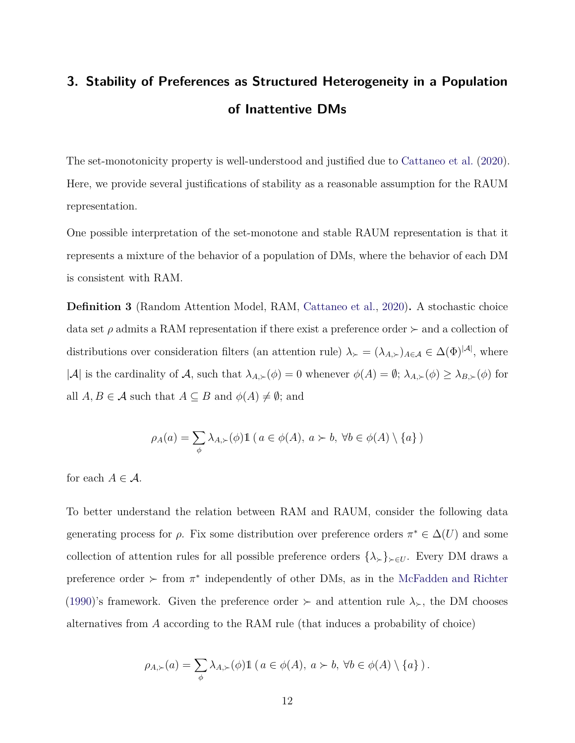## 3. Stability of Preferences as Structured Heterogeneity in a Population of Inattentive DMs

The set-monotonicity property is well-understood and justified due to Cattaneo et al. (2020). Here, we provide several justifications of stability as a reasonable assumption for the RAUM representation.

One possible interpretation of the set-monotone and stable RAUM representation is that it represents a mixture of the behavior of a population of DMs, where the behavior of each DM is consistent with RAM.

**Definition 3** (Random Attention Model, RAM, Cattaneo et al., 2020)**.** A stochastic choice data set $\rho$ admits a RAM representation if there exist a preference order $\succ$ and a collection of distributions over consideration filters (an attention rule) $\lambda_{\succ} = (\lambda_{A,\succ})_{A\in\mathcal{A}} \in \Delta(\Phi)^{|\mathcal{A}|}$, where $|\mathcal{A}|$ is the cardinality of $\mathcal{A}$, such that $\lambda_{A,\succ}(\phi) = 0$ whenever $\phi(A) = \emptyset$; $\lambda_{A,\succ}(\phi) \geq \lambda_{B,\succ}(\phi)$ for all $A, B \in \mathcal{A}$ such that $A \subseteq B$ and $\phi(A) \neq \emptyset$; and

$$\rho_A(a) = \sum_{\phi} \lambda_{A,\succ}(\phi)\mathbb{1}\left(\, a \in \phi(A),\ a \succ b,\ \forall b \in \phi(A)\setminus\{a\}\,\right)$$

for each $A \in \mathcal{A}$.

To better understand the relation between RAM and RAUM, consider the following data generating process for $\rho$. Fix some distribution over preference orders $\pi^* \in \Delta(U)$ and some collection of attention rules for all possible preference orders $\{\lambda_{\succ}\}_{\succ\in U}$. Every DM draws a preference order $\succ$ from $\pi^*$ independently of other DMs, as in the McFadden and Richter (1990)'s framework. Given the preference order $\succ$ and attention rule $\lambda_{\succ}$, the DM chooses alternatives from $A$ according to the RAM rule (that induces a probability of choice)

$$\rho_{A,\succ}(a) = \sum_{\phi} \lambda_{A,\succ}(\phi)\mathbb{1}\left(\, a \in \phi(A),\ a \succ b,\ \forall b \in \phi(A)\setminus\{a\}\,\right).$$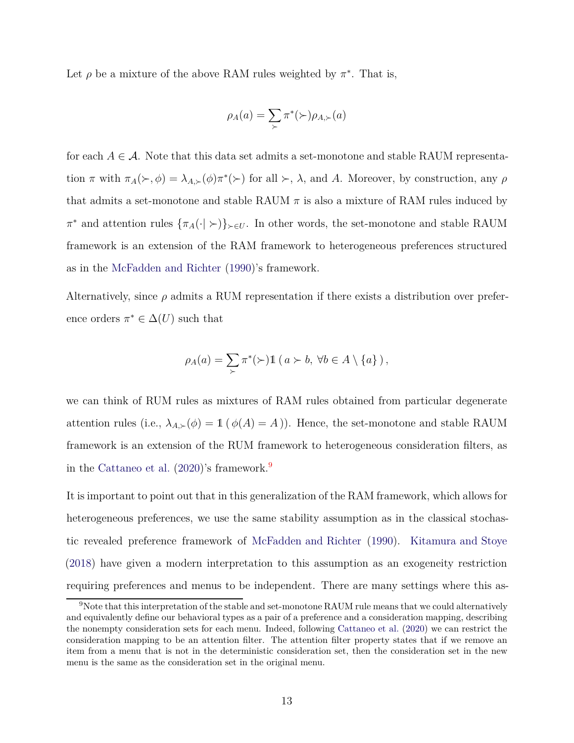Let $\rho$ be a mixture of the above RAM rules weighted by $\pi^*$. That is,

$$\rho_A(a) = \sum_{\succ} \pi^*(\succ)\rho_{A,\succ}(a)$$

for each $A \in \mathcal{A}$. Note that this data set admits a set-monotone and stable RAUM representation $\pi$ with $\pi_A(\succ, \phi) = \lambda_{A,\succ}(\phi)\pi^*(\succ)$ for all $\succ$, $\lambda$, and $A$. Moreover, by construction, any $\rho$ that admits a set-monotone and stable RAUM $\pi$ is also a mixture of RAM rules induced by $\pi^*$ and attention rules $\{\pi_A(\cdot|\succ)\}_{\succ \in U}$. In other words, the set-monotone and stable RAUM framework is an extension of the RAM framework to heterogeneous preferences structured as in the McFadden and Richter (1990)'s framework.

Alternatively, since $\rho$ admits a RUM representation if there exists a distribution over preference orders $\pi^* \in \Delta(U)$ such that

$$\rho_A(a) = \sum_{\succ} \pi^*(\succ)\mathbb{1}\left(\, a \succ b,\ \forall b \in A \setminus \{a\}\,\right),$$

we can think of RUM rules as mixtures of RAM rules obtained from particular degenerate attention rules (i.e., $\lambda_{A,\succ}(\phi) = \mathbb{1}\left(\, \phi(A) = A\,\right)$). Hence, the set-monotone and stable RAUM framework is an extension of the RUM framework to heterogeneous consideration filters, as in the Cattaneo et al. (2020)'s framework.[9]

It is important to point out that in this generalization of the RAM framework, which allows for heterogeneous preferences, we use the same stability assumption as in the classical stochastic revealed preference framework of McFadden and Richter (1990). Kitamura and Stoye (2018) have given a modern interpretation to this assumption as an exogeneity restriction requiring preferences and menus to be independent. There are many settings where this as-

[9]Note that this interpretation of the stable and set-monotone RAUM rule means that we could alternatively and equivalently define our behavioral types as a pair of a preference and a consideration mapping, describing the nonempty consideration sets for each menu. Indeed, following Cattaneo et al. (2020) we can restrict the consideration mapping to be an attention filter. The attention filter property states that if we remove an item from a menu that is not in the deterministic consideration set, then the consideration set in the new menu is the same as the consideration set in the original menu.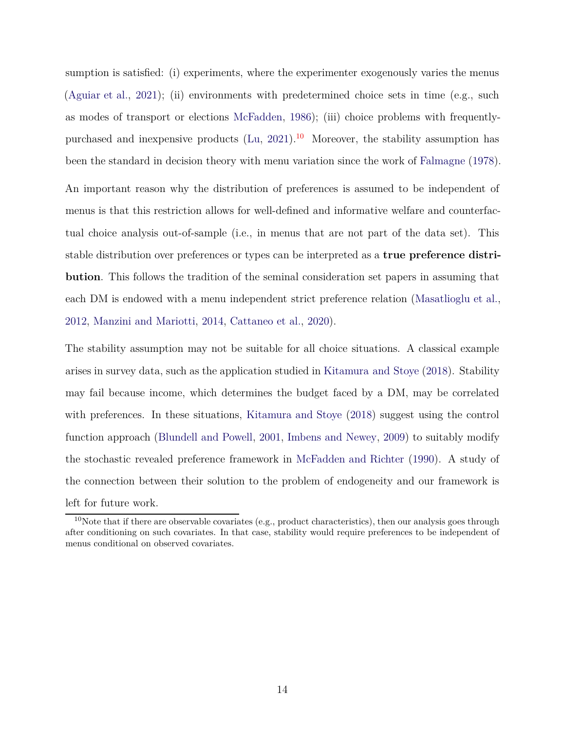sumption is satisfied: (i) experiments, where the experimenter exogenously varies the menus (Aguiar et al., 2021); (ii) environments with predetermined choice sets in time (e.g., such as modes of transport or elections McFadden, 1986); (iii) choice problems with frequently-purchased and inexpensive products (Lu, 2021).[10] Moreover, the stability assumption has been the standard in decision theory with menu variation since the work of Falmagne (1978).

An important reason why the distribution of preferences is assumed to be independent of menus is that this restriction allows for well-defined and informative welfare and counterfactual choice analysis out-of-sample (i.e., in menus that are not part of the data set). This stable distribution over preferences or types can be interpreted as a **true preference distribution**. This follows the tradition of the seminal consideration set papers in assuming that each DM is endowed with a menu independent strict preference relation (Masatlioglu et al., 2012, Manzini and Mariotti, 2014, Cattaneo et al., 2020).

The stability assumption may not be suitable for all choice situations. A classical example arises in survey data, such as the application studied in Kitamura and Stoye (2018). Stability may fail because income, which determines the budget faced by a DM, may be correlated with preferences. In these situations, Kitamura and Stoye (2018) suggest using the control function approach (Blundell and Powell, 2001, Imbens and Newey, 2009) to suitably modify the stochastic revealed preference framework in McFadden and Richter (1990). A study of the connection between their solution to the problem of endogeneity and our framework is left for future work.

[10] Note that if there are observable covariates (e.g., product characteristics), then our analysis goes through after conditioning on such covariates. In that case, stability would require preferences to be independent of menus conditional on observed covariates.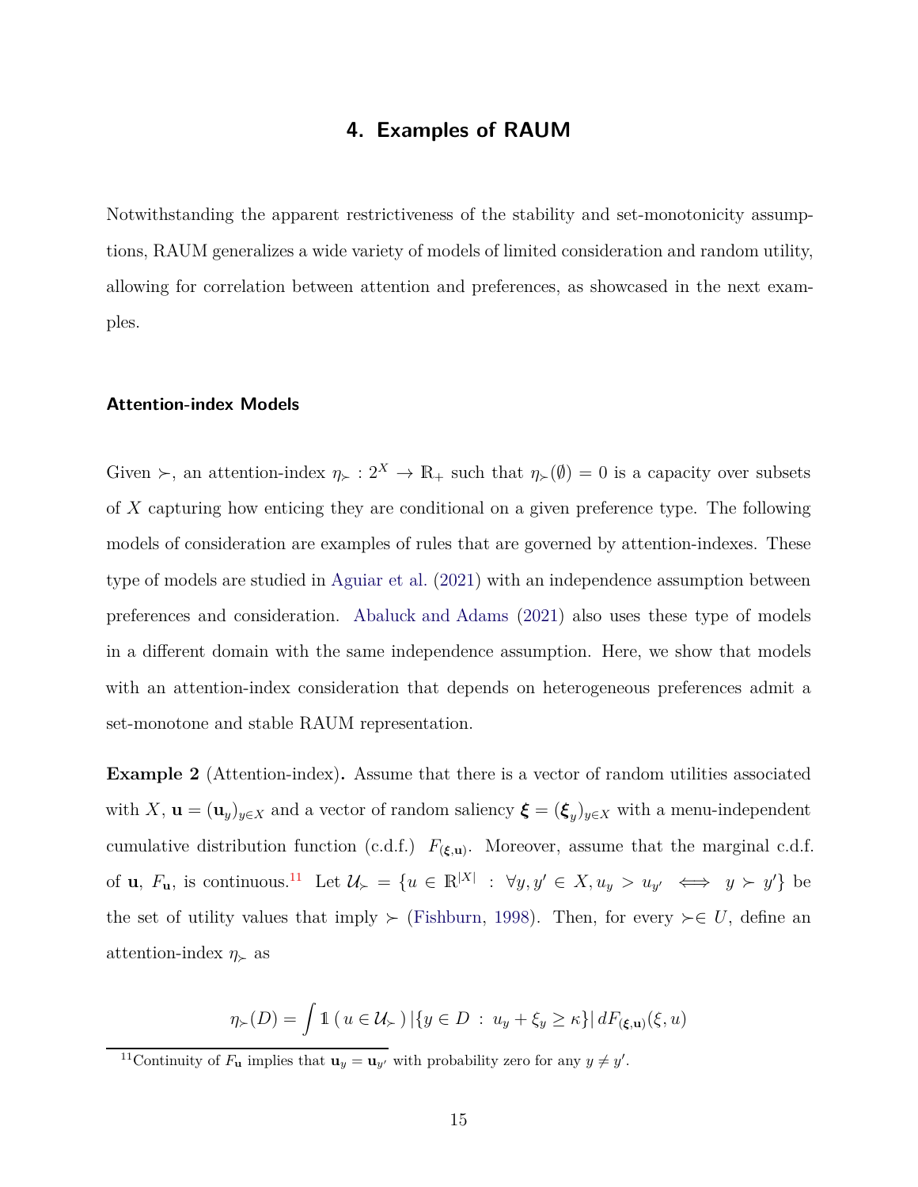# 4. Examples of RAUM

Notwithstanding the apparent restrictiveness of the stability and set-monotonicity assumptions, RAUM generalizes a wide variety of models of limited consideration and random utility, allowing for correlation between attention and preferences, as showcased in the next examples.

### Attention-index Models

Given $\succ$, an attention-index $\eta_\succ : 2^X \to \mathbb{R}_+$ such that $\eta_\succ(\emptyset) = 0$ is a capacity over subsets of $X$ capturing how enticing they are conditional on a given preference type. The following models of consideration are examples of rules that are governed by attention-indexes. These type of models are studied in Aguiar et al. (2021) with an independence assumption between preferences and consideration. Abaluck and Adams (2021) also uses these type of models in a different domain with the same independence assumption. Here, we show that models with an attention-index consideration that depends on heterogeneous preferences admit a set-monotone and stable RAUM representation.

**Example 2** (Attention-index)**.** Assume that there is a vector of random utilities associated with $X$, $\mathbf{u} = (\mathbf{u}_y)_{y \in X}$ and a vector of random saliency $\boldsymbol{\xi} = (\boldsymbol{\xi}_y)_{y \in X}$ with a menu-independent cumulative distribution function (c.d.f.) $F_{(\boldsymbol{\xi},\mathbf{u})}$. Moreover, assume that the marginal c.d.f. of $\mathbf{u}$, $F_{\mathbf{u}}$, is continuous.[11] Let $\mathcal{U}_\succ = \{u \in \mathbb{R}^{|X|} \,:\, \forall y, y' \in X, u_y > u_{y'} \iff y \succ y'\}$ be the set of utility values that imply $\succ$ (Fishburn, 1998). Then, for every $\succ \in U$, define an attention-index $\eta_\succ$ as

$$\eta_\succ(D) = \int \mathbb{1}\,(\, u \in \mathcal{U}_\succ \,)\, |\{y \in D \,:\, u_y + \xi_y \geq \kappa\}|\, dF_{(\boldsymbol{\xi},\mathbf{u})}(\xi, u)$$

[11] Continuity of $F_{\mathbf{u}}$ implies that $\mathbf{u}_y = \mathbf{u}_{y'}$ with probability zero for any $y \neq y'$.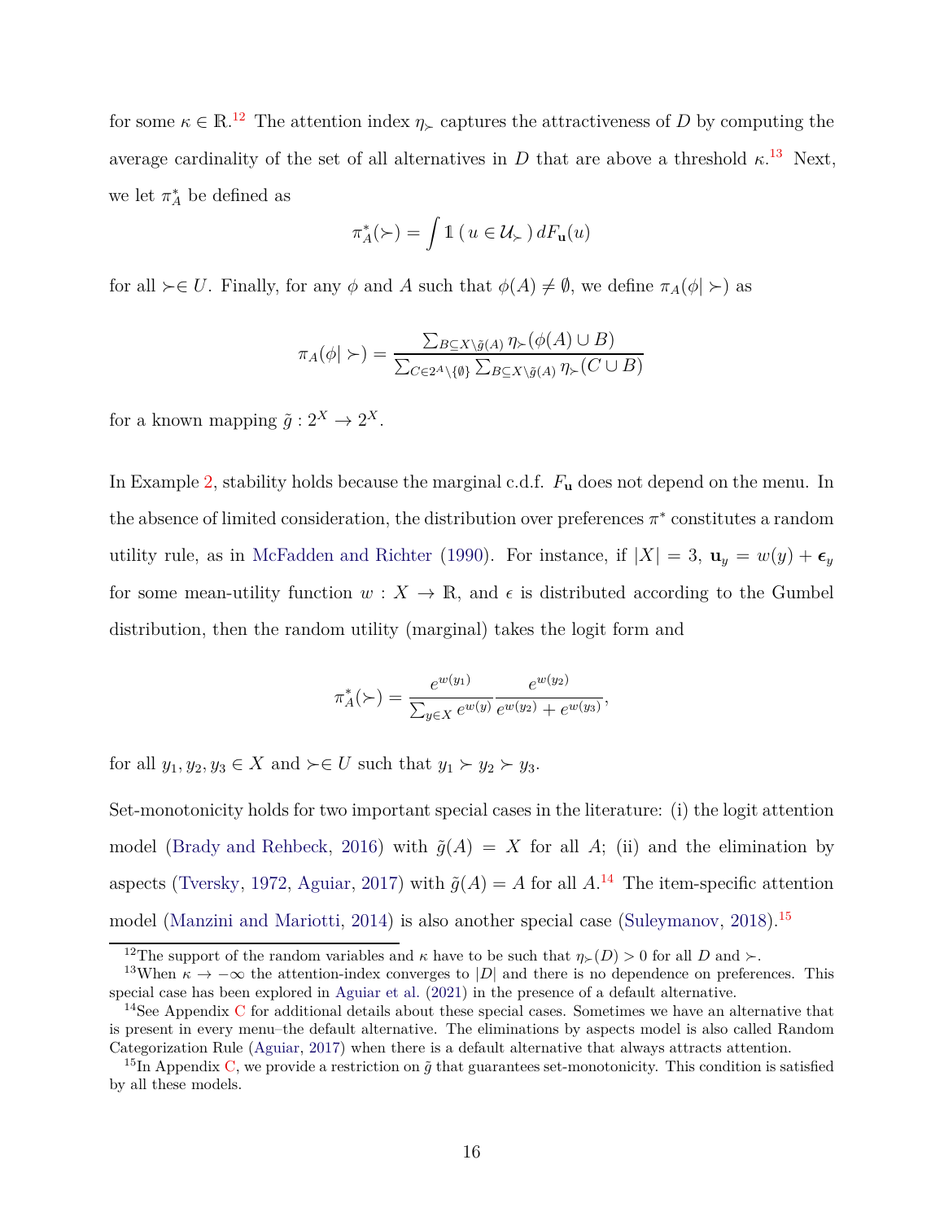for some $\kappa \in \mathbb{R}$.[12] The attention index $\eta_{\succ}$ captures the attractiveness of $D$ by computing the average cardinality of the set of all alternatives in $D$ that are above a threshold $\kappa$.[13] Next, we let $\pi_A^*$ be defined as

$$\pi_A^*(\succ) = \int \mathbb{1}\left( u \in \mathcal{U}_{\succ} \right) dF_{\mathbf{u}}(u)$$

for all $\succ \in U$. Finally, for any $\phi$ and $A$ such that $\phi(A) \neq \emptyset$, we define $\pi_A(\phi|\succ)$ as

$$\pi_A(\phi|\succ) = \frac{\sum_{B \subseteq X \setminus \tilde{g}(A)} \eta_{\succ}(\phi(A) \cup B)}{\sum_{C \in 2^A \setminus \{\emptyset\}} \sum_{B \subseteq X \setminus \tilde{g}(A)} \eta_{\succ}(C \cup B)}$$

for a known mapping $\tilde{g} : 2^X \to 2^X$.

In Example 2, stability holds because the marginal c.d.f. $F_{\mathbf{u}}$ does not depend on the menu. In the absence of limited consideration, the distribution over preferences $\pi^*$ constitutes a random utility rule, as in McFadden and Richter (1990). For instance, if $|X| = 3$, $\mathbf{u}_y = w(y) + \boldsymbol{\epsilon}_y$ for some mean-utility function $w : X \to \mathbb{R}$, and $\epsilon$ is distributed according to the Gumbel distribution, then the random utility (marginal) takes the logit form and

$$\pi_A^*(\succ) = \frac{e^{w(y_1)}}{\sum_{y \in X} e^{w(y)}} \frac{e^{w(y_2)}}{e^{w(y_2)} + e^{w(y_3)}},$$

for all $y_1, y_2, y_3 \in X$ and $\succ \in U$ such that $y_1 \succ y_2 \succ y_3$.

Set-monotonicity holds for two important special cases in the literature: (i) the logit attention model (Brady and Rehbeck, 2016) with $\tilde{g}(A) = X$ for all $A$; (ii) and the elimination by aspects (Tversky, 1972, Aguiar, 2017) with $\tilde{g}(A) = A$ for all $A$.[14] The item-specific attention model (Manzini and Mariotti, 2014) is also another special case (Suleymanov, 2018).[15]

[12] The support of the random variables and $\kappa$ have to be such that $\eta_{\succ}(D) > 0$ for all $D$ and $\succ$.

[13] When $\kappa \to -\infty$ the attention-index converges to $|D|$ and there is no dependence on preferences. This special case has been explored in Aguiar et al. (2021) in the presence of a default alternative.

[14] See Appendix C for additional details about these special cases. Sometimes we have an alternative that is present in every menu–the default alternative. The eliminations by aspects model is also called Random Categorization Rule (Aguiar, 2017) when there is a default alternative that always attracts attention.

[15] In Appendix C, we provide a restriction on $\tilde{g}$ that guarantees set-monotonicity. This condition is satisfied by all these models.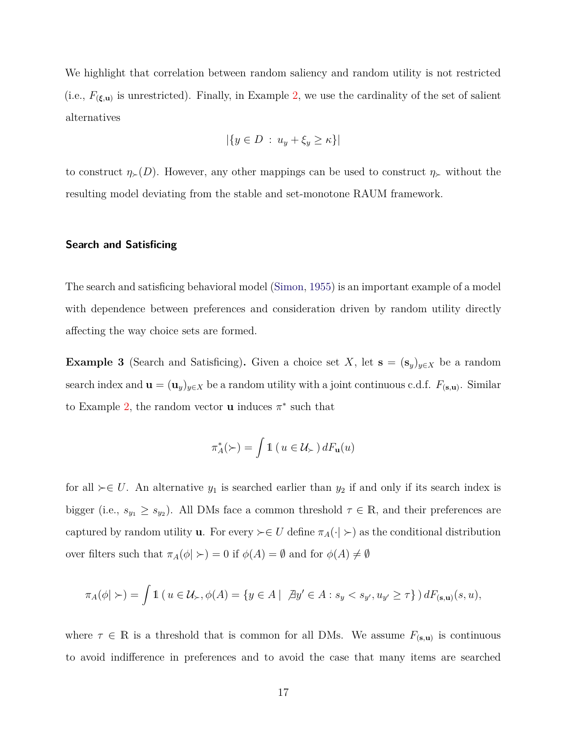We highlight that correlation between random saliency and random utility is not restricted (i.e., $F_{(\boldsymbol{\xi},\mathbf{u})}$ is unrestricted). Finally, in Example 2, we use the cardinality of the set of salient alternatives

$$|\{y \in D \,:\, u_y + \xi_y \geq \kappa\}|$$

to construct $\eta_\succ(D)$. However, any other mappings can be used to construct $\eta_\succ$ without the resulting model deviating from the stable and set-monotone RAUM framework.

### Search and Satisficing

The search and satisficing behavioral model (Simon, 1955) is an important example of a model with dependence between preferences and consideration driven by random utility directly affecting the way choice sets are formed.

**Example 3** (Search and Satisficing)**.** Given a choice set $X$, let $\mathbf{s} = (\mathbf{s}_y)_{y\in X}$ be a random search index and $\mathbf{u} = (\mathbf{u}_y)_{y\in X}$ be a random utility with a joint continuous c.d.f. $F_{(\mathbf{s},\mathbf{u})}$. Similar to Example 2, the random vector $\mathbf{u}$ induces $\pi^*$ such that

$$\pi^*_A(\succ) = \int \mathbb{1}\,(\, u \in \mathcal{U}_\succ \,)\, dF_{\mathbf{u}}(u)$$

for all $\succ \in U$. An alternative $y_1$ is searched earlier than $y_2$ if and only if its search index is bigger (i.e., $s_{y_1} \geq s_{y_2}$). All DMs face a common threshold $\tau \in \mathbb{R}$, and their preferences are captured by random utility $\mathbf{u}$. For every $\succ \in U$ define $\pi_A(\cdot|\succ)$ as the conditional distribution over filters such that $\pi_A(\phi|\succ) = 0$ if $\phi(A) = \emptyset$ and for $\phi(A) \neq \emptyset$

$$\pi_A(\phi|\succ) = \int \mathbb{1}\,(\, u \in \mathcal{U}_\succ, \phi(A) = \{y \in A \,|\, \nexists y' \in A : s_y < s_{y'}, u_{y'} \geq \tau\}\,)\, dF_{(\mathbf{s},\mathbf{u})}(s,u),$$

where $\tau \in \mathbb{R}$ is a threshold that is common for all DMs. We assume $F_{(\mathbf{s},\mathbf{u})}$ is continuous to avoid indifference in preferences and to avoid the case that many items are searched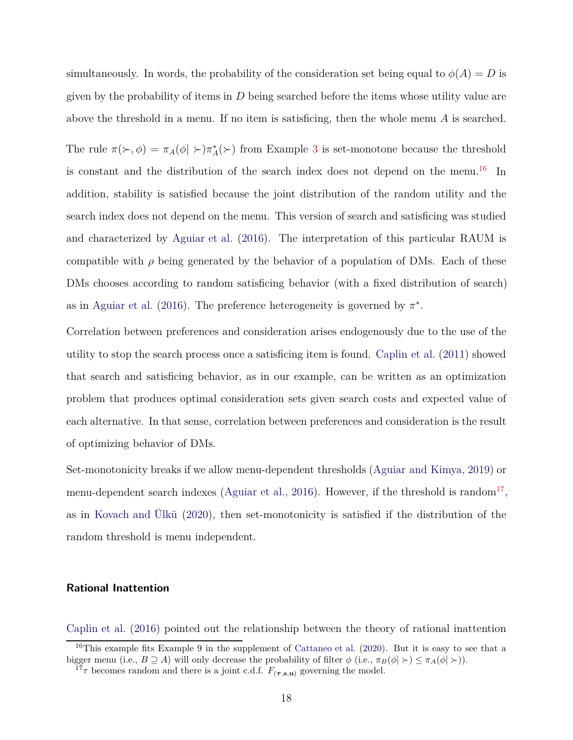simultaneously. In words, the probability of the consideration set being equal to $\phi(A) = D$ is given by the probability of items in $D$ being searched before the items whose utility value are above the threshold in a menu. If no item is satisficing, then the whole menu $A$ is searched.

The rule $\pi(\succ, \phi) = \pi_A(\phi|\succ)\pi_A^*(\succ)$ from Example 3 is set-monotone because the threshold is constant and the distribution of the search index does not depend on the menu.[16] In addition, stability is satisfied because the joint distribution of the random utility and the search index does not depend on the menu. This version of search and satisficing was studied and characterized by Aguiar et al. (2016). The interpretation of this particular RAUM is compatible with $\rho$ being generated by the behavior of a population of DMs. Each of these DMs chooses according to random satisficing behavior (with a fixed distribution of search) as in Aguiar et al. (2016). The preference heterogeneity is governed by $\pi^*$.

Correlation between preferences and consideration arises endogenously due to the use of the utility to stop the search process once a satisficing item is found. Caplin et al. (2011) showed that search and satisficing behavior, as in our example, can be written as an optimization problem that produces optimal consideration sets given search costs and expected value of each alternative. In that sense, correlation between preferences and consideration is the result of optimizing behavior of DMs.

Set-monotonicity breaks if we allow menu-dependent thresholds (Aguiar and Kimya, 2019) or menu-dependent search indexes (Aguiar et al., 2016). However, if the threshold is random[17], as in Kovach and Ülkü (2020), then set-monotonicity is satisfied if the distribution of the random threshold is menu independent.

#### Rational Inattention

Caplin et al. (2016) pointed out the relationship between the theory of rational inattention

[16] This example fits Example 9 in the supplement of Cattaneo et al. (2020). But it is easy to see that a bigger menu (i.e., $B \supseteq A$) will only decrease the probability of filter $\phi$ (i.e., $\pi_B(\phi|\succ) \leq \pi_A(\phi|\succ)$).

[17] $\tau$ becomes random and there is a joint c.d.f. $F_{(\boldsymbol{\tau},\mathbf{s},\mathbf{u})}$ governing the model.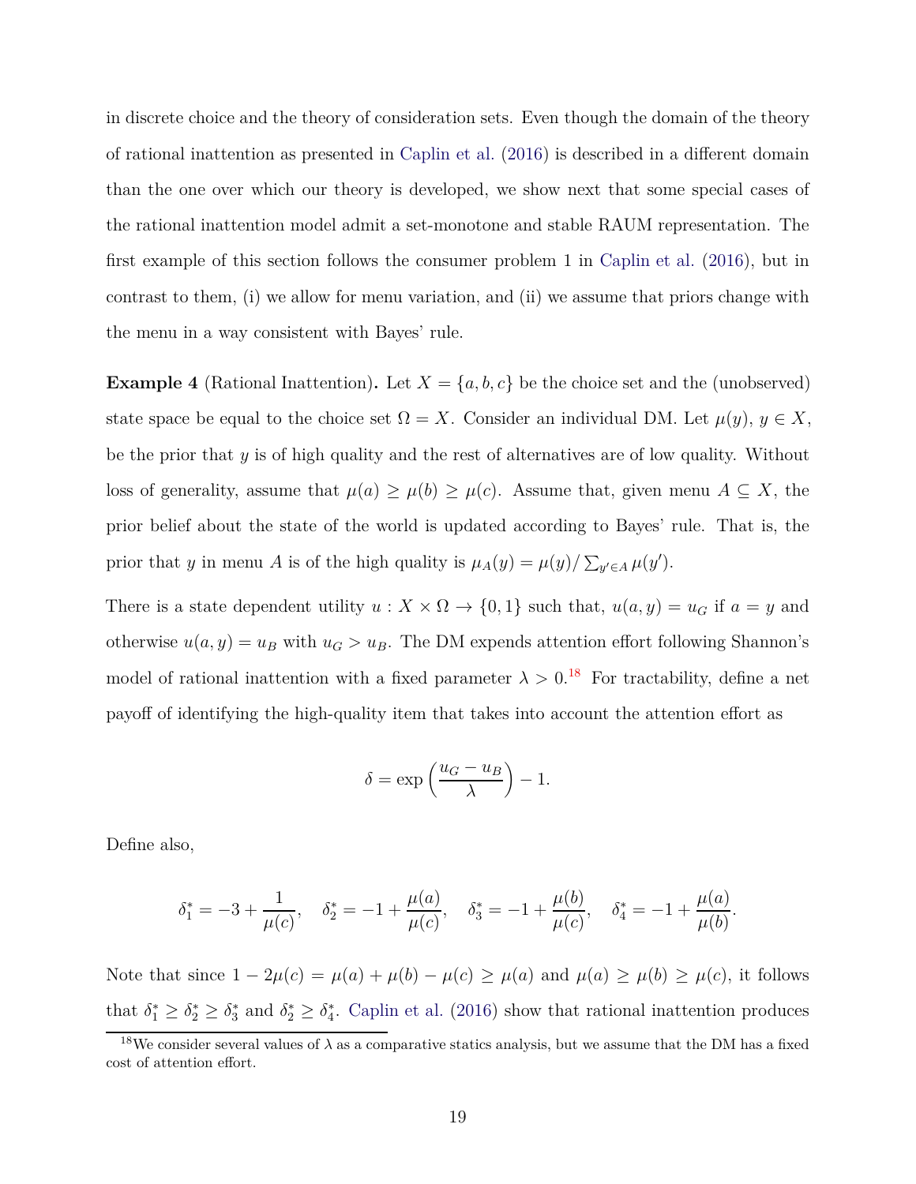in discrete choice and the theory of consideration sets. Even though the domain of the theory of rational inattention as presented in Caplin et al. (2016) is described in a different domain than the one over which our theory is developed, we show next that some special cases of the rational inattention model admit a set-monotone and stable RAUM representation. The first example of this section follows the consumer problem 1 in Caplin et al. (2016), but in contrast to them, (i) we allow for menu variation, and (ii) we assume that priors change with the menu in a way consistent with Bayes' rule.

**Example 4** (Rational Inattention)**.** Let $X = \{a, b, c\}$ be the choice set and the (unobserved) state space be equal to the choice set $\Omega = X$. Consider an individual DM. Let $\mu(y)$, $y \in X$, be the prior that $y$ is of high quality and the rest of alternatives are of low quality. Without loss of generality, assume that $\mu(a) \geq \mu(b) \geq \mu(c)$. Assume that, given menu $A \subseteq X$, the prior belief about the state of the world is updated according to Bayes' rule. That is, the prior that $y$ in menu $A$ is of the high quality is $\mu_A(y) = \mu(y)/\sum_{y' \in A} \mu(y')$.

There is a state dependent utility $u : X \times \Omega \to \{0, 1\}$ such that, $u(a, y) = u_G$ if $a = y$ and otherwise $u(a, y) = u_B$ with $u_G > u_B$. The DM expends attention effort following Shannon's model of rational inattention with a fixed parameter $\lambda > 0$.[18] For tractability, define a net payoff of identifying the high-quality item that takes into account the attention effort as

$$\delta = \exp\left(\frac{u_G - u_B}{\lambda}\right) - 1.$$

Define also,

$$\delta_1^* = -3 + \frac{1}{\mu(c)}, \quad \delta_2^* = -1 + \frac{\mu(a)}{\mu(c)}, \quad \delta_3^* = -1 + \frac{\mu(b)}{\mu(c)}, \quad \delta_4^* = -1 + \frac{\mu(a)}{\mu(b)}.$$

Note that since $1 - 2\mu(c) = \mu(a) + \mu(b) - \mu(c) \geq \mu(a)$ and $\mu(a) \geq \mu(b) \geq \mu(c)$, it follows that $\delta_1^* \geq \delta_2^* \geq \delta_3^*$ and $\delta_2^* \geq \delta_4^*$. Caplin et al. (2016) show that rational inattention produces

[18] We consider several values of $\lambda$ as a comparative statics analysis, but we assume that the DM has a fixed cost of attention effort.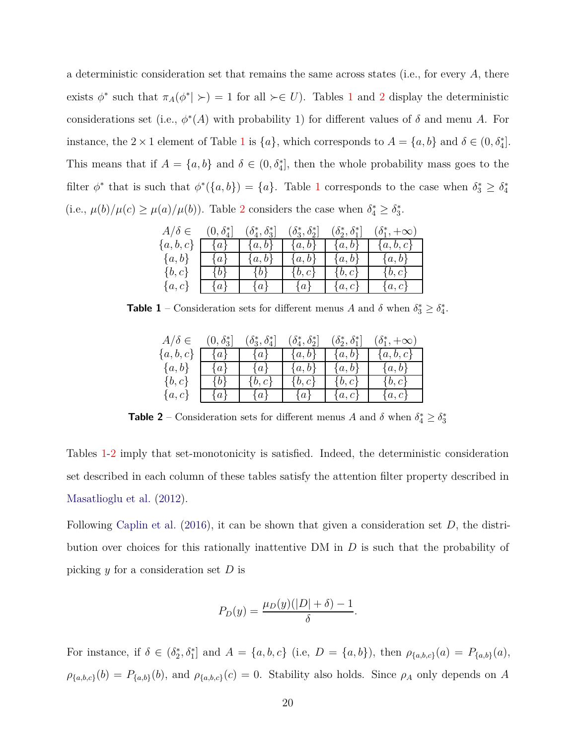a deterministic consideration set that remains the same across states (i.e., for every $A$, there exists $\phi^*$ such that $\pi_A(\phi^*|\succ) = 1$ for all $\succ \in U$). Tables 1 and 2 display the deterministic considerations set (i.e., $\phi^*(A)$ with probability 1) for different values of $\delta$ and menu $A$. For instance, the $2 \times 1$ element of Table 1 is $\{a\}$, which corresponds to $A = \{a, b\}$ and $\delta \in (0, \delta_4^*]$. This means that if $A = \{a, b\}$ and $\delta \in (0, \delta_4^*]$, then the whole probability mass goes to the filter $\phi^*$ that is such that $\phi^*(\{a, b\}) = \{a\}$. Table 1 corresponds to the case when $\delta_3^* \geq \delta_4^*$ (i.e., $\mu(b)/\mu(c) \geq \mu(a)/\mu(b)$). Table 2 considers the case when $\delta_4^* \geq \delta_3^*$.

| $A/\delta \in$ | $(0, \delta_4^*]$ | $(\delta_4^*, \delta_3^*]$ | $(\delta_3^*, \delta_2^*]$ | $(\delta_2^*, \delta_1^*]$ | $(\delta_1^*, +\infty)$ |
|---|---|---|---|---|---|
| $\{a, b, c\}$ | $\{a\}$ | $\{a, b\}$ | $\{a, b\}$ | $\{a, b\}$ | $\{a, b, c\}$ |
| $\{a, b\}$ | $\{a\}$ | $\{a, b\}$ | $\{a, b\}$ | $\{a, b\}$ | $\{a, b\}$ |
| $\{b, c\}$ | $\{b\}$ | $\{b\}$ | $\{b, c\}$ | $\{b, c\}$ | $\{b, c\}$ |
| $\{a, c\}$ | $\{a\}$ | $\{a\}$ | $\{a\}$ | $\{a, c\}$ | $\{a, c\}$ |

**Table 1** – Consideration sets for different menus $A$ and $\delta$ when $\delta_3^* \geq \delta_4^*$.

| $A/\delta \in$ | $(0, \delta_3^*]$ | $(\delta_3^*, \delta_4^*]$ | $(\delta_4^*, \delta_2^*]$ | $(\delta_2^*, \delta_1^*]$ | $(\delta_1^*, +\infty)$ |
|---|---|---|---|---|---|
| $\{a, b, c\}$ | $\{a\}$ | $\{a\}$ | $\{a, b\}$ | $\{a, b\}$ | $\{a, b, c\}$ |
| $\{a, b\}$ | $\{a\}$ | $\{a\}$ | $\{a, b\}$ | $\{a, b\}$ | $\{a, b\}$ |
| $\{b, c\}$ | $\{b\}$ | $\{b, c\}$ | $\{b, c\}$ | $\{b, c\}$ | $\{b, c\}$ |
| $\{a, c\}$ | $\{a\}$ | $\{a\}$ | $\{a\}$ | $\{a, c\}$ | $\{a, c\}$ |

**Table 2** – Consideration sets for different menus $A$ and $\delta$ when $\delta_4^* \geq \delta_3^*$

Tables 1-2 imply that set-monotonicity is satisfied. Indeed, the deterministic consideration set described in each column of these tables satisfy the attention filter property described in Masatlioglu et al. (2012).

Following Caplin et al. (2016), it can be shown that given a consideration set $D$, the distribution over choices for this rationally inattentive DM in $D$ is such that the probability of picking $y$ for a consideration set $D$ is

$$P_D(y) = \frac{\mu_D(y)(|D| + \delta) - 1}{\delta}.$$

For instance, if $\delta \in (\delta_2^*, \delta_1^*]$ and $A = \{a, b, c\}$ (i.e, $D = \{a, b\}$), then $\rho_{\{a,b,c\}}(a) = P_{\{a,b\}}(a)$, $\rho_{\{a,b,c\}}(b) = P_{\{a,b\}}(b)$, and $\rho_{\{a,b,c\}}(c) = 0$. Stability also holds. Since $\rho_A$ only depends on $A$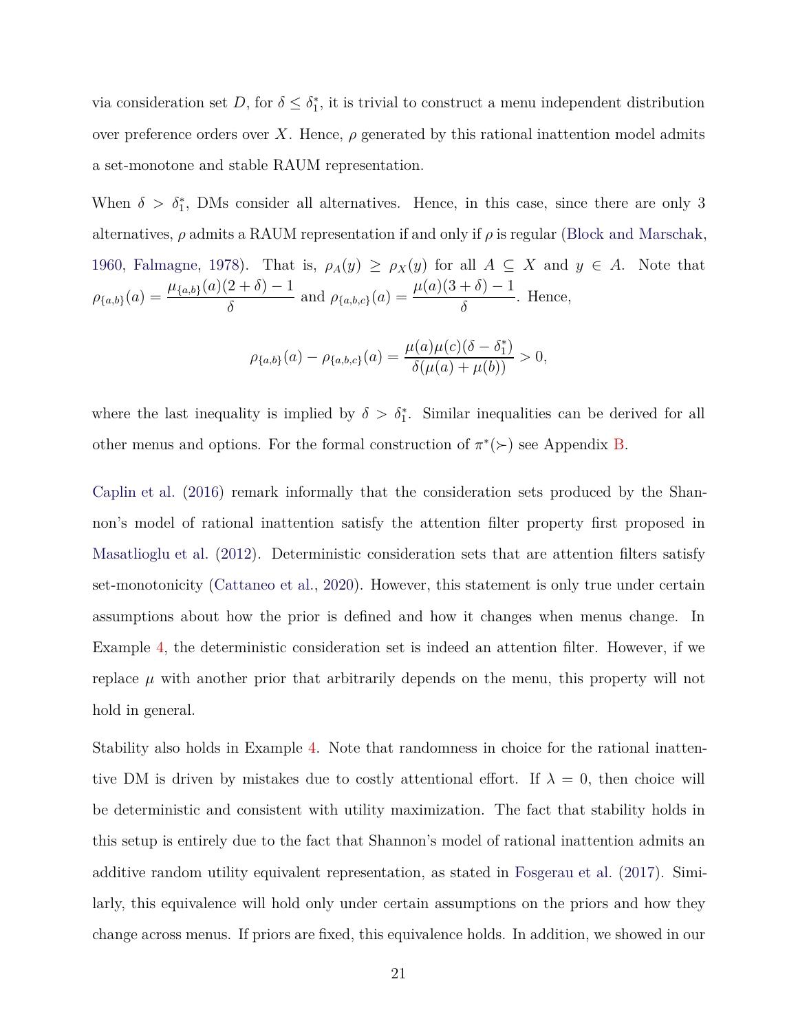via consideration set $D$, for $\delta \leq \delta_1^*$, it is trivial to construct a menu independent distribution over preference orders over $X$. Hence, $\rho$ generated by this rational inattention model admits a set-monotone and stable RAUM representation.

When $\delta > \delta_1^*$, DMs consider all alternatives. Hence, in this case, since there are only 3 alternatives, $\rho$ admits a RAUM representation if and only if $\rho$ is regular (Block and Marschak, 1960, Falmagne, 1978). That is, $\rho_A(y) \geq \rho_X(y)$ for all $A \subseteq X$ and $y \in A$. Note that $\rho_{\{a,b\}}(a) = \dfrac{\mu_{\{a,b\}}(a)(2+\delta)-1}{\delta}$ and $\rho_{\{a,b,c\}}(a) = \dfrac{\mu(a)(3+\delta)-1}{\delta}$. Hence,

$$\rho_{\{a,b\}}(a) - \rho_{\{a,b,c\}}(a) = \frac{\mu(a)\mu(c)(\delta - \delta_1^*)}{\delta(\mu(a)+\mu(b))} > 0,$$

where the last inequality is implied by $\delta > \delta_1^*$. Similar inequalities can be derived for all other menus and options. For the formal construction of $\pi^*(\succ)$ see Appendix B.

Caplin et al. (2016) remark informally that the consideration sets produced by the Shannon's model of rational inattention satisfy the attention filter property first proposed in Masatlioglu et al. (2012). Deterministic consideration sets that are attention filters satisfy set-monotonicity (Cattaneo et al., 2020). However, this statement is only true under certain assumptions about how the prior is defined and how it changes when menus change. In Example 4, the deterministic consideration set is indeed an attention filter. However, if we replace $\mu$ with another prior that arbitrarily depends on the menu, this property will not hold in general.

Stability also holds in Example 4. Note that randomness in choice for the rational inattentive DM is driven by mistakes due to costly attentional effort. If $\lambda = 0$, then choice will be deterministic and consistent with utility maximization. The fact that stability holds in this setup is entirely due to the fact that Shannon's model of rational inattention admits an additive random utility equivalent representation, as stated in Fosgerau et al. (2017). Similarly, this equivalence will hold only under certain assumptions on the priors and how they change across menus. If priors are fixed, this equivalence holds. In addition, we showed in our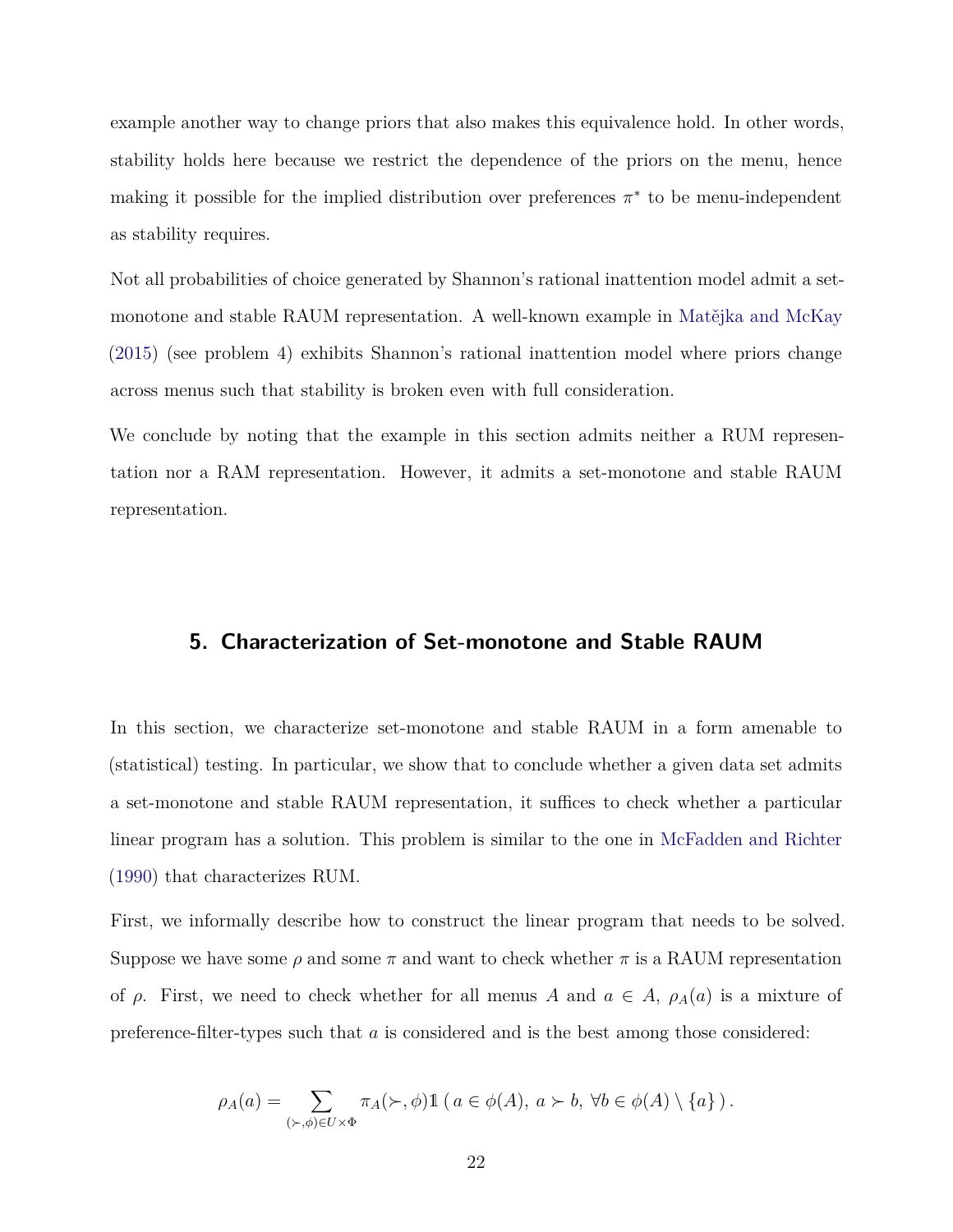example another way to change priors that also makes this equivalence hold. In other words, stability holds here because we restrict the dependence of the priors on the menu, hence making it possible for the implied distribution over preferences $\pi^*$ to be menu-independent as stability requires.

Not all probabilities of choice generated by Shannon's rational inattention model admit a set-monotone and stable RAUM representation. A well-known example in Matějka and McKay (2015) (see problem 4) exhibits Shannon's rational inattention model where priors change across menus such that stability is broken even with full consideration.

We conclude by noting that the example in this section admits neither a RUM representation nor a RAM representation. However, it admits a set-monotone and stable RAUM representation.

## 5. Characterization of Set-monotone and Stable RAUM

In this section, we characterize set-monotone and stable RAUM in a form amenable to (statistical) testing. In particular, we show that to conclude whether a given data set admits a set-monotone and stable RAUM representation, it suffices to check whether a particular linear program has a solution. This problem is similar to the one in McFadden and Richter (1990) that characterizes RUM.

First, we informally describe how to construct the linear program that needs to be solved. Suppose we have some $\rho$ and some $\pi$ and want to check whether $\pi$ is a RAUM representation of $\rho$. First, we need to check whether for all menus $A$ and $a \in A$, $\rho_A(a)$ is a mixture of preference-filter-types such that $a$ is considered and is the best among those considered:

$$\rho_A(a) = \sum_{(\succ,\phi)\in U\times\Phi} \pi_A(\succ,\phi)\mathbb{1}\left(\, a \in \phi(A),\ a \succ b,\ \forall b \in \phi(A)\setminus\{a\}\,\right).$$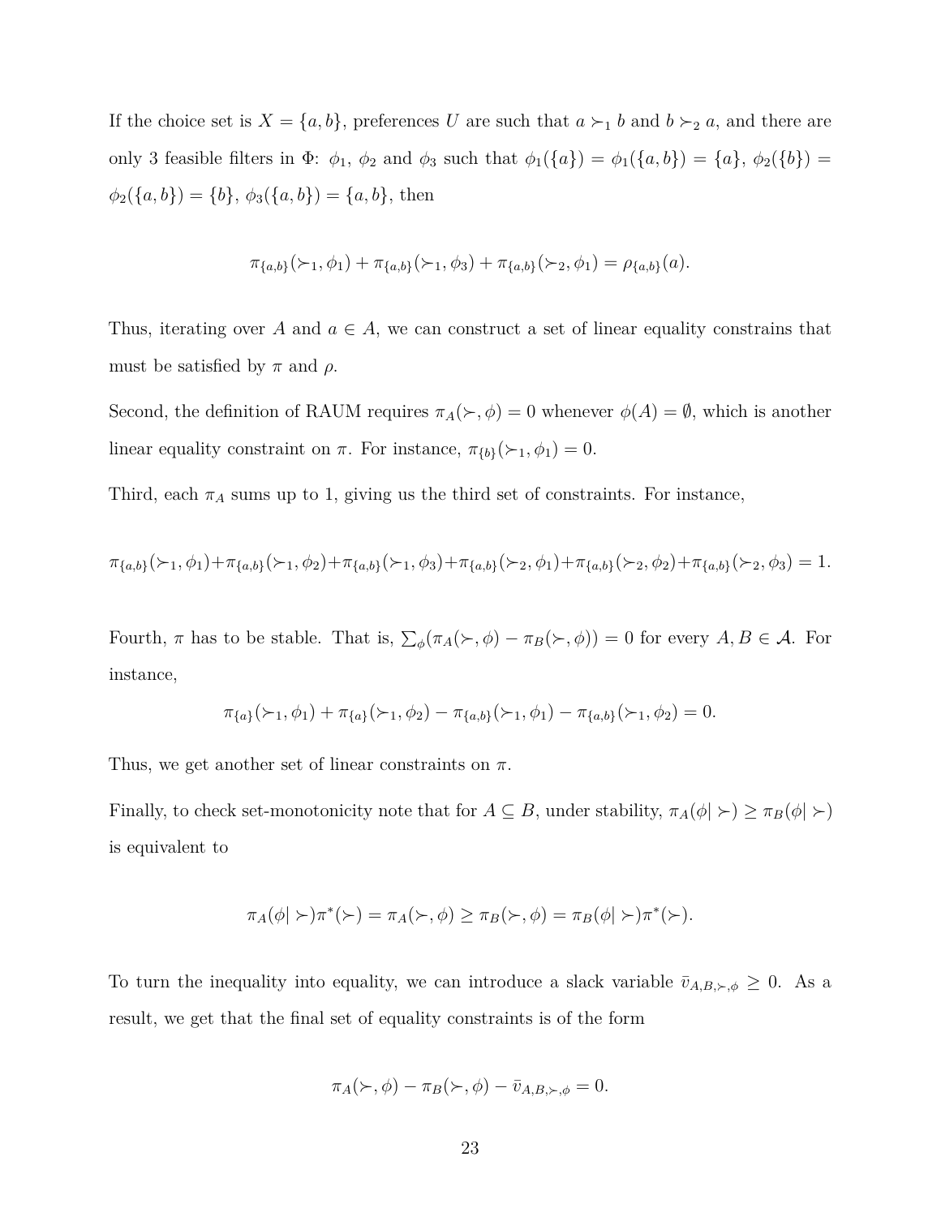If the choice set is $X = \{a, b\}$, preferences $U$ are such that $a \succ_1 b$ and $b \succ_2 a$, and there are only 3 feasible filters in $\Phi$: $\phi_1$, $\phi_2$ and $\phi_3$ such that $\phi_1(\{a\}) = \phi_1(\{a, b\}) = \{a\}$, $\phi_2(\{b\}) = \phi_2(\{a, b\}) = \{b\}$, $\phi_3(\{a, b\}) = \{a, b\}$, then

$$\pi_{\{a,b\}}(\succ_1, \phi_1) + \pi_{\{a,b\}}(\succ_1, \phi_3) + \pi_{\{a,b\}}(\succ_2, \phi_1) = \rho_{\{a,b\}}(a).$$

Thus, iterating over $A$ and $a \in A$, we can construct a set of linear equality constrains that must be satisfied by $\pi$ and $\rho$.

Second, the definition of RAUM requires $\pi_A(\succ, \phi) = 0$ whenever $\phi(A) = \emptyset$, which is another linear equality constraint on $\pi$. For instance, $\pi_{\{b\}}(\succ_1, \phi_1) = 0$.

Third, each $\pi_A$ sums up to 1, giving us the third set of constraints. For instance,

$$\pi_{\{a,b\}}(\succ_1, \phi_1) + \pi_{\{a,b\}}(\succ_1, \phi_2) + \pi_{\{a,b\}}(\succ_1, \phi_3) + \pi_{\{a,b\}}(\succ_2, \phi_1) + \pi_{\{a,b\}}(\succ_2, \phi_2) + \pi_{\{a,b\}}(\succ_2, \phi_3) = 1.$$

Fourth, $\pi$ has to be stable. That is, $\sum_\phi (\pi_A(\succ, \phi) - \pi_B(\succ, \phi)) = 0$ for every $A, B \in \mathcal{A}$. For instance,

$$\pi_{\{a\}}(\succ_1, \phi_1) + \pi_{\{a\}}(\succ_1, \phi_2) - \pi_{\{a,b\}}(\succ_1, \phi_1) - \pi_{\{a,b\}}(\succ_1, \phi_2) = 0.$$

Thus, we get another set of linear constraints on $\pi$.

Finally, to check set-monotonicity note that for $A \subseteq B$, under stability, $\pi_A(\phi|\succ) \geq \pi_B(\phi|\succ)$ is equivalent to

$$\pi_A(\phi|\succ)\pi^*(\succ) = \pi_A(\succ, \phi) \geq \pi_B(\succ, \phi) = \pi_B(\phi|\succ)\pi^*(\succ).$$

To turn the inequality into equality, we can introduce a slack variable $\bar{v}_{A,B,\succ,\phi} \geq 0$. As a result, we get that the final set of equality constraints is of the form

$$\pi_A(\succ, \phi) - \pi_B(\succ, \phi) - \bar{v}_{A,B,\succ,\phi} = 0.$$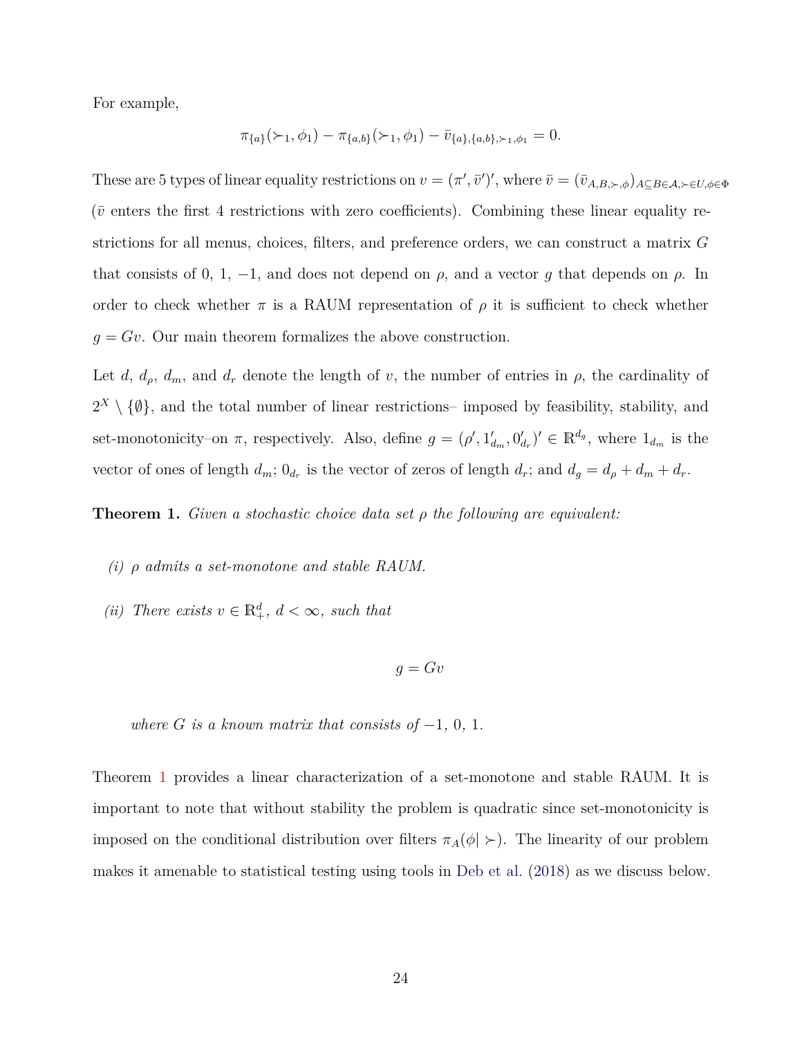For example,

$$\pi_{\{a\}}(\succ_1, \phi_1) - \pi_{\{a,b\}}(\succ_1, \phi_1) - \bar{v}_{\{a\},\{a,b\},\succ_1,\phi_1} = 0.$$

These are 5 types of linear equality restrictions on $v = (\pi', \bar{v}')'$, where $\bar{v} = (\bar{v}_{A,B,\succ,\phi})_{A\subseteq B\in\mathcal{A},\succ\in U,\phi\in\Phi}$ ($\bar{v}$ enters the first 4 restrictions with zero coefficients). Combining these linear equality restrictions for all menus, choices, filters, and preference orders, we can construct a matrix $G$ that consists of 0, 1, $-1$, and does not depend on $\rho$, and a vector $g$ that depends on $\rho$. In order to check whether $\pi$ is a RAUM representation of $\rho$ it is sufficient to check whether $g = Gv$. Our main theorem formalizes the above construction.

Let $d$, $d_\rho$, $d_m$, and $d_r$ denote the length of $v$, the number of entries in $\rho$, the cardinality of $2^X \setminus \{\emptyset\}$, and the total number of linear restrictions– imposed by feasibility, stability, and set-monotonicity–on $\pi$, respectively. Also, define $g = (\rho', 1'_{d_m}, 0'_{d_r})' \in \mathbb{R}^{d_g}$, where $1_{d_m}$ is the vector of ones of length $d_m$; $0_{d_r}$ is the vector of zeros of length $d_r$; and $d_g = d_\rho + d_m + d_r$.

**Theorem 1.** *Given a stochastic choice data set $\rho$ the following are equivalent:*

*(i) $\rho$ admits a set-monotone and stable RAUM.*

*(ii) There exists $v \in \mathbb{R}^d_+$, $d < \infty$, such that*

$$g = Gv$$

*where $G$ is a known matrix that consists of $-1$, 0, 1.*

Theorem 1 provides a linear characterization of a set-monotone and stable RAUM. It is important to note that without stability the problem is quadratic since set-monotonicity is imposed on the conditional distribution over filters $\pi_A(\phi|\succ)$. The linearity of our problem makes it amenable to statistical testing using tools in Deb et al. (2018) as we discuss below.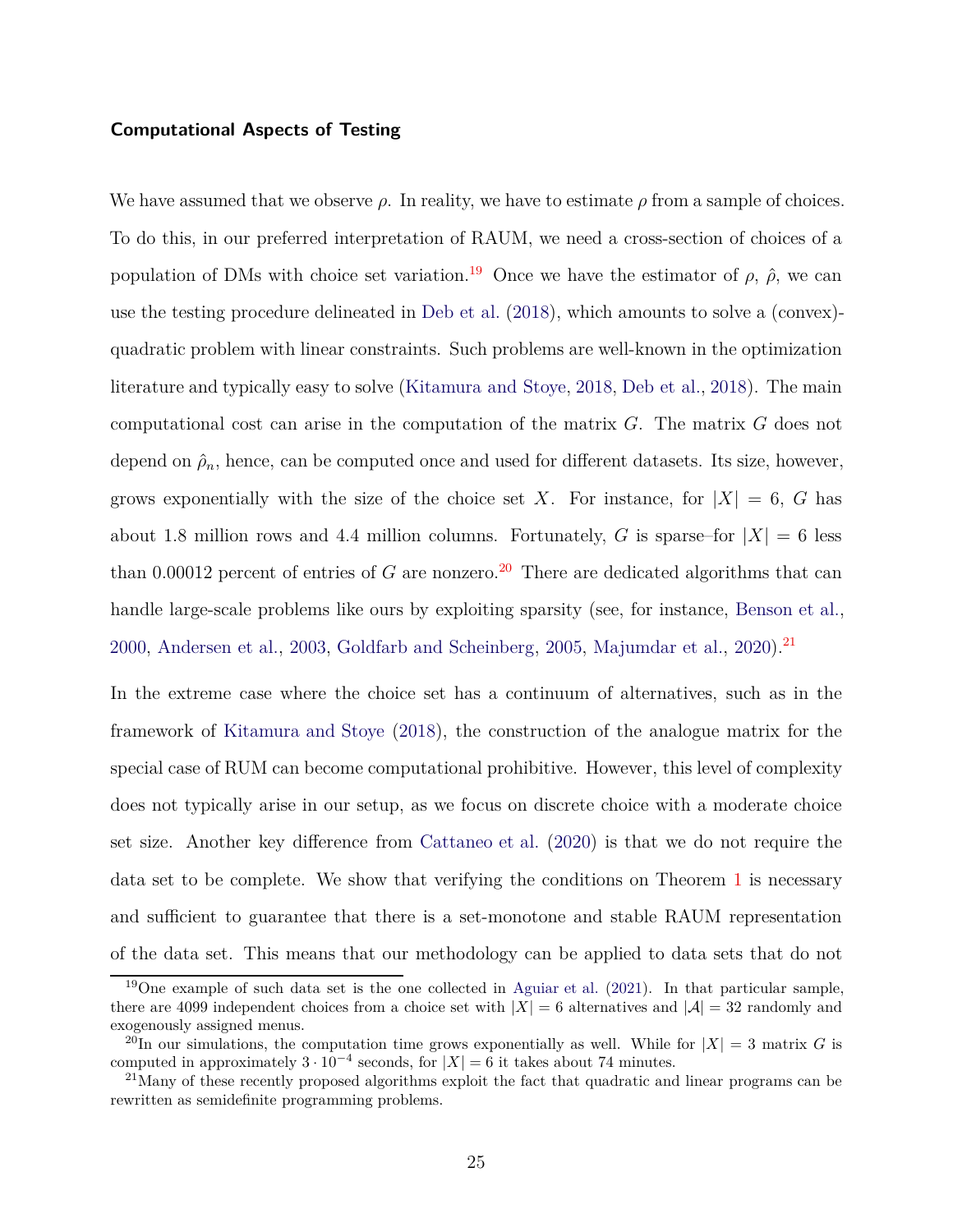#### Computational Aspects of Testing

We have assumed that we observe $\rho$. In reality, we have to estimate $\rho$ from a sample of choices. To do this, in our preferred interpretation of RAUM, we need a cross-section of choices of a population of DMs with choice set variation.[19] Once we have the estimator of $\rho$, $\hat{\rho}$, we can use the testing procedure delineated in Deb et al. (2018), which amounts to solve a (convex)-quadratic problem with linear constraints. Such problems are well-known in the optimization literature and typically easy to solve (Kitamura and Stoye, 2018, Deb et al., 2018). The main computational cost can arise in the computation of the matrix $G$. The matrix $G$ does not depend on $\hat{\rho}_n$, hence, can be computed once and used for different datasets. Its size, however, grows exponentially with the size of the choice set $X$. For instance, for $|X| = 6$, $G$ has about 1.8 million rows and 4.4 million columns. Fortunately, $G$ is sparse–for $|X| = 6$ less than 0.00012 percent of entries of $G$ are nonzero.[20] There are dedicated algorithms that can handle large-scale problems like ours by exploiting sparsity (see, for instance, Benson et al., 2000, Andersen et al., 2003, Goldfarb and Scheinberg, 2005, Majumdar et al., 2020).[21]

In the extreme case where the choice set has a continuum of alternatives, such as in the framework of Kitamura and Stoye (2018), the construction of the analogue matrix for the special case of RUM can become computational prohibitive. However, this level of complexity does not typically arise in our setup, as we focus on discrete choice with a moderate choice set size. Another key difference from Cattaneo et al. (2020) is that we do not require the data set to be complete. We show that verifying the conditions on Theorem 1 is necessary and sufficient to guarantee that there is a set-monotone and stable RAUM representation of the data set. This means that our methodology can be applied to data sets that do not

---

[19] One example of such data set is the one collected in Aguiar et al. (2021). In that particular sample, there are 4099 independent choices from a choice set with $|X| = 6$ alternatives and $|\mathcal{A}| = 32$ randomly and exogenously assigned menus.

[20] In our simulations, the computation time grows exponentially as well. While for $|X| = 3$ matrix $G$ is computed in approximately $3 \cdot 10^{-4}$ seconds, for $|X| = 6$ it takes about 74 minutes.

[21] Many of these recently proposed algorithms exploit the fact that quadratic and linear programs can be rewritten as semidefinite programming problems.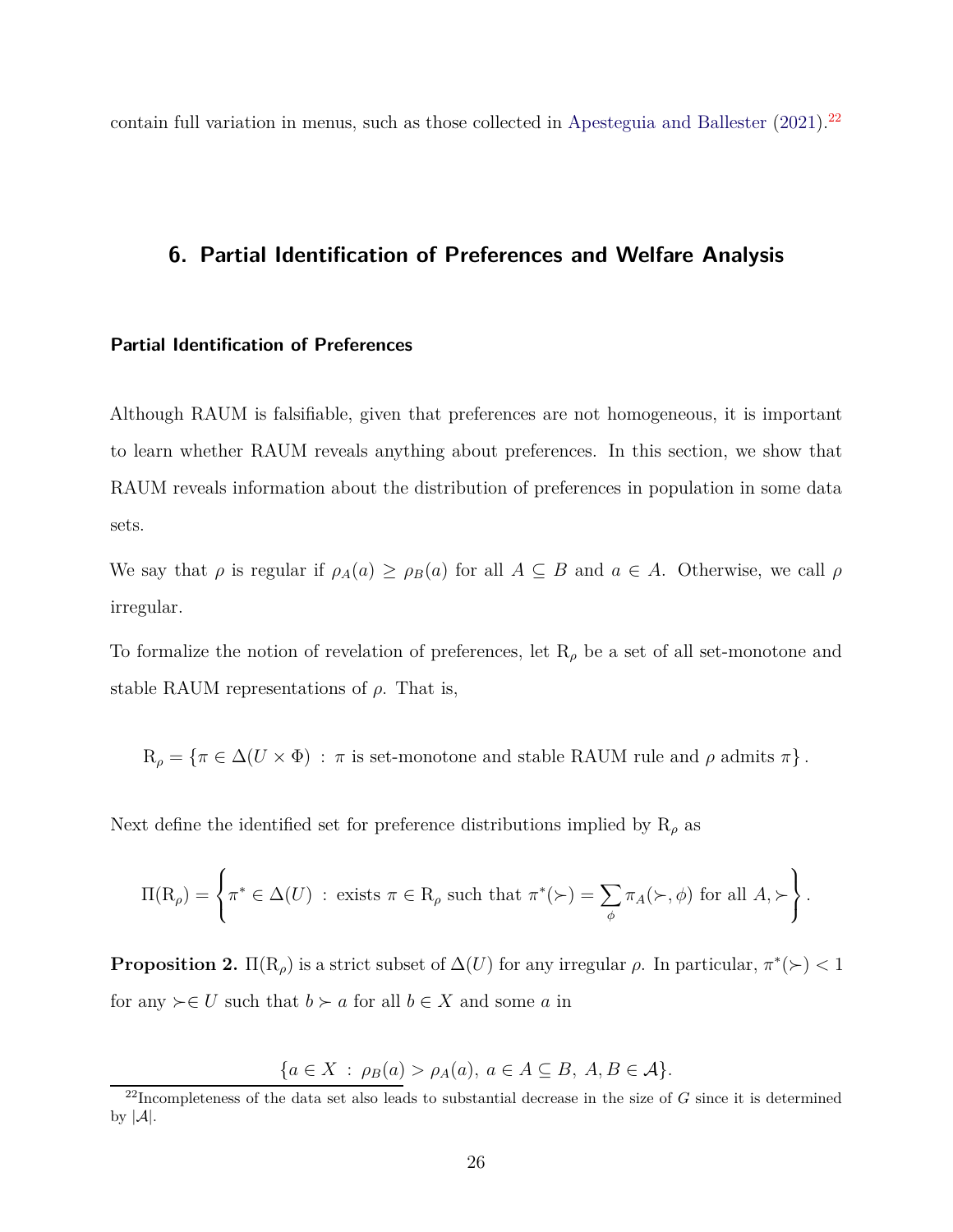contain full variation in menus, such as those collected in Apesteguia and Ballester (2021).[22]

## 6. Partial Identification of Preferences and Welfare Analysis

### Partial Identification of Preferences

Although RAUM is falsifiable, given that preferences are not homogeneous, it is important to learn whether RAUM reveals anything about preferences. In this section, we show that RAUM reveals information about the distribution of preferences in population in some data sets.

We say that $\rho$ is regular if $\rho_A(a) \geq \rho_B(a)$ for all $A \subseteq B$ and $a \in A$. Otherwise, we call $\rho$ irregular.

To formalize the notion of revelation of preferences, let $\mathrm{R}_\rho$ be a set of all set-monotone and stable RAUM representations of $\rho$. That is,

$$\mathrm{R}_\rho = \{\pi \in \Delta(U \times \Phi) \,:\, \pi \text{ is set-monotone and stable RAUM rule and } \rho \text{ admits } \pi\}.$$

Next define the identified set for preference distributions implied by $\mathrm{R}_\rho$ as

$$\Pi(\mathrm{R}_\rho) = \left\{ \pi^* \in \Delta(U) \,:\, \text{exists } \pi \in \mathrm{R}_\rho \text{ such that } \pi^*(\succ) = \sum_\phi \pi_A(\succ, \phi) \text{ for all } A, \succ \right\}.$$

**Proposition 2.** $\Pi(\mathrm{R}_\rho)$ is a strict subset of $\Delta(U)$ for any irregular $\rho$. In particular, $\pi^*(\succ) < 1$ for any $\succ \in U$ such that $b \succ a$ for all $b \in X$ and some $a$ in

$$\{a \in X \,:\, \rho_B(a) > \rho_A(a),\ a \in A \subseteq B,\ A, B \in \mathcal{A}\}.$$

[22]Incompleteness of the data set also leads to substantial decrease in the size of $G$ since it is determined by $|\mathcal{A}|$.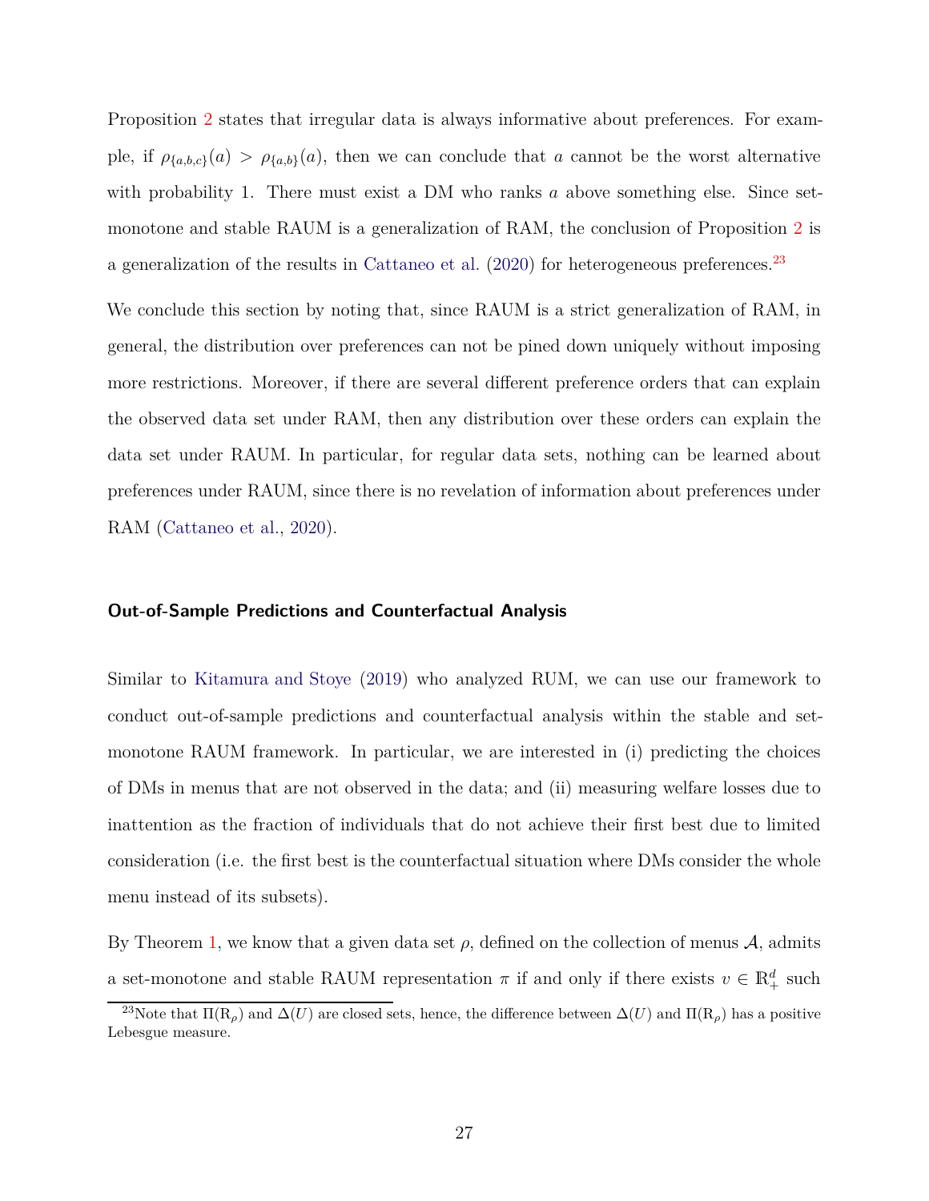Proposition 2 states that irregular data is always informative about preferences. For example, if $\rho_{\{a,b,c\}}(a) > \rho_{\{a,b\}}(a)$, then we can conclude that $a$ cannot be the worst alternative with probability 1. There must exist a DM who ranks $a$ above something else. Since set-monotone and stable RAUM is a generalization of RAM, the conclusion of Proposition 2 is a generalization of the results in Cattaneo et al. (2020) for heterogeneous preferences.[23]

We conclude this section by noting that, since RAUM is a strict generalization of RAM, in general, the distribution over preferences can not be pined down uniquely without imposing more restrictions. Moreover, if there are several different preference orders that can explain the observed data set under RAM, then any distribution over these orders can explain the data set under RAUM. In particular, for regular data sets, nothing can be learned about preferences under RAUM, since there is no revelation of information about preferences under RAM (Cattaneo et al., 2020).

### Out-of-Sample Predictions and Counterfactual Analysis

Similar to Kitamura and Stoye (2019) who analyzed RUM, we can use our framework to conduct out-of-sample predictions and counterfactual analysis within the stable and set-monotone RAUM framework. In particular, we are interested in (i) predicting the choices of DMs in menus that are not observed in the data; and (ii) measuring welfare losses due to inattention as the fraction of individuals that do not achieve their first best due to limited consideration (i.e. the first best is the counterfactual situation where DMs consider the whole menu instead of its subsets).

By Theorem 1, we know that a given data set $\rho$, defined on the collection of menus $\mathcal{A}$, admits a set-monotone and stable RAUM representation $\pi$ if and only if there exists $v \in \mathbb{R}^d_+$ such

[23] Note that $\Pi(\mathrm{R}_\rho)$ and $\Delta(U)$ are closed sets, hence, the difference between $\Delta(U)$ and $\Pi(\mathrm{R}_\rho)$ has a positive Lebesgue measure.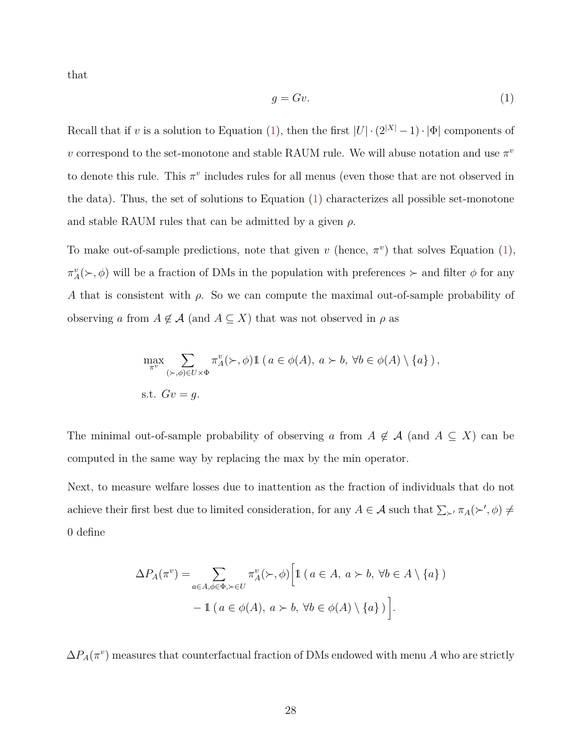that

$$g = Gv. \tag{1}$$

Recall that if $v$ is a solution to Equation (1), then the first $|U| \cdot (2^{|X|} - 1) \cdot |\Phi|$ components of $v$ correspond to the set-monotone and stable RAUM rule. We will abuse notation and use $\pi^v$ to denote this rule. This $\pi^v$ includes rules for all menus (even those that are not observed in the data). Thus, the set of solutions to Equation (1) characterizes all possible set-monotone and stable RAUM rules that can be admitted by a given $\rho$.

To make out-of-sample predictions, note that given $v$ (hence, $\pi^v$) that solves Equation (1), $\pi^v_A(\succ, \phi)$ will be a fraction of DMs in the population with preferences $\succ$ and filter $\phi$ for any $A$ that is consistent with $\rho$. So we can compute the maximal out-of-sample probability of observing $a$ from $A \notin \mathcal{A}$ (and $A \subseteq X$) that was not observed in $\rho$ as

$$\begin{aligned}
&\max_{\pi^v} \sum_{(\succ,\phi)\in U\times\Phi} \pi^v_A(\succ, \phi) \mathbb{1}\left( a \in \phi(A),\ a \succ b,\ \forall b \in \phi(A) \setminus \{a\} \right), \\
&\text{s.t. } Gv = g.
\end{aligned}$$

The minimal out-of-sample probability of observing $a$ from $A \notin \mathcal{A}$ (and $A \subseteq X$) can be computed in the same way by replacing the max by the min operator.

Next, to measure welfare losses due to inattention as the fraction of individuals that do not achieve their first best due to limited consideration, for any $A \in \mathcal{A}$ such that $\sum_{\succ'} \pi_A(\succ', \phi) \neq 0$ define

$$\begin{aligned}
\Delta P_A(\pi^v) = \sum_{a\in A, \phi\in\Phi, \succ\in U} \pi^v_A(\succ, \phi) \Big[ &\mathbb{1}\left( a \in A,\ a \succ b,\ \forall b \in A \setminus \{a\} \right) \\
&- \mathbb{1}\left( a \in \phi(A),\ a \succ b,\ \forall b \in \phi(A) \setminus \{a\} \right) \Big].
\end{aligned}$$

$\Delta P_A(\pi^v)$ measures that counterfactual fraction of DMs endowed with menu $A$ who are strictly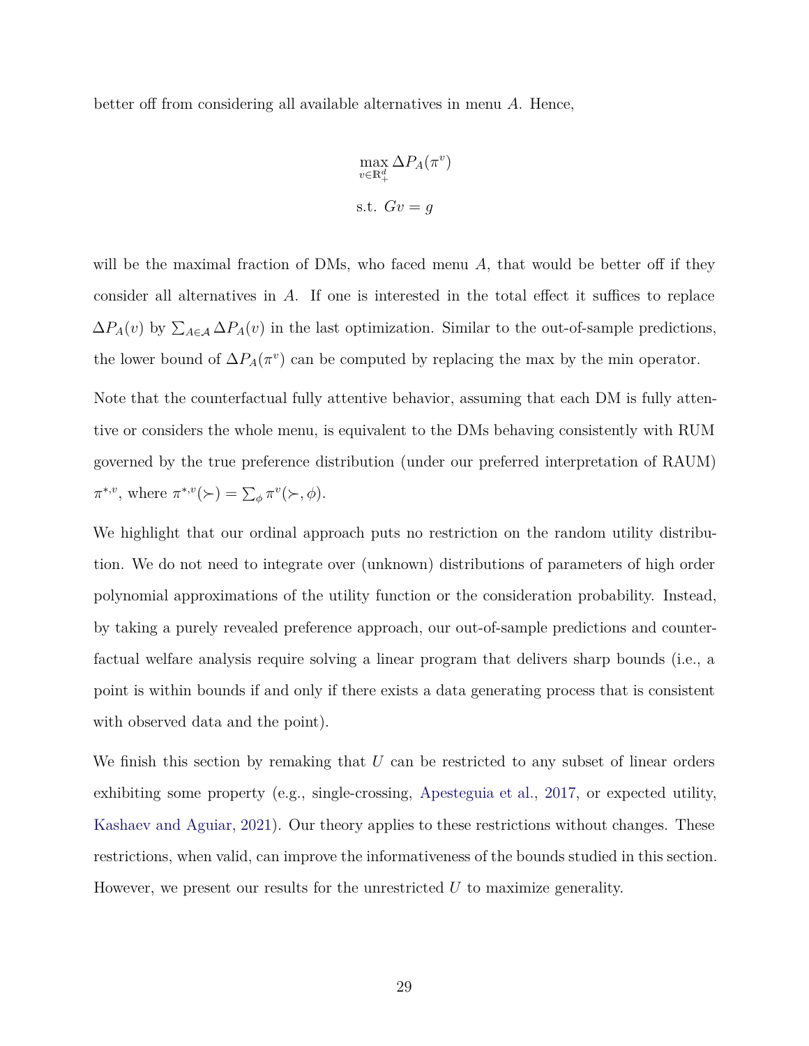better off from considering all available alternatives in menu $A$. Hence,

$$
\max_{v \in \mathbb{R}^d_+} \Delta P_A(\pi^v)
$$

$$
\text{s.t. } Gv = g
$$

will be the maximal fraction of DMs, who faced menu $A$, that would be better off if they consider all alternatives in $A$. If one is interested in the total effect it suffices to replace $\Delta P_A(v)$ by $\sum_{A \in \mathcal{A}} \Delta P_A(v)$ in the last optimization. Similar to the out-of-sample predictions, the lower bound of $\Delta P_A(\pi^v)$ can be computed by replacing the max by the min operator.

Note that the counterfactual fully attentive behavior, assuming that each DM is fully attentive or considers the whole menu, is equivalent to the DMs behaving consistently with RUM governed by the true preference distribution (under our preferred interpretation of RAUM) $\pi^{*,v}$, where $\pi^{*,v}(\succ) = \sum_\phi \pi^v(\succ, \phi)$.

We highlight that our ordinal approach puts no restriction on the random utility distribution. We do not need to integrate over (unknown) distributions of parameters of high order polynomial approximations of the utility function or the consideration probability. Instead, by taking a purely revealed preference approach, our out-of-sample predictions and counterfactual welfare analysis require solving a linear program that delivers sharp bounds (i.e., a point is within bounds if and only if there exists a data generating process that is consistent with observed data and the point).

We finish this section by remaking that $U$ can be restricted to any subset of linear orders exhibiting some property (e.g., single-crossing, Apesteguia et al., 2017, or expected utility, Kashaev and Aguiar, 2021). Our theory applies to these restrictions without changes. These restrictions, when valid, can improve the informativeness of the bounds studied in this section. However, we present our results for the unrestricted $U$ to maximize generality.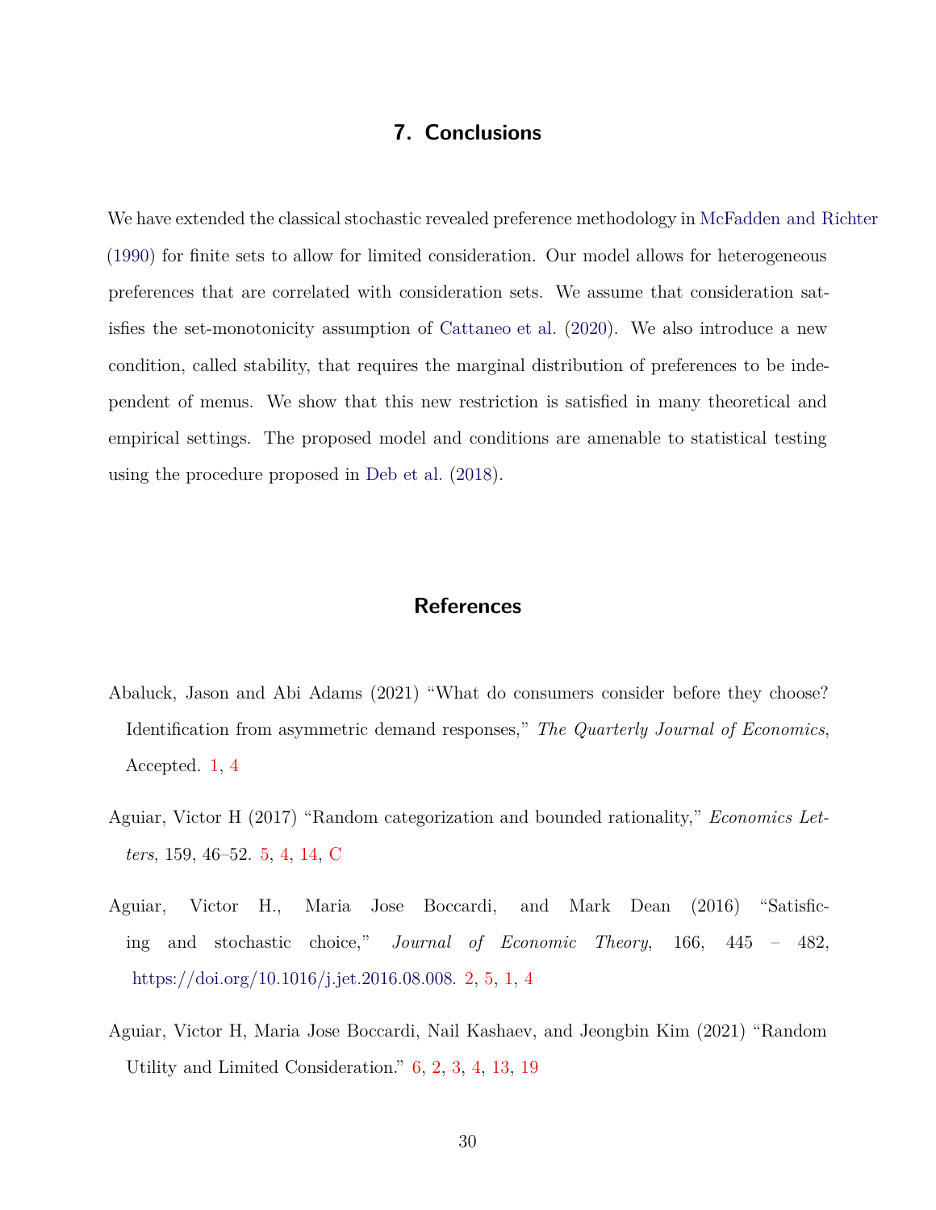## 7. Conclusions

We have extended the classical stochastic revealed preference methodology in McFadden and Richter (1990) for finite sets to allow for limited consideration. Our model allows for heterogeneous preferences that are correlated with consideration sets. We assume that consideration satisfies the set-monotonicity assumption of Cattaneo et al. (2020). We also introduce a new condition, called stability, that requires the marginal distribution of preferences to be independent of menus. We show that this new restriction is satisfied in many theoretical and empirical settings. The proposed model and conditions are amenable to statistical testing using the procedure proposed in Deb et al. (2018).

## References

Abaluck, Jason and Abi Adams (2021) "What do consumers consider before they choose? Identification from asymmetric demand responses," *The Quarterly Journal of Economics*, Accepted. 1, 4

Aguiar, Victor H (2017) "Random categorization and bounded rationality," *Economics Letters*, 159, 46–52. 5, 4, 14, C

Aguiar, Victor H., Maria Jose Boccardi, and Mark Dean (2016) "Satisficing and stochastic choice," *Journal of Economic Theory*, 166, 445 – 482, https://doi.org/10.1016/j.jet.2016.08.008. 2, 5, 1, 4

Aguiar, Victor H, Maria Jose Boccardi, Nail Kashaev, and Jeongbin Kim (2021) "Random Utility and Limited Consideration." 6, 2, 3, 4, 13, 19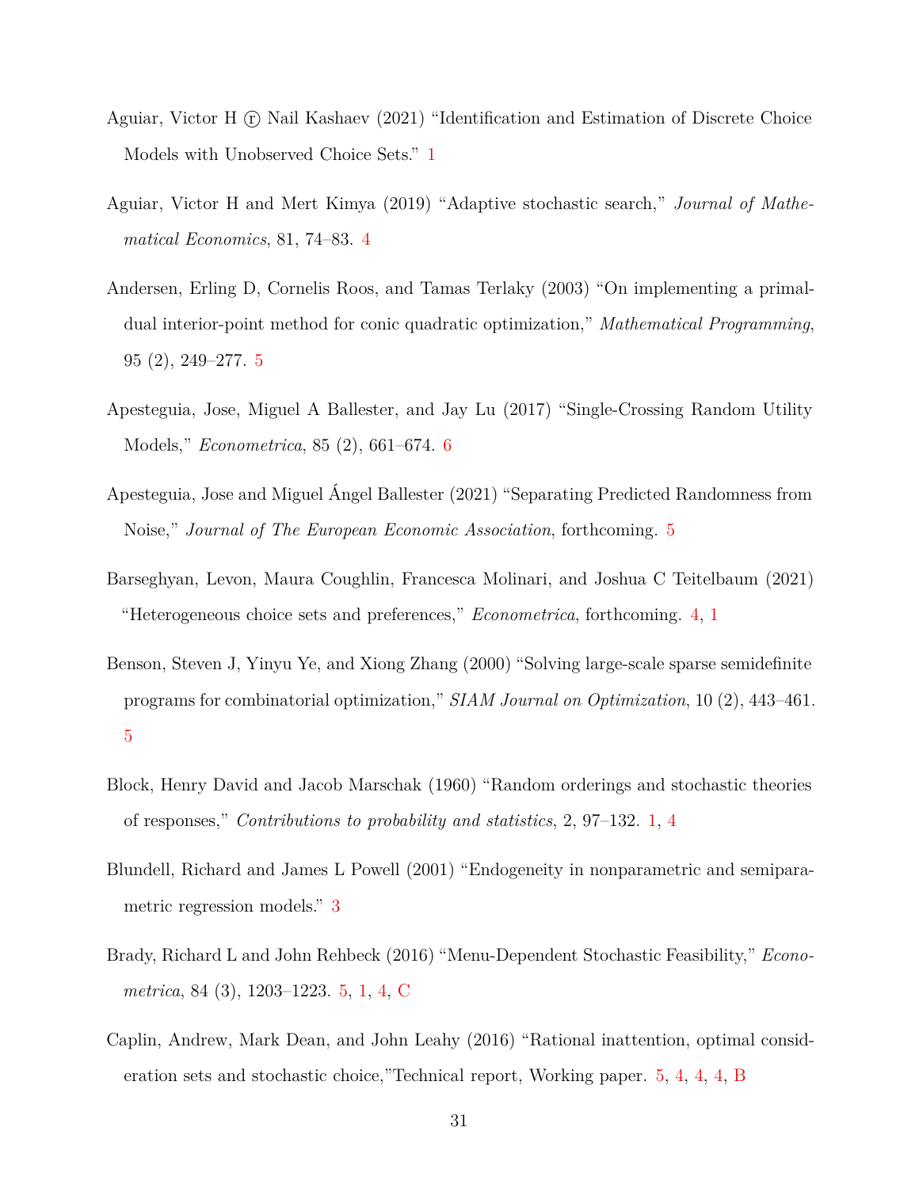Aguiar, Victor H ⓡ Nail Kashaev (2021) "Identification and Estimation of Discrete Choice Models with Unobserved Choice Sets." 1

Aguiar, Victor H and Mert Kimya (2019) "Adaptive stochastic search," *Journal of Mathematical Economics*, 81, 74–83. 4

Andersen, Erling D, Cornelis Roos, and Tamas Terlaky (2003) "On implementing a primal-dual interior-point method for conic quadratic optimization," *Mathematical Programming*, 95 (2), 249–277. 5

Apesteguia, Jose, Miguel A Ballester, and Jay Lu (2017) "Single-Crossing Random Utility Models," *Econometrica*, 85 (2), 661–674. 6

Apesteguia, Jose and Miguel Ángel Ballester (2021) "Separating Predicted Randomness from Noise," *Journal of The European Economic Association*, forthcoming. 5

Barseghyan, Levon, Maura Coughlin, Francesca Molinari, and Joshua C Teitelbaum (2021) "Heterogeneous choice sets and preferences," *Econometrica*, forthcoming. 4, 1

Benson, Steven J, Yinyu Ye, and Xiong Zhang (2000) "Solving large-scale sparse semidefinite programs for combinatorial optimization," *SIAM Journal on Optimization*, 10 (2), 443–461. 5

Block, Henry David and Jacob Marschak (1960) "Random orderings and stochastic theories of responses," *Contributions to probability and statistics*, 2, 97–132. 1, 4

Blundell, Richard and James L Powell (2001) "Endogeneity in nonparametric and semiparametric regression models." 3

Brady, Richard L and John Rehbeck (2016) "Menu-Dependent Stochastic Feasibility," *Econometrica*, 84 (3), 1203–1223. 5, 1, 4, C

Caplin, Andrew, Mark Dean, and John Leahy (2016) "Rational inattention, optimal consideration sets and stochastic choice,"Technical report, Working paper. 5, 4, 4, 4, B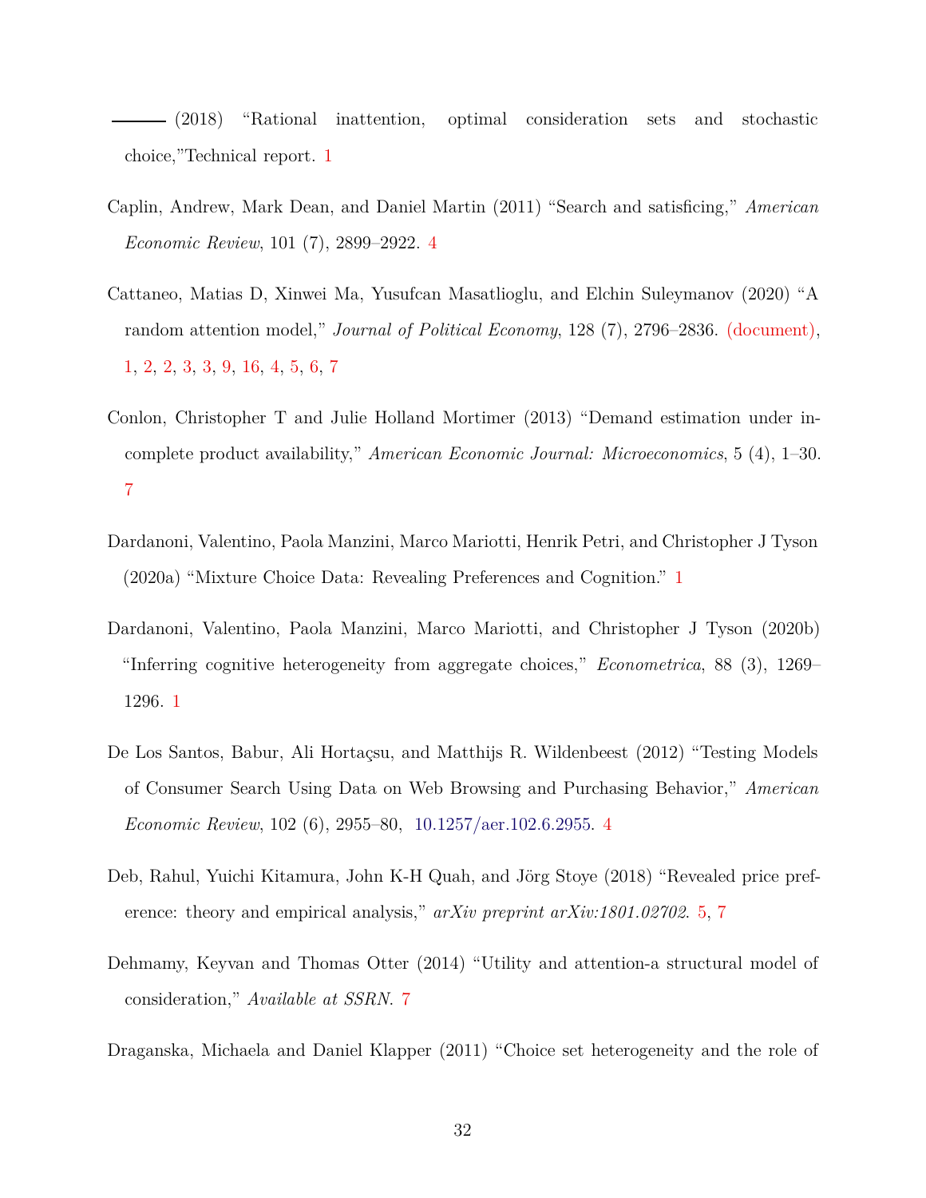——— (2018) "Rational inattention, optimal consideration sets and stochastic choice,"Technical report. 1

Caplin, Andrew, Mark Dean, and Daniel Martin (2011) "Search and satisficing," *American Economic Review*, 101 (7), 2899–2922. 4

Cattaneo, Matias D, Xinwei Ma, Yusufcan Masatlioglu, and Elchin Suleymanov (2020) "A random attention model," *Journal of Political Economy*, 128 (7), 2796–2836. (document), 1, 2, 2, 3, 3, 9, 16, 4, 5, 6, 7

Conlon, Christopher T and Julie Holland Mortimer (2013) "Demand estimation under incomplete product availability," *American Economic Journal: Microeconomics*, 5 (4), 1–30. 7

Dardanoni, Valentino, Paola Manzini, Marco Mariotti, Henrik Petri, and Christopher J Tyson (2020a) "Mixture Choice Data: Revealing Preferences and Cognition." 1

Dardanoni, Valentino, Paola Manzini, Marco Mariotti, and Christopher J Tyson (2020b) "Inferring cognitive heterogeneity from aggregate choices," *Econometrica*, 88 (3), 1269–1296. 1

De Los Santos, Babur, Ali Hortaçsu, and Matthijs R. Wildenbeest (2012) "Testing Models of Consumer Search Using Data on Web Browsing and Purchasing Behavior," *American Economic Review*, 102 (6), 2955–80, 10.1257/aer.102.6.2955. 4

Deb, Rahul, Yuichi Kitamura, John K-H Quah, and Jörg Stoye (2018) "Revealed price preference: theory and empirical analysis," *arXiv preprint arXiv:1801.02702*. 5, 7

Dehmamy, Keyvan and Thomas Otter (2014) "Utility and attention-a structural model of consideration," *Available at SSRN*. 7

Draganska, Michaela and Daniel Klapper (2011) "Choice set heterogeneity and the role of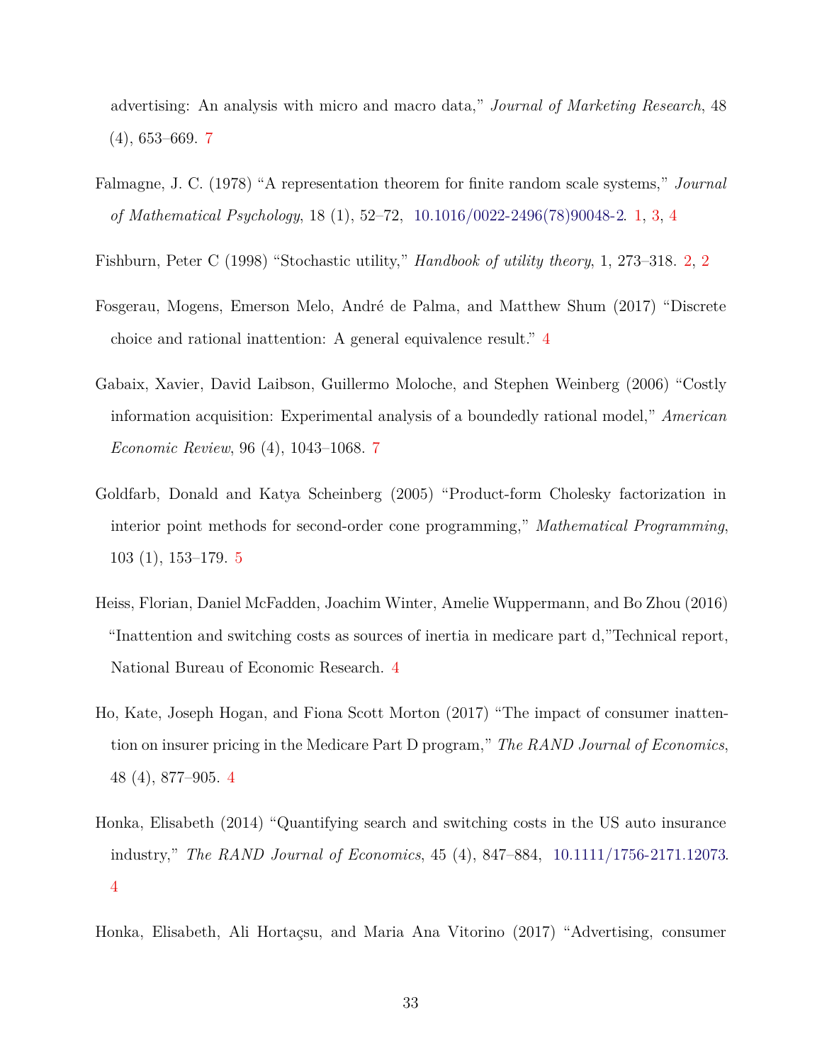advertising: An analysis with micro and macro data," *Journal of Marketing Research*, 48 (4), 653–669. 7

Falmagne, J. C. (1978) "A representation theorem for finite random scale systems," *Journal of Mathematical Psychology*, 18 (1), 52–72, 10.1016/0022-2496(78)90048-2. 1, 3, 4

Fishburn, Peter C (1998) "Stochastic utility," *Handbook of utility theory*, 1, 273–318. 2, 2

Fosgerau, Mogens, Emerson Melo, André de Palma, and Matthew Shum (2017) "Discrete choice and rational inattention: A general equivalence result." 4

Gabaix, Xavier, David Laibson, Guillermo Moloche, and Stephen Weinberg (2006) "Costly information acquisition: Experimental analysis of a boundedly rational model," *American Economic Review*, 96 (4), 1043–1068. 7

Goldfarb, Donald and Katya Scheinberg (2005) "Product-form Cholesky factorization in interior point methods for second-order cone programming," *Mathematical Programming*, 103 (1), 153–179. 5

Heiss, Florian, Daniel McFadden, Joachim Winter, Amelie Wuppermann, and Bo Zhou (2016) "Inattention and switching costs as sources of inertia in medicare part d,"Technical report, National Bureau of Economic Research. 4

Ho, Kate, Joseph Hogan, and Fiona Scott Morton (2017) "The impact of consumer inattention on insurer pricing in the Medicare Part D program," *The RAND Journal of Economics*, 48 (4), 877–905. 4

Honka, Elisabeth (2014) "Quantifying search and switching costs in the US auto insurance industry," *The RAND Journal of Economics*, 45 (4), 847–884, 10.1111/1756-2171.12073. 4

Honka, Elisabeth, Ali Hortaçsu, and Maria Ana Vitorino (2017) "Advertising, consumer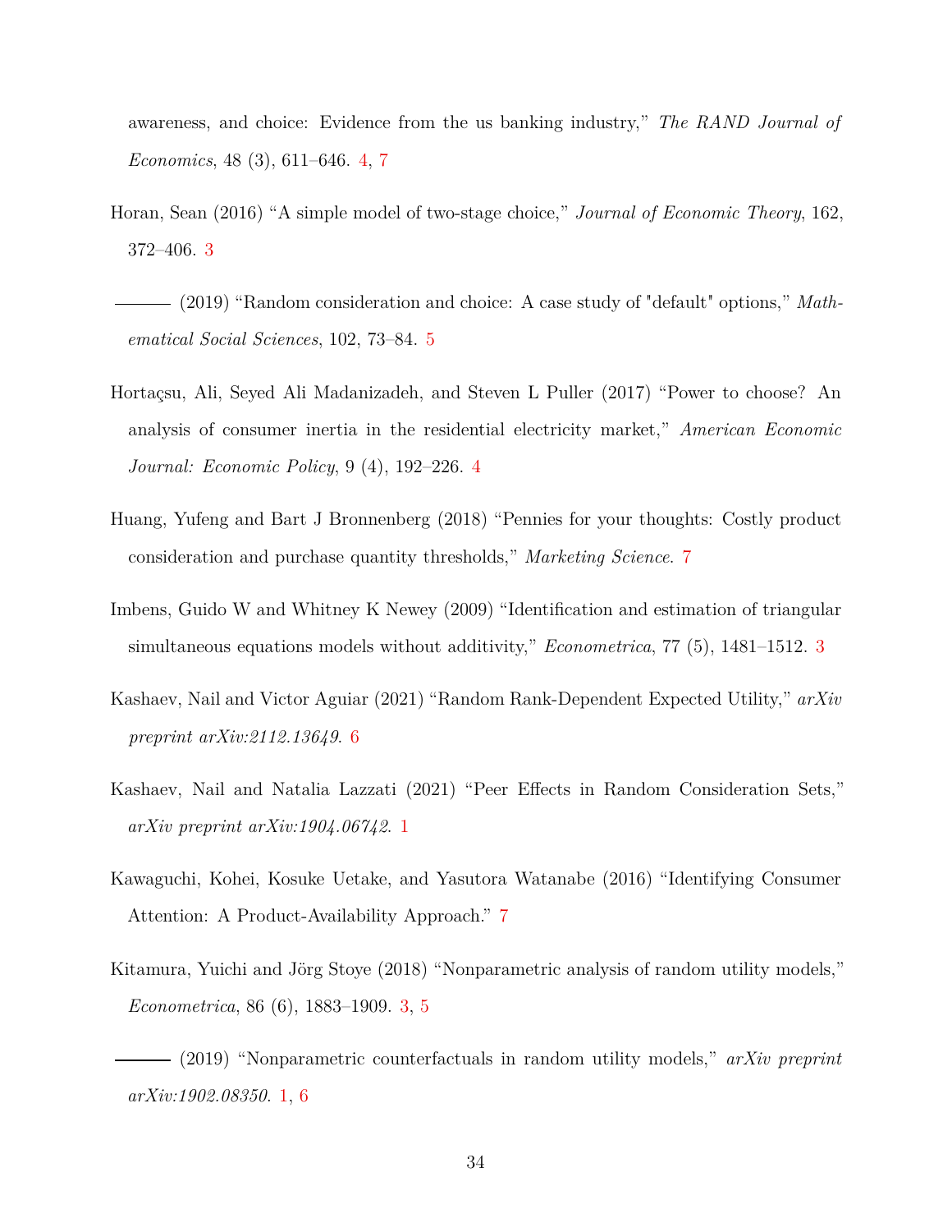awareness, and choice: Evidence from the us banking industry," *The RAND Journal of Economics*, 48 (3), 611–646. 4, 7

Horan, Sean (2016) "A simple model of two-stage choice," *Journal of Economic Theory*, 162, 372–406. 3

——— (2019) "Random consideration and choice: A case study of "default" options," *Mathematical Social Sciences*, 102, 73–84. 5

Hortaçsu, Ali, Seyed Ali Madanizadeh, and Steven L Puller (2017) "Power to choose? An analysis of consumer inertia in the residential electricity market," *American Economic Journal: Economic Policy*, 9 (4), 192–226. 4

Huang, Yufeng and Bart J Bronnenberg (2018) "Pennies for your thoughts: Costly product consideration and purchase quantity thresholds," *Marketing Science*. 7

Imbens, Guido W and Whitney K Newey (2009) "Identification and estimation of triangular simultaneous equations models without additivity," *Econometrica*, 77 (5), 1481–1512. 3

Kashaev, Nail and Victor Aguiar (2021) "Random Rank-Dependent Expected Utility," *arXiv preprint arXiv:2112.13649*. 6

Kashaev, Nail and Natalia Lazzati (2021) "Peer Effects in Random Consideration Sets," *arXiv preprint arXiv:1904.06742*. 1

Kawaguchi, Kohei, Kosuke Uetake, and Yasutora Watanabe (2016) "Identifying Consumer Attention: A Product-Availability Approach." 7

Kitamura, Yuichi and Jörg Stoye (2018) "Nonparametric analysis of random utility models," *Econometrica*, 86 (6), 1883–1909. 3, 5

——— (2019) "Nonparametric counterfactuals in random utility models," *arXiv preprint arXiv:1902.08350*. 1, 6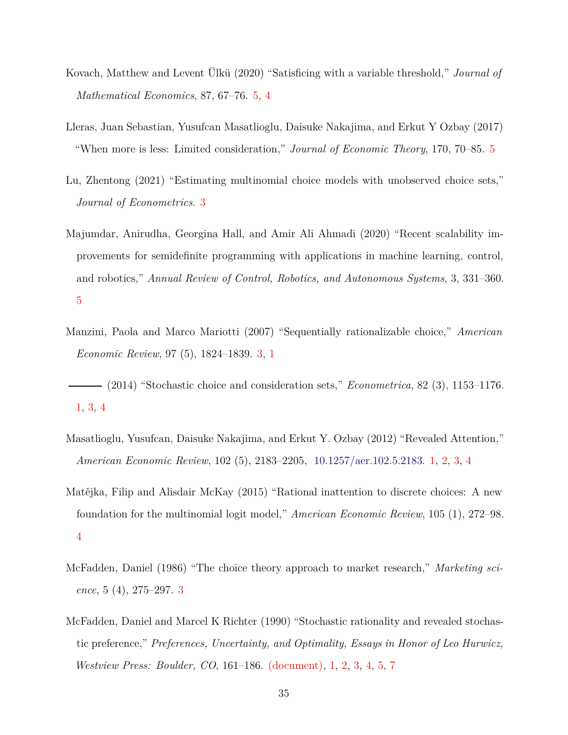Kovach, Matthew and Levent Ülkü (2020) "Satisficing with a variable threshold," *Journal of Mathematical Economics*, 87, 67–76. 5, 4

Lleras, Juan Sebastian, Yusufcan Masatlioglu, Daisuke Nakajima, and Erkut Y Ozbay (2017) "When more is less: Limited consideration," *Journal of Economic Theory*, 170, 70–85. 5

Lu, Zhentong (2021) "Estimating multinomial choice models with unobserved choice sets," *Journal of Econometrics*. 3

Majumdar, Anirudha, Georgina Hall, and Amir Ali Ahmadi (2020) "Recent scalability improvements for semidefinite programming with applications in machine learning, control, and robotics," *Annual Review of Control, Robotics, and Autonomous Systems*, 3, 331–360. 5

Manzini, Paola and Marco Mariotti (2007) "Sequentially rationalizable choice," *American Economic Review*, 97 (5), 1824–1839. 3, 1

——— (2014) "Stochastic choice and consideration sets," *Econometrica*, 82 (3), 1153–1176. 1, 3, 4

Masatlioglu, Yusufcan, Daisuke Nakajima, and Erkut Y. Ozbay (2012) "Revealed Attention," *American Economic Review*, 102 (5), 2183–2205, 10.1257/aer.102.5.2183. 1, 2, 3, 4

Matějka, Filip and Alisdair McKay (2015) "Rational inattention to discrete choices: A new foundation for the multinomial logit model," *American Economic Review*, 105 (1), 272–98. 4

McFadden, Daniel (1986) "The choice theory approach to market research," *Marketing science*, 5 (4), 275–297. 3

McFadden, Daniel and Marcel K Richter (1990) "Stochastic rationality and revealed stochastic preference," *Preferences, Uncertainty, and Optimality, Essays in Honor of Leo Hurwicz, Westview Press: Boulder, CO*, 161–186. (document), 1, 2, 3, 4, 5, 7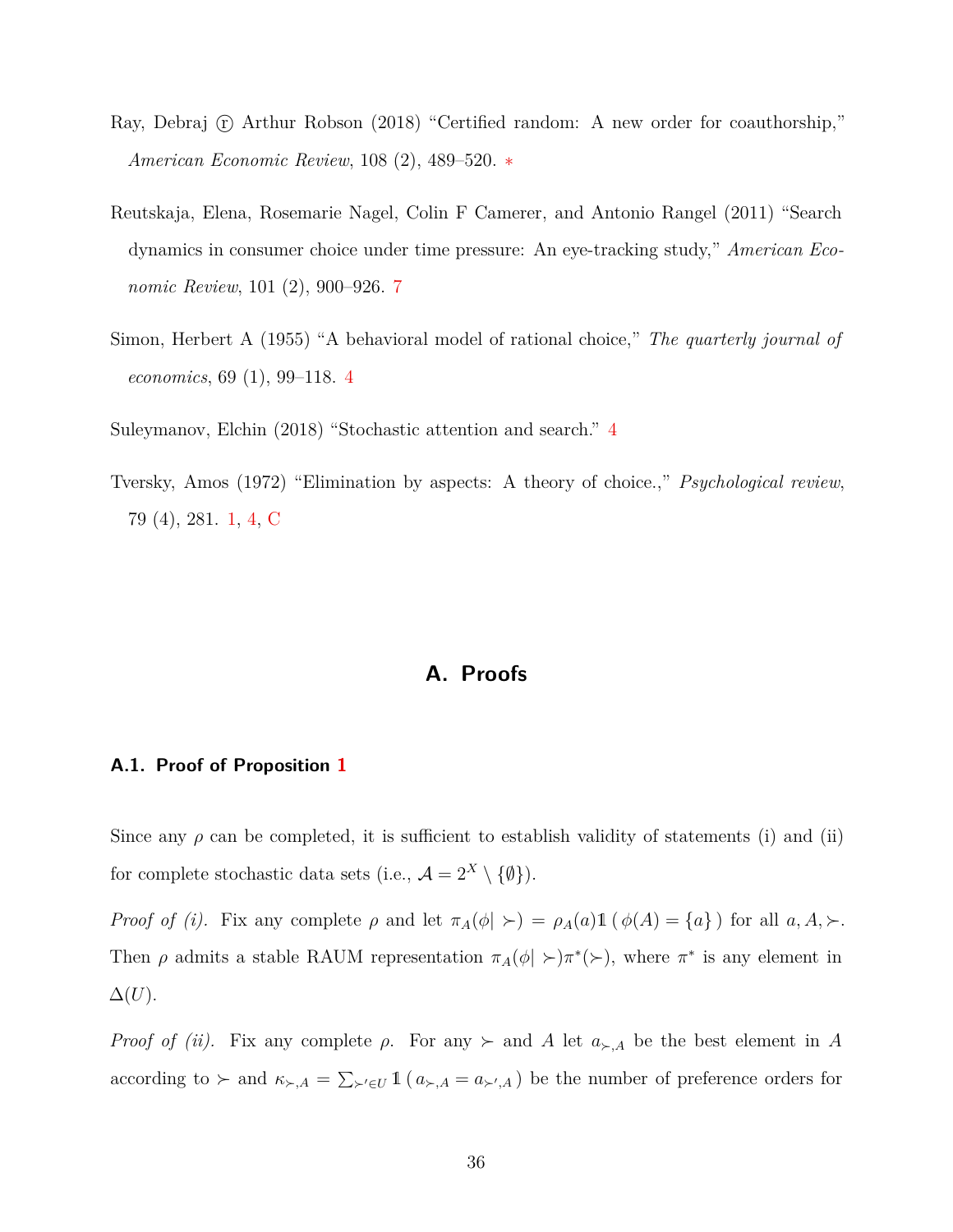Ray, Debraj ⓡ Arthur Robson (2018) “Certified random: A new order for coauthorship,” *American Economic Review*, 108 (2), 489–520. *

Reutskaja, Elena, Rosemarie Nagel, Colin F Camerer, and Antonio Rangel (2011) “Search dynamics in consumer choice under time pressure: An eye-tracking study,” *American Economic Review*, 101 (2), 900–926. 7

Simon, Herbert A (1955) “A behavioral model of rational choice,” *The quarterly journal of economics*, 69 (1), 99–118. 4

Suleymanov, Elchin (2018) “Stochastic attention and search.” 4

Tversky, Amos (1972) “Elimination by aspects: A theory of choice.,” *Psychological review*, 79 (4), 281. 1, 4, C

# A. Proofs

## A.1. Proof of Proposition 1

Since any $\rho$ can be completed, it is sufficient to establish validity of statements (i) and (ii) for complete stochastic data sets (i.e., $\mathcal{A} = 2^X \setminus \{\emptyset\}$).

*Proof of (i).* Fix any complete $\rho$ and let $\pi_A(\phi|\succ) = \rho_A(a)\mathbb{1}(\phi(A) = \{a\})$ for all $a, A, \succ$. Then $\rho$ admits a stable RAUM representation $\pi_A(\phi|\succ)\pi^*(\succ)$, where $\pi^*$ is any element in $\Delta(U)$.

*Proof of (ii).* Fix any complete $\rho$. For any $\succ$ and $A$ let $a_{\succ,A}$ be the best element in $A$ according to $\succ$ and $\kappa_{\succ,A} = \sum_{\succ' \in U} \mathbb{1}(a_{\succ,A} = a_{\succ',A})$ be the number of preference orders for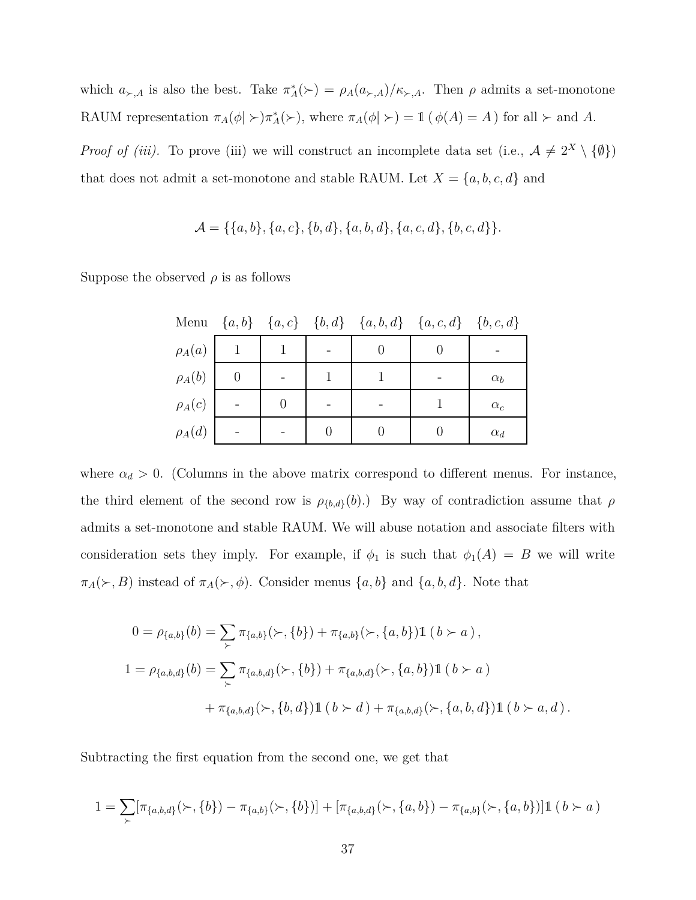which $a_{\succ,A}$ is also the best. Take $\pi^*_A(\succ) = \rho_A(a_{\succ,A})/\kappa_{\succ,A}$. Then $\rho$ admits a set-monotone RAUM representation $\pi_A(\phi|\succ)\pi^*_A(\succ)$, where $\pi_A(\phi|\succ) = \mathbb{1}(\phi(A) = A)$ for all $\succ$ and $A$.

*Proof of (iii).* To prove (iii) we will construct an incomplete data set (i.e., $\mathcal{A} \neq 2^X \setminus \{\emptyset\}$) that does not admit a set-monotone and stable RAUM. Let $X = \{a, b, c, d\}$ and

$$\mathcal{A} = \{\{a,b\}, \{a,c\}, \{b,d\}, \{a,b,d\}, \{a,c,d\}, \{b,c,d\}\}.$$

Suppose the observed $\rho$ is as follows

| Menu | $\{a,b\}$ | $\{a,c\}$ | $\{b,d\}$ | $\{a,b,d\}$ | $\{a,c,d\}$ | $\{b,c,d\}$ |
|---|---|---|---|---|---|---|
| $\rho_A(a)$ | 1 | 1 | - | 0 | 0 | - |
| $\rho_A(b)$ | 0 | - | 1 | 1 | - | $\alpha_b$ |
| $\rho_A(c)$ | - | 0 | - | - | 1 | $\alpha_c$ |
| $\rho_A(d)$ | - | - | 0 | 0 | 0 | $\alpha_d$ |

where $\alpha_d > 0$. (Columns in the above matrix correspond to different menus. For instance, the third element of the second row is $\rho_{\{b,d\}}(b)$.) By way of contradiction assume that $\rho$ admits a set-monotone and stable RAUM. We will abuse notation and associate filters with consideration sets they imply. For example, if $\phi_1$ is such that $\phi_1(A) = B$ we will write $\pi_A(\succ, B)$ instead of $\pi_A(\succ, \phi)$. Consider menus $\{a,b\}$ and $\{a,b,d\}$. Note that

$$
\begin{aligned}
0 = \rho_{\{a,b\}}(b) &= \sum_{\succ} \pi_{\{a,b\}}(\succ, \{b\}) + \pi_{\{a,b\}}(\succ, \{a,b\})\mathbb{1}(b \succ a), \\
1 = \rho_{\{a,b,d\}}(b) &= \sum_{\succ} \pi_{\{a,b,d\}}(\succ, \{b\}) + \pi_{\{a,b,d\}}(\succ, \{a,b\})\mathbb{1}(b \succ a) \\
&\quad + \pi_{\{a,b,d\}}(\succ, \{b,d\})\mathbb{1}(b \succ d) + \pi_{\{a,b,d\}}(\succ, \{a,b,d\})\mathbb{1}(b \succ a, d).
\end{aligned}
$$

Subtracting the first equation from the second one, we get that

$$1 = \sum_{\succ}[\pi_{\{a,b,d\}}(\succ, \{b\}) - \pi_{\{a,b\}}(\succ, \{b\})] + [\pi_{\{a,b,d\}}(\succ, \{a,b\}) - \pi_{\{a,b\}}(\succ, \{a,b\})]\mathbb{1}(b \succ a)$$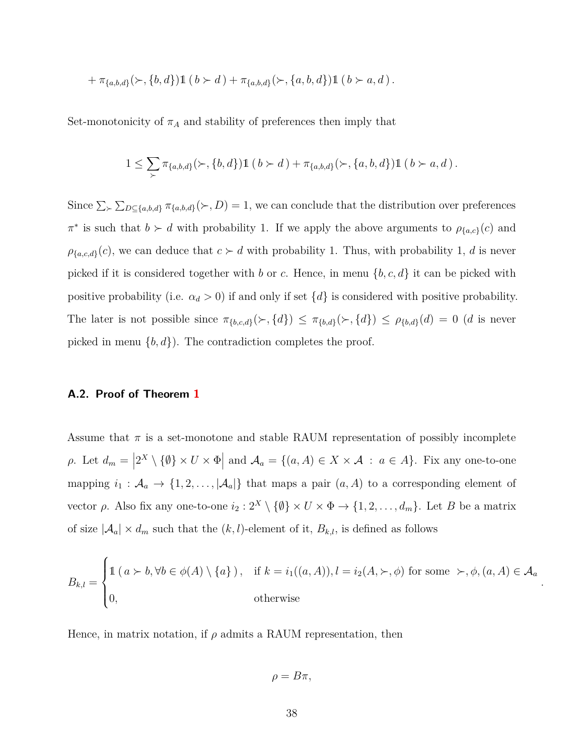$$+\, \pi_{\{a,b,d\}}(\succ, \{b,d\}) \mathbb{1}\left( b \succ d \right) + \pi_{\{a,b,d\}}(\succ, \{a,b,d\}) \mathbb{1}\left( b \succ a, d \right).$$

Set-monotonicity of $\pi_A$ and stability of preferences then imply that

$$1 \leq \sum_{\succ} \pi_{\{a,b,d\}}(\succ, \{b,d\}) \mathbb{1}\left( b \succ d \right) + \pi_{\{a,b,d\}}(\succ, \{a,b,d\}) \mathbb{1}\left( b \succ a, d \right).$$

Since $\sum_{\succ} \sum_{D \subseteq \{a,b,d\}} \pi_{\{a,b,d\}}(\succ, D) = 1$, we can conclude that the distribution over preferences $\pi^*$ is such that $b \succ d$ with probability 1. If we apply the above arguments to $\rho_{\{a,c\}}(c)$ and $\rho_{\{a,c,d\}}(c)$, we can deduce that $c \succ d$ with probability 1. Thus, with probability 1, $d$ is never picked if it is considered together with $b$ or $c$. Hence, in menu $\{b,c,d\}$ it can be picked with positive probability (i.e. $\alpha_d > 0$) if and only if set $\{d\}$ is considered with positive probability. The later is not possible since $\pi_{\{b,c,d\}}(\succ, \{d\}) \leq \pi_{\{b,d\}}(\succ, \{d\}) \leq \rho_{\{b,d\}}(d) = 0$ ($d$ is never picked in menu $\{b,d\}$). The contradiction completes the proof.

### A.2. Proof of Theorem 1

Assume that $\pi$ is a set-monotone and stable RAUM representation of possibly incomplete $\rho$. Let $d_m = \left|2^X \setminus \{\emptyset\} \times U \times \Phi\right|$ and $\mathcal{A}_a = \{(a, A) \in X \times \mathcal{A} \,:\, a \in A\}$. Fix any one-to-one mapping $i_1 : \mathcal{A}_a \to \{1, 2, \ldots, |\mathcal{A}_a|\}$ that maps a pair $(a, A)$ to a corresponding element of vector $\rho$. Also fix any one-to-one $i_2 : 2^X \setminus \{\emptyset\} \times U \times \Phi \to \{1, 2, \ldots, d_m\}$. Let $B$ be a matrix of size $|\mathcal{A}_a| \times d_m$ such that the $(k,l)$-element of it, $B_{k,l}$, is defined as follows

$$B_{k,l} = \begin{cases} \mathbb{1}\left( a \succ b, \forall b \in \phi(A) \setminus \{a\} \right), & \text{if } k = i_1((a,A)), l = i_2(A, \succ, \phi) \text{ for some } \succ, \phi, (a,A) \in \mathcal{A}_a \\ 0, & \text{otherwise} \end{cases}.$$

Hence, in matrix notation, if $\rho$ admits a RAUM representation, then

$$\rho = B\pi,$$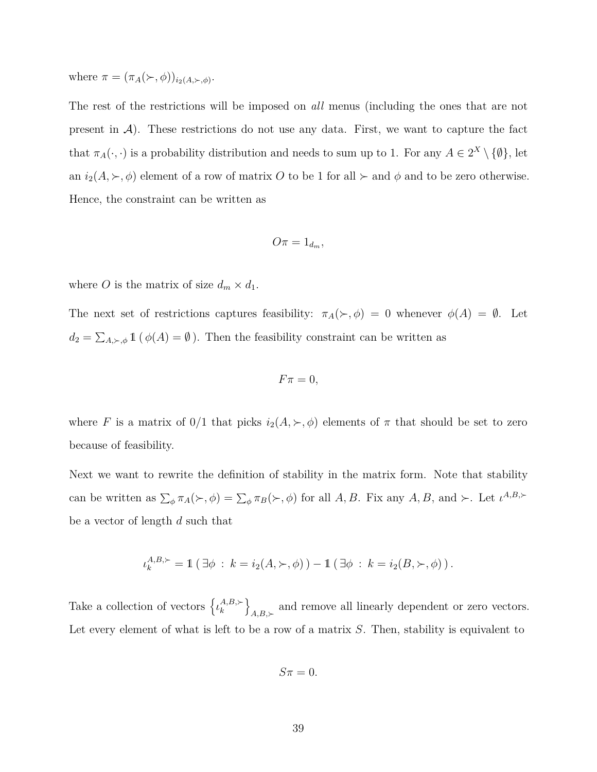where $\pi = (\pi_A(\succ, \phi))_{i_2(A,\succ,\phi)}$.

The rest of the restrictions will be imposed on *all* menus (including the ones that are not present in $\mathcal{A}$). These restrictions do not use any data. First, we want to capture the fact that $\pi_A(\cdot, \cdot)$ is a probability distribution and needs to sum up to 1. For any $A \in 2^X \setminus \{\emptyset\}$, let an $i_2(A, \succ, \phi)$ element of a row of matrix $O$ to be 1 for all $\succ$ and $\phi$ and to be zero otherwise. Hence, the constraint can be written as

$$O\pi = 1_{d_m},$$

where $O$ is the matrix of size $d_m \times d_1$.

The next set of restrictions captures feasibility: $\pi_A(\succ, \phi) = 0$ whenever $\phi(A) = \emptyset$. Let $d_2 = \sum_{A,\succ,\phi} \mathbb{1}\left(\phi(A) = \emptyset\right)$. Then the feasibility constraint can be written as

$$F\pi = 0,$$

where $F$ is a matrix of 0/1 that picks $i_2(A, \succ, \phi)$ elements of $\pi$ that should be set to zero because of feasibility.

Next we want to rewrite the definition of stability in the matrix form. Note that stability can be written as $\sum_\phi \pi_A(\succ, \phi) = \sum_\phi \pi_B(\succ, \phi)$ for all $A, B$. Fix any $A, B$, and $\succ$. Let $\iota^{A,B,\succ}$ be a vector of length $d$ such that

$$\iota_k^{A,B,\succ} = \mathbb{1}\left(\exists \phi \,:\, k = i_2(A, \succ, \phi)\right) - \mathbb{1}\left(\exists \phi \,:\, k = i_2(B, \succ, \phi)\right).$$

Take a collection of vectors $\left\{\iota_k^{A,B,\succ}\right\}_{A,B,\succ}$ and remove all linearly dependent or zero vectors. Let every element of what is left to be a row of a matrix $S$. Then, stability is equivalent to

$$S\pi = 0.$$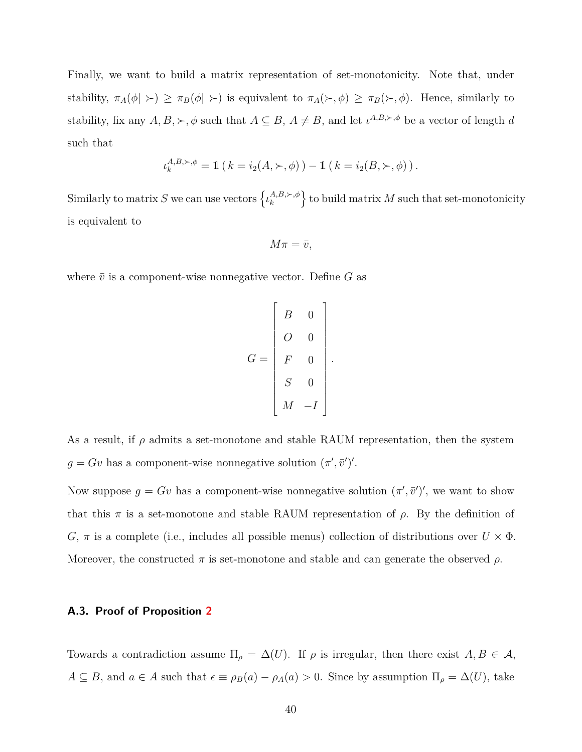Finally, we want to build a matrix representation of set-monotonicity. Note that, under stability, $\pi_A(\phi|\succ) \geq \pi_B(\phi|\succ)$ is equivalent to $\pi_A(\succ,\phi) \geq \pi_B(\succ,\phi)$. Hence, similarly to stability, fix any $A, B, \succ, \phi$ such that $A \subseteq B$, $A \neq B$, and let $\iota^{A,B,\succ,\phi}$ be a vector of length $d$ such that

$$\iota_k^{A,B,\succ,\phi} = \mathbb{1}\left(\, k = i_2(A,\succ,\phi)\,\right) - \mathbb{1}\left(\, k = i_2(B,\succ,\phi)\,\right).$$

Similarly to matrix $S$ we can use vectors $\left\{\iota_k^{A,B,\succ,\phi}\right\}$ to build matrix $M$ such that set-monotonicity is equivalent to

$$M\pi = \bar{v},$$

where $\bar{v}$ is a component-wise nonnegative vector. Define $G$ as

$$G = \begin{bmatrix} B & 0 \\ O & 0 \\ F & 0 \\ S & 0 \\ M & -I \end{bmatrix}.$$

As a result, if $\rho$ admits a set-monotone and stable RAUM representation, then the system $g = Gv$ has a component-wise nonnegative solution $(\pi', \bar{v}')'$.

Now suppose $g = Gv$ has a component-wise nonnegative solution $(\pi', \bar{v}')'$, we want to show that this $\pi$ is a set-monotone and stable RAUM representation of $\rho$. By the definition of $G$, $\pi$ is a complete (i.e., includes all possible menus) collection of distributions over $U \times \Phi$. Moreover, the constructed $\pi$ is set-monotone and stable and can generate the observed $\rho$.

### A.3. Proof of Proposition 2

Towards a contradiction assume $\Pi_\rho = \Delta(U)$. If $\rho$ is irregular, then there exist $A, B \in \mathcal{A}$, $A \subseteq B$, and $a \in A$ such that $\epsilon \equiv \rho_B(a) - \rho_A(a) > 0$. Since by assumption $\Pi_\rho = \Delta(U)$, take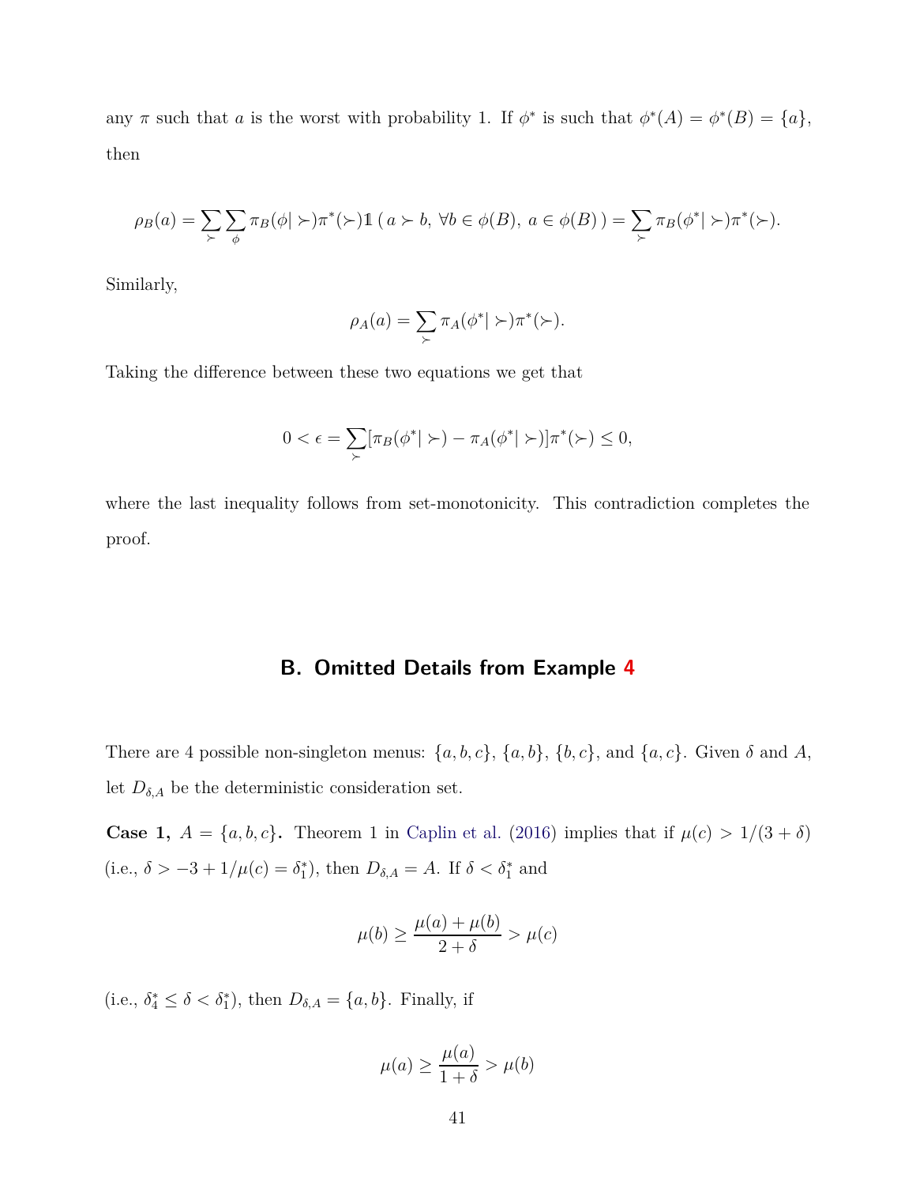any $\pi$ such that $a$ is the worst with probability 1. If $\phi^*$ is such that $\phi^*(A) = \phi^*(B) = \{a\}$, then

$$\rho_B(a) = \sum_{\succ} \sum_{\phi} \pi_B(\phi | \succ) \pi^*(\succ) \mathbb{1}\left( a \succ b,\ \forall b \in \phi(B),\ a \in \phi(B) \right) = \sum_{\succ} \pi_B(\phi^* | \succ) \pi^*(\succ).$$

Similarly,

$$\rho_A(a) = \sum_{\succ} \pi_A(\phi^* | \succ) \pi^*(\succ).$$

Taking the difference between these two equations we get that

$$0 < \epsilon = \sum_{\succ} [\pi_B(\phi^* | \succ) - \pi_A(\phi^* | \succ)] \pi^*(\succ) \leq 0,$$

where the last inequality follows from set-monotonicity. This contradiction completes the proof.

## B. Omitted Details from Example 4

There are 4 possible non-singleton menus: $\{a, b, c\}$, $\{a, b\}$, $\{b, c\}$, and $\{a, c\}$. Given $\delta$ and $A$, let $D_{\delta,A}$ be the deterministic consideration set.

**Case 1, $A = \{a, b, c\}$.** Theorem 1 in Caplin et al. (2016) implies that if $\mu(c) > 1/(3 + \delta)$ (i.e., $\delta > -3 + 1/\mu(c) = \delta_1^*$), then $D_{\delta,A} = A$. If $\delta < \delta_1^*$ and

$$\mu(b) \geq \frac{\mu(a) + \mu(b)}{2 + \delta} > \mu(c)$$

(i.e., $\delta_4^* \leq \delta < \delta_1^*$), then $D_{\delta,A} = \{a, b\}$. Finally, if

$$\mu(a) \geq \frac{\mu(a)}{1 + \delta} > \mu(b)$$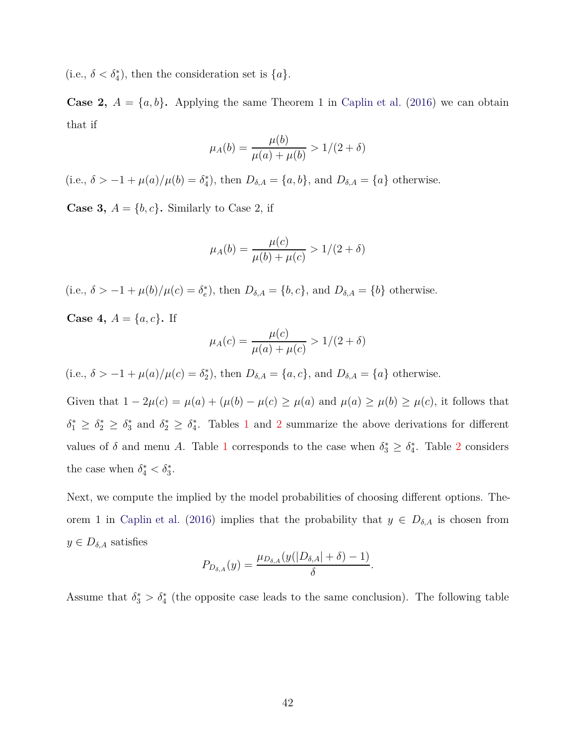(i.e., $\delta < \delta_4^*$), then the consideration set is $\{a\}$.

**Case 2,** $A = \{a, b\}$**.** Applying the same Theorem 1 in Caplin et al. (2016) we can obtain that if

$$\mu_A(b) = \frac{\mu(b)}{\mu(a) + \mu(b)} > 1/(2 + \delta)$$

(i.e., $\delta > -1 + \mu(a)/\mu(b) = \delta_4^*$), then $D_{\delta,A} = \{a, b\}$, and $D_{\delta,A} = \{a\}$ otherwise.

**Case 3,** $A = \{b, c\}$**.** Similarly to Case 2, if

$$\mu_A(b) = \frac{\mu(c)}{\mu(b) + \mu(c)} > 1/(2 + \delta)$$

(i.e., $\delta > -1 + \mu(b)/\mu(c) = \delta_e^*$), then $D_{\delta,A} = \{b, c\}$, and $D_{\delta,A} = \{b\}$ otherwise.

**Case 4,** $A = \{a, c\}$**.** If

$$\mu_A(c) = \frac{\mu(c)}{\mu(a) + \mu(c)} > 1/(2 + \delta)$$

(i.e., $\delta > -1 + \mu(a)/\mu(c) = \delta_2^*$), then $D_{\delta,A} = \{a, c\}$, and $D_{\delta,A} = \{a\}$ otherwise.

Given that $1 - 2\mu(c) = \mu(a) + (\mu(b) - \mu(c) \geq \mu(a)$ and $\mu(a) \geq \mu(b) \geq \mu(c)$, it follows that $\delta_1^* \geq \delta_2^* \geq \delta_3^*$ and $\delta_2^* \geq \delta_4^*$. Tables 1 and 2 summarize the above derivations for different values of $\delta$ and menu $A$. Table 1 corresponds to the case when $\delta_3^* \geq \delta_4^*$. Table 2 considers the case when $\delta_4^* < \delta_3^*$.

Next, we compute the implied by the model probabilities of choosing different options. Theorem 1 in Caplin et al. (2016) implies that the probability that $y \in D_{\delta,A}$ is chosen from $y \in D_{\delta,A}$ satisfies

$$P_{D_{\delta,A}}(y) = \frac{\mu_{D_{\delta,A}}(y(|D_{\delta,A}| + \delta) - 1)}{\delta}.$$

Assume that $\delta_3^* > \delta_4^*$ (the opposite case leads to the same conclusion). The following table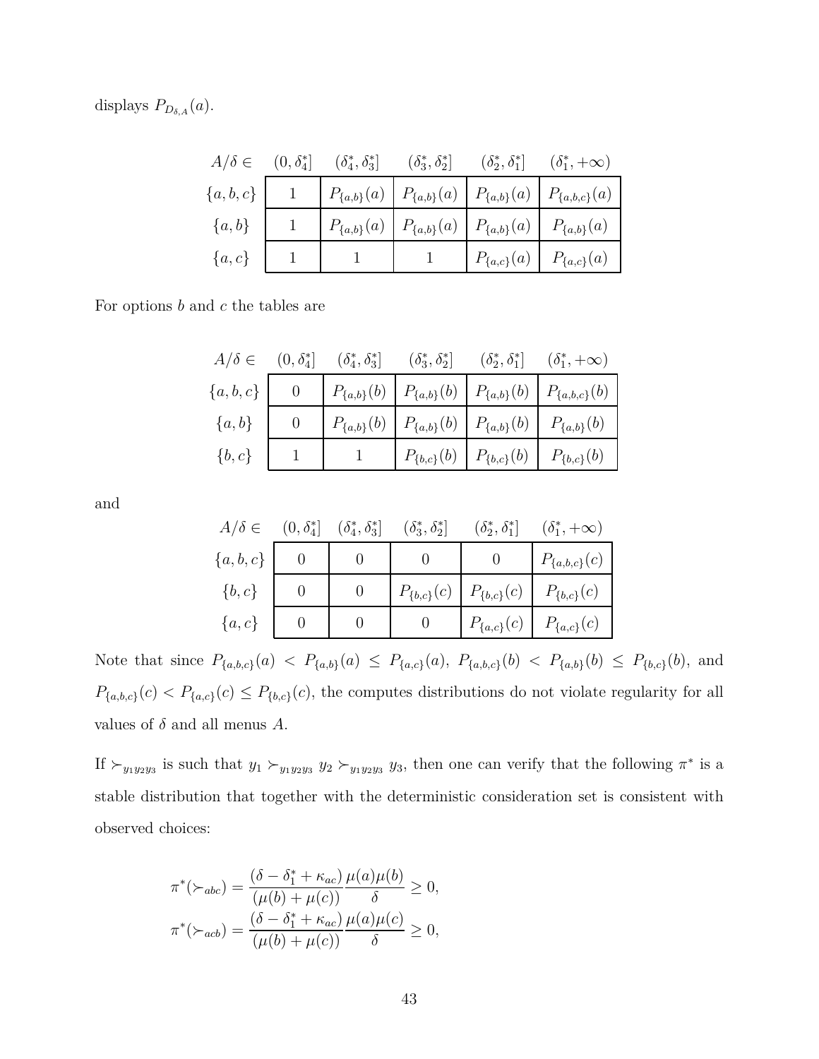displays $P_{D_{\delta,A}}(a)$.

| $A/\delta \in$ | $(0, \delta_4^*]$ | $(\delta_4^*, \delta_3^*]$ | $(\delta_3^*, \delta_2^*]$ | $(\delta_2^*, \delta_1^*]$ | $(\delta_1^*, +\infty)$ |
|---|---|---|---|---|---|
| $\{a, b, c\}$ | 1 | $P_{\{a,b\}}(a)$ | $P_{\{a,b\}}(a)$ | $P_{\{a,b\}}(a)$ | $P_{\{a,b,c\}}(a)$ |
| $\{a, b\}$ | 1 | $P_{\{a,b\}}(a)$ | $P_{\{a,b\}}(a)$ | $P_{\{a,b\}}(a)$ | $P_{\{a,b\}}(a)$ |
| $\{a, c\}$ | 1 | 1 | 1 | $P_{\{a,c\}}(a)$ | $P_{\{a,c\}}(a)$ |

For options $b$ and $c$ the tables are

| $A/\delta \in$ | $(0, \delta_4^*]$ | $(\delta_4^*, \delta_3^*]$ | $(\delta_3^*, \delta_2^*]$ | $(\delta_2^*, \delta_1^*]$ | $(\delta_1^*, +\infty)$ |
|---|---|---|---|---|---|
| $\{a, b, c\}$ | 0 | $P_{\{a,b\}}(b)$ | $P_{\{a,b\}}(b)$ | $P_{\{a,b\}}(b)$ | $P_{\{a,b,c\}}(b)$ |
| $\{a, b\}$ | 0 | $P_{\{a,b\}}(b)$ | $P_{\{a,b\}}(b)$ | $P_{\{a,b\}}(b)$ | $P_{\{a,b\}}(b)$ |
| $\{b, c\}$ | 1 | 1 | $P_{\{b,c\}}(b)$ | $P_{\{b,c\}}(b)$ | $P_{\{b,c\}}(b)$ |

and

| $A/\delta \in$ | $(0, \delta_4^*]$ | $(\delta_4^*, \delta_3^*]$ | $(\delta_3^*, \delta_2^*]$ | $(\delta_2^*, \delta_1^*]$ | $(\delta_1^*, +\infty)$ |
|---|---|---|---|---|---|
| $\{a, b, c\}$ | 0 | 0 | 0 | 0 | $P_{\{a,b,c\}}(c)$ |
| $\{b, c\}$ | 0 | 0 | $P_{\{b,c\}}(c)$ | $P_{\{b,c\}}(c)$ | $P_{\{b,c\}}(c)$ |
| $\{a, c\}$ | 0 | 0 | 0 | $P_{\{a,c\}}(c)$ | $P_{\{a,c\}}(c)$ |

Note that since $P_{\{a,b,c\}}(a) < P_{\{a,b\}}(a) \leq P_{\{a,c\}}(a)$, $P_{\{a,b,c\}}(b) < P_{\{a,b\}}(b) \leq P_{\{b,c\}}(b)$, and $P_{\{a,b,c\}}(c) < P_{\{a,c\}}(c) \leq P_{\{b,c\}}(c)$, the computes distributions do not violate regularity for all values of $\delta$ and all menus $A$.

If $\succ_{y_1y_2y_3}$ is such that $y_1 \succ_{y_1y_2y_3} y_2 \succ_{y_1y_2y_3} y_3$, then one can verify that the following $\pi^*$ is a stable distribution that together with the deterministic consideration set is consistent with observed choices:

$$
\pi^*(\succ_{abc}) = \frac{(\delta - \delta_1^* + \kappa_{ac})}{(\mu(b) + \mu(c))} \frac{\mu(a)\mu(b)}{\delta} \geq 0,
$$
$$
\pi^*(\succ_{acb}) = \frac{(\delta - \delta_1^* + \kappa_{ac})}{(\mu(b) + \mu(c))} \frac{\mu(a)\mu(c)}{\delta} \geq 0,
$$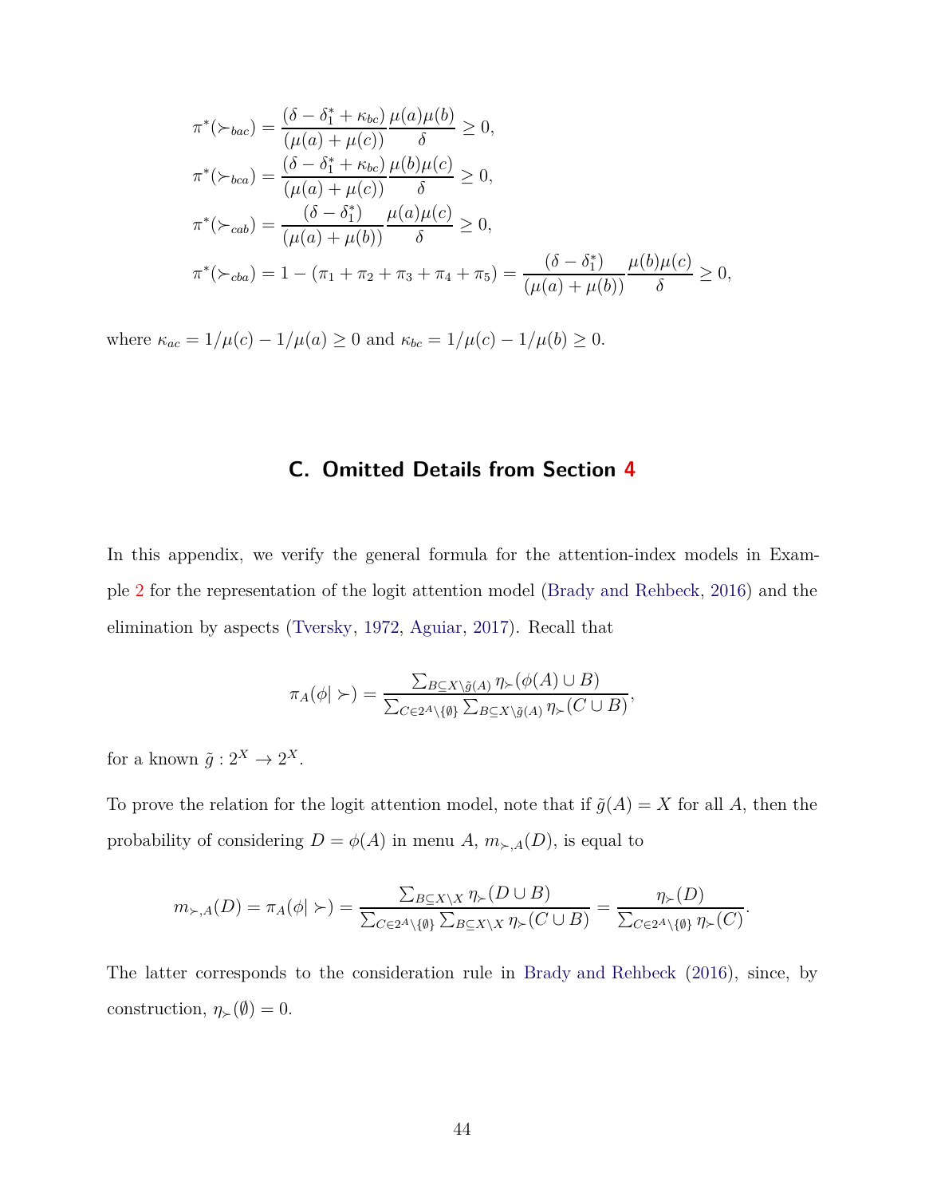$$
\begin{aligned}
\pi^*(\succ_{bac}) &= \frac{(\delta - \delta_1^* + \kappa_{bc})}{(\mu(a) + \mu(c))} \frac{\mu(a)\mu(b)}{\delta} \geq 0, \\
\pi^*(\succ_{bca}) &= \frac{(\delta - \delta_1^* + \kappa_{bc})}{(\mu(a) + \mu(c))} \frac{\mu(b)\mu(c)}{\delta} \geq 0, \\
\pi^*(\succ_{cab}) &= \frac{(\delta - \delta_1^*)}{(\mu(a) + \mu(b))} \frac{\mu(a)\mu(c)}{\delta} \geq 0, \\
\pi^*(\succ_{cba}) &= 1 - (\pi_1 + \pi_2 + \pi_3 + \pi_4 + \pi_5) = \frac{(\delta - \delta_1^*)}{(\mu(a) + \mu(b))} \frac{\mu(b)\mu(c)}{\delta} \geq 0,
\end{aligned}
$$

where $\kappa_{ac} = 1/\mu(c) - 1/\mu(a) \geq 0$ and $\kappa_{bc} = 1/\mu(c) - 1/\mu(b) \geq 0$.

## C. Omitted Details from Section 4

In this appendix, we verify the general formula for the attention-index models in Example 2 for the representation of the logit attention model (Brady and Rehbeck, 2016) and the elimination by aspects (Tversky, 1972, Aguiar, 2017). Recall that

$$
\pi_A(\phi| \succ) = \frac{\sum_{B \subseteq X \setminus \tilde{g}(A)} \eta_\succ(\phi(A) \cup B)}{\sum_{C \in 2^A \setminus \{\emptyset\}} \sum_{B \subseteq X \setminus \tilde{g}(A)} \eta_\succ(C \cup B)},
$$

for a known $\tilde{g} : 2^X \to 2^X$.

To prove the relation for the logit attention model, note that if $\tilde{g}(A) = X$ for all $A$, then the probability of considering $D = \phi(A)$ in menu $A$, $m_{\succ,A}(D)$, is equal to

$$
m_{\succ,A}(D) = \pi_A(\phi| \succ) = \frac{\sum_{B \subseteq X \setminus X} \eta_\succ(D \cup B)}{\sum_{C \in 2^A \setminus \{\emptyset\}} \sum_{B \subseteq X \setminus X} \eta_\succ(C \cup B)} = \frac{\eta_\succ(D)}{\sum_{C \in 2^A \setminus \{\emptyset\}} \eta_\succ(C)}.
$$

The latter corresponds to the consideration rule in Brady and Rehbeck (2016), since, by construction, $\eta_\succ(\emptyset) = 0$.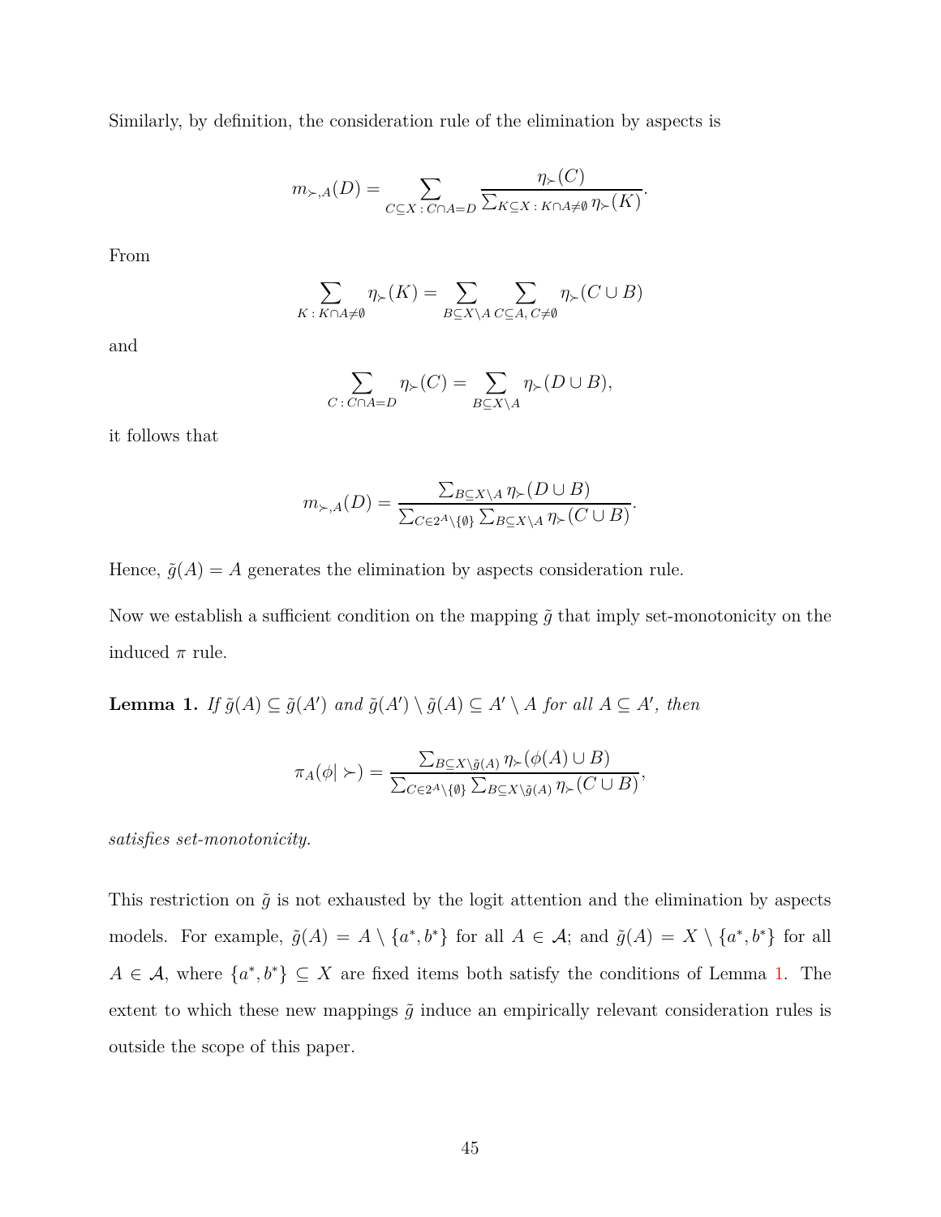Similarly, by definition, the consideration rule of the elimination by aspects is

$$m_{\succ,A}(D) = \sum_{C\subseteq X\,:\,C\cap A=D} \frac{\eta_{\succ}(C)}{\sum_{K\subseteq X\,:\,K\cap A\neq\emptyset}\eta_{\succ}(K)}.$$

From

$$\sum_{K\,:\,K\cap A\neq\emptyset} \eta_{\succ}(K) = \sum_{B\subseteq X\setminus A}\sum_{C\subseteq A,\,C\neq\emptyset} \eta_{\succ}(C\cup B)$$

and

$$\sum_{C\,:\,C\cap A=D} \eta_{\succ}(C) = \sum_{B\subseteq X\setminus A} \eta_{\succ}(D\cup B),$$

it follows that

$$m_{\succ,A}(D) = \frac{\sum_{B\subseteq X\setminus A}\eta_{\succ}(D\cup B)}{\sum_{C\in 2^A\setminus\{\emptyset\}}\sum_{B\subseteq X\setminus A}\eta_{\succ}(C\cup B)}.$$

Hence, $\tilde{g}(A) = A$ generates the elimination by aspects consideration rule.

Now we establish a sufficient condition on the mapping $\tilde{g}$ that imply set-monotonicity on the induced $\pi$ rule.

**Lemma 1.** *If $\tilde{g}(A) \subseteq \tilde{g}(A')$ and $\tilde{g}(A') \setminus \tilde{g}(A) \subseteq A' \setminus A$ for all $A \subseteq A'$, then*

$$\pi_A(\phi|\succ) = \frac{\sum_{B\subseteq X\setminus\tilde{g}(A)}\eta_{\succ}(\phi(A)\cup B)}{\sum_{C\in 2^A\setminus\{\emptyset\}}\sum_{B\subseteq X\setminus\tilde{g}(A)}\eta_{\succ}(C\cup B)},$$

*satisfies set-monotonicity.*

This restriction on $\tilde{g}$ is not exhausted by the logit attention and the elimination by aspects models. For example, $\tilde{g}(A) = A \setminus \{a^*, b^*\}$ for all $A \in \mathcal{A}$; and $\tilde{g}(A) = X \setminus \{a^*, b^*\}$ for all $A \in \mathcal{A}$, where $\{a^*, b^*\} \subseteq X$ are fixed items both satisfy the conditions of Lemma 1. The extent to which these new mappings $\tilde{g}$ induce an empirically relevant consideration rules is outside the scope of this paper.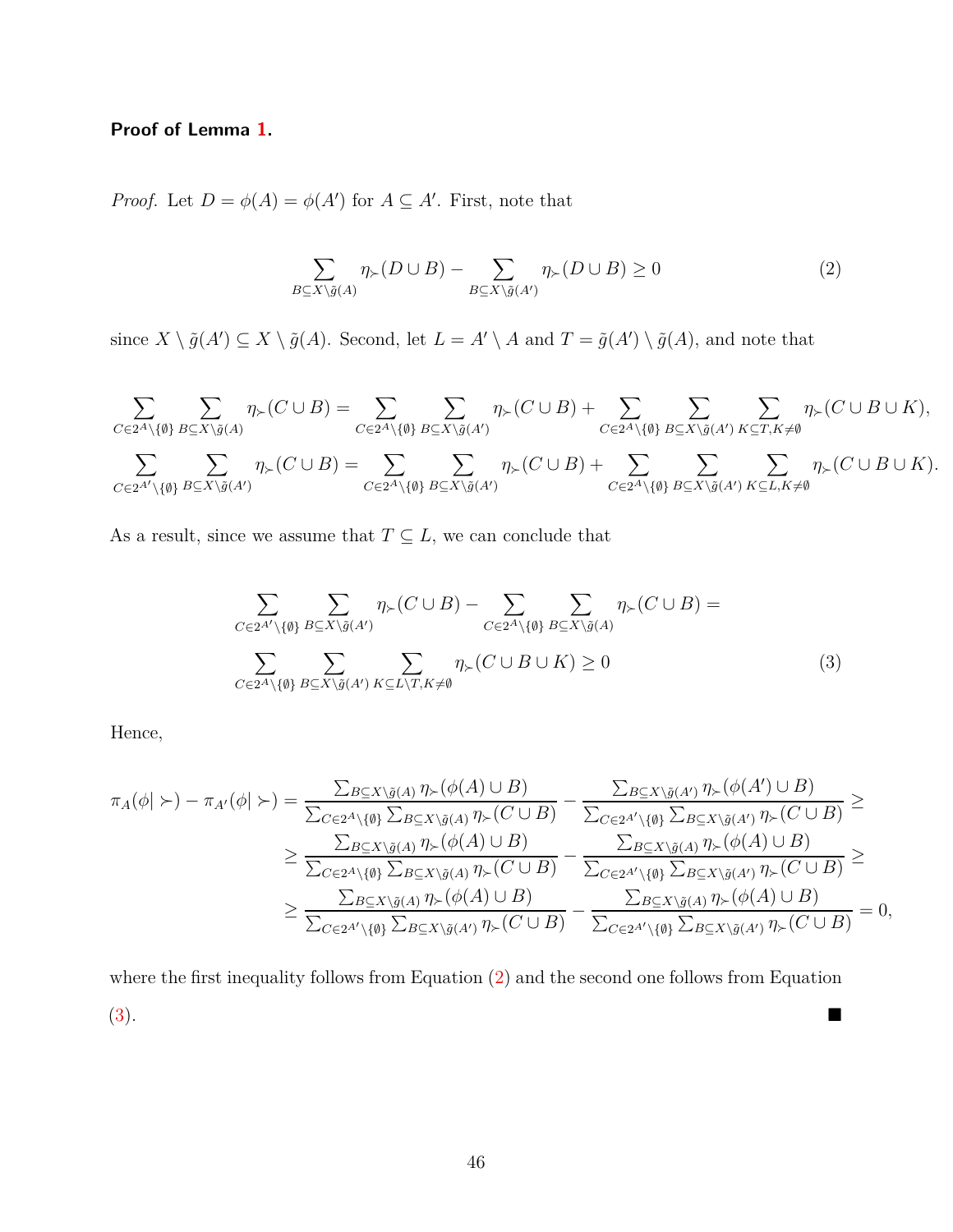**Proof of Lemma 1.**

*Proof.* Let $D = \phi(A) = \phi(A')$ for $A \subseteq A'$. First, note that

$$\sum_{B \subseteq X \setminus \tilde{g}(A)} \eta_{\succ}(D \cup B) - \sum_{B \subseteq X \setminus \tilde{g}(A')} \eta_{\succ}(D \cup B) \geq 0 \tag{2}$$

since $X \setminus \tilde{g}(A') \subseteq X \setminus \tilde{g}(A)$. Second, let $L = A' \setminus A$ and $T = \tilde{g}(A') \setminus \tilde{g}(A)$, and note that

$$\sum_{C \in 2^{A} \setminus \{\emptyset\}} \sum_{B \subseteq X \setminus \tilde{g}(A)} \eta_{\succ}(C \cup B) = \sum_{C \in 2^{A} \setminus \{\emptyset\}} \sum_{B \subseteq X \setminus \tilde{g}(A')} \eta_{\succ}(C \cup B) + \sum_{C \in 2^{A} \setminus \{\emptyset\}} \sum_{B \subseteq X \setminus \tilde{g}(A')} \sum_{K \subseteq T, K \neq \emptyset} \eta_{\succ}(C \cup B \cup K),$$

$$\sum_{C \in 2^{A'} \setminus \{\emptyset\}} \sum_{B \subseteq X \setminus \tilde{g}(A')} \eta_{\succ}(C \cup B) = \sum_{C \in 2^{A} \setminus \{\emptyset\}} \sum_{B \subseteq X \setminus \tilde{g}(A')} \eta_{\succ}(C \cup B) + \sum_{C \in 2^{A} \setminus \{\emptyset\}} \sum_{B \subseteq X \setminus \tilde{g}(A')} \sum_{K \subseteq L, K \neq \emptyset} \eta_{\succ}(C \cup B \cup K).$$

As a result, since we assume that $T \subseteq L$, we can conclude that

$$\begin{aligned}
&\sum_{C \in 2^{A'} \setminus \{\emptyset\}} \sum_{B \subseteq X \setminus \tilde{g}(A')} \eta_{\succ}(C \cup B) - \sum_{C \in 2^{A} \setminus \{\emptyset\}} \sum_{B \subseteq X \setminus \tilde{g}(A)} \eta_{\succ}(C \cup B) = \\
&\sum_{C \in 2^{A} \setminus \{\emptyset\}} \sum_{B \subseteq X \setminus \tilde{g}(A')} \sum_{K \subseteq L \setminus T, K \neq \emptyset} \eta_{\succ}(C \cup B \cup K) \geq 0
\end{aligned} \tag{3}$$

Hence,

$$\begin{aligned}
\pi_A(\phi | \succ) - \pi_{A'}(\phi | \succ) &= \frac{\sum_{B \subseteq X \setminus \tilde{g}(A)} \eta_{\succ}(\phi(A) \cup B)}{\sum_{C \in 2^{A} \setminus \{\emptyset\}} \sum_{B \subseteq X \setminus \tilde{g}(A)} \eta_{\succ}(C \cup B)} - \frac{\sum_{B \subseteq X \setminus \tilde{g}(A')} \eta_{\succ}(\phi(A') \cup B)}{\sum_{C \in 2^{A'} \setminus \{\emptyset\}} \sum_{B \subseteq X \setminus \tilde{g}(A')} \eta_{\succ}(C \cup B)} \geq \\
&\geq \frac{\sum_{B \subseteq X \setminus \tilde{g}(A)} \eta_{\succ}(\phi(A) \cup B)}{\sum_{C \in 2^{A} \setminus \{\emptyset\}} \sum_{B \subseteq X \setminus \tilde{g}(A)} \eta_{\succ}(C \cup B)} - \frac{\sum_{B \subseteq X \setminus \tilde{g}(A)} \eta_{\succ}(\phi(A) \cup B)}{\sum_{C \in 2^{A'} \setminus \{\emptyset\}} \sum_{B \subseteq X \setminus \tilde{g}(A')} \eta_{\succ}(C \cup B)} \geq \\
&\geq \frac{\sum_{B \subseteq X \setminus \tilde{g}(A)} \eta_{\succ}(\phi(A) \cup B)}{\sum_{C \in 2^{A'} \setminus \{\emptyset\}} \sum_{B \subseteq X \setminus \tilde{g}(A')} \eta_{\succ}(C \cup B)} - \frac{\sum_{B \subseteq X \setminus \tilde{g}(A)} \eta_{\succ}(\phi(A) \cup B)}{\sum_{C \in 2^{A'} \setminus \{\emptyset\}} \sum_{B \subseteq X \setminus \tilde{g}(A')} \eta_{\succ}(C \cup B)} = 0,
\end{aligned}$$

where the first inequality follows from Equation (2) and the second one follows from Equation (3). ■